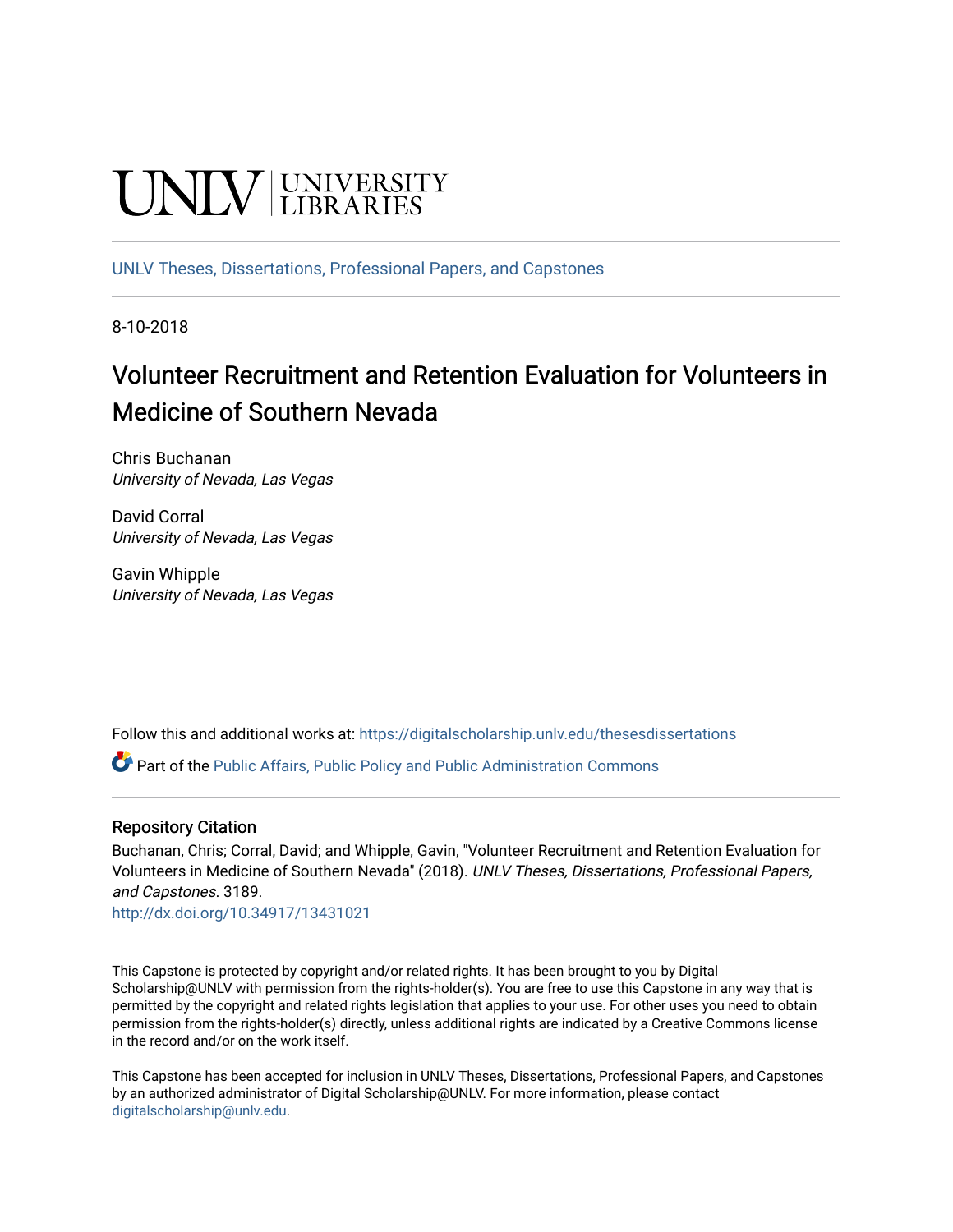UNLV | UNIVERSITY LIBRARIES

UNLV Theses, Dissertations, Professional Papers, and Capstones

8-10-2018

# Volunteer Recruitment and Retention Evaluation for Volunteers in Medicine of Southern Nevada

Chris Buchanan
*University of Nevada, Las Vegas*

David Corral
*University of Nevada, Las Vegas*

Gavin Whipple
*University of Nevada, Las Vegas*

Follow this and additional works at: https://digitalscholarship.unlv.edu/thesesdissertations

Part of the Public Affairs, Public Policy and Public Administration Commons

## Repository Citation

Buchanan, Chris; Corral, David; and Whipple, Gavin, "Volunteer Recruitment and Retention Evaluation for Volunteers in Medicine of Southern Nevada" (2018). *UNLV Theses, Dissertations, Professional Papers, and Capstones*. 3189.
http://dx.doi.org/10.34917/13431021

This Capstone is protected by copyright and/or related rights. It has been brought to you by Digital Scholarship@UNLV with permission from the rights-holder(s). You are free to use this Capstone in any way that is permitted by the copyright and related rights legislation that applies to your use. For other uses you need to obtain permission from the rights-holder(s) directly, unless additional rights are indicated by a Creative Commons license in the record and/or on the work itself.

This Capstone has been accepted for inclusion in UNLV Theses, Dissertations, Professional Papers, and Capstones by an authorized administrator of Digital Scholarship@UNLV. For more information, please contact digitalscholarship@unlv.edu.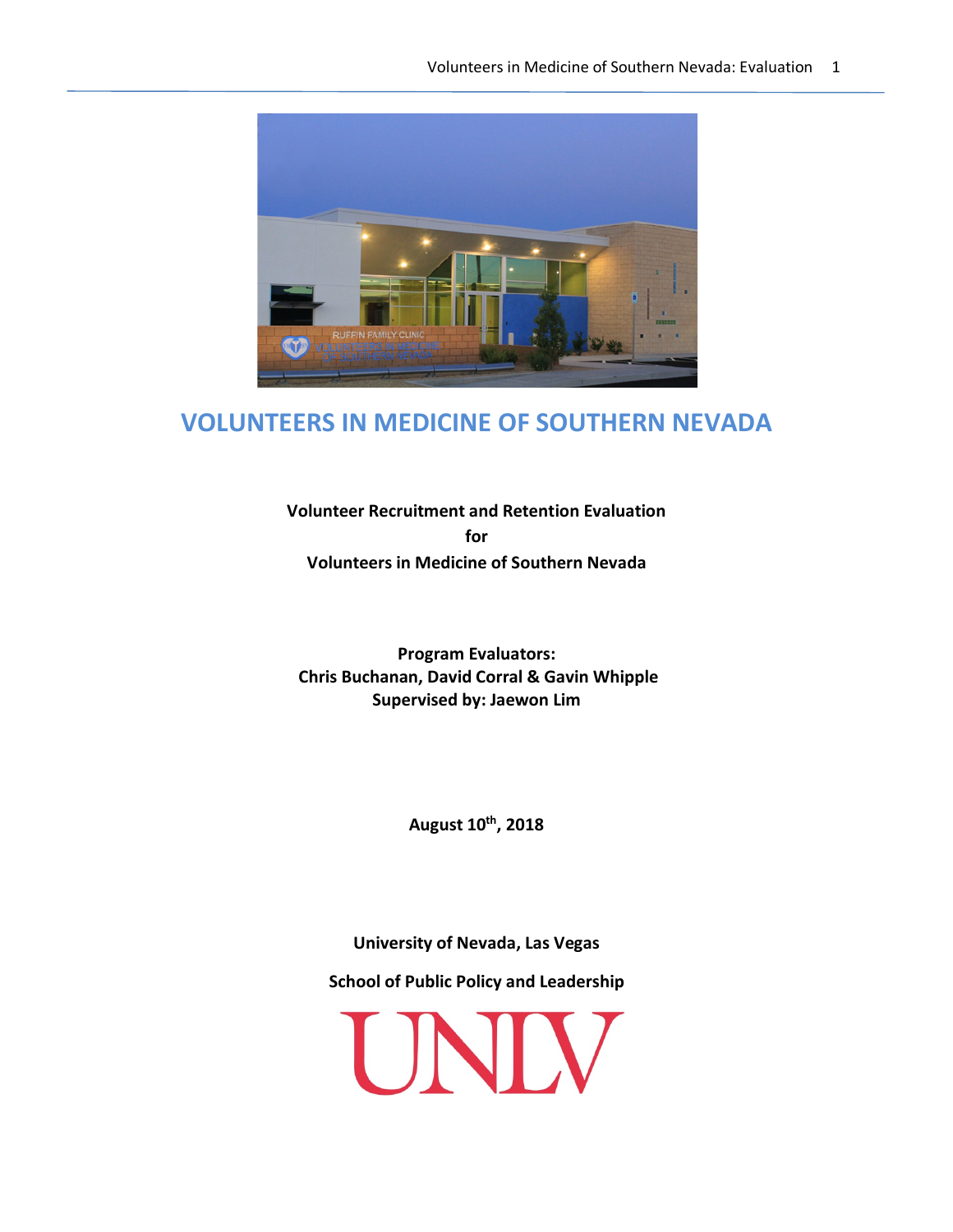# VOLUNTEERS IN MEDICINE OF SOUTHERN NEVADA

**Volunteer Recruitment and Retention Evaluation**
**for**
**Volunteers in Medicine of Southern Nevada**

**Program Evaluators:**
**Chris Buchanan, David Corral & Gavin Whipple**
**Supervised by: Jaewon Lim**

**August 10th, 2018**

**University of Nevada, Las Vegas**

**School of Public Policy and Leadership**

UNLV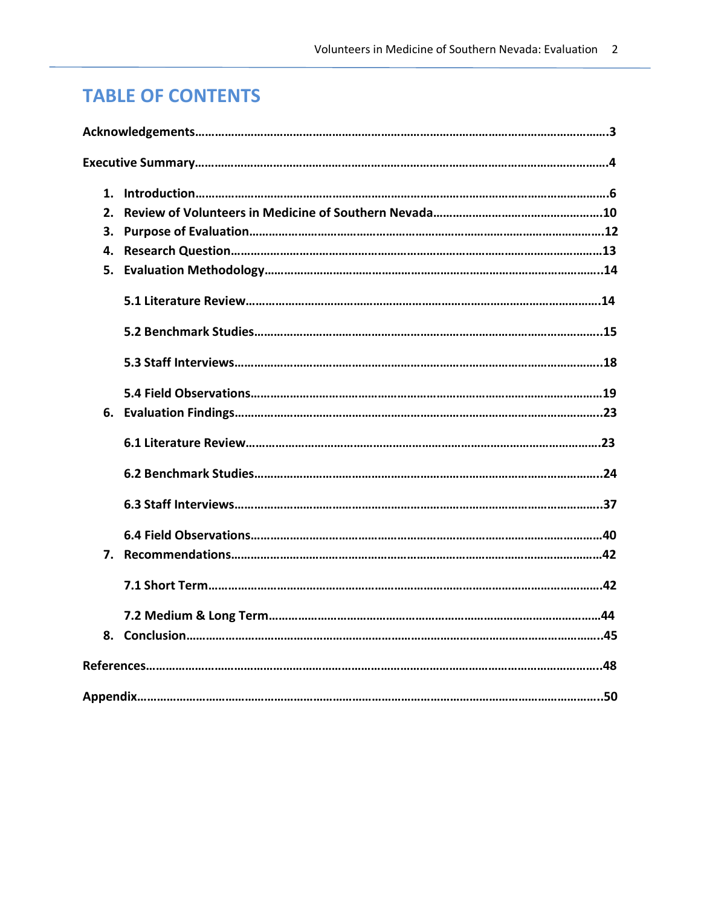# TABLE OF CONTENTS

**Acknowledgements……………………………………………………………………………………………………3**

**Executive Summary……………………………………………………………………………………………………4**

1. **Introduction………………………………………………………………………………………………6**
2. **Review of Volunteers in Medicine of Southern Nevada……………………………………………10**
3. **Purpose of Evaluation……………………………………………………………………………………12**
4. **Research Question………………………………………………………………………………………13**
5. **Evaluation Methodology…………………………………………………………………………………14**

   **5.1 Literature Review…………………………………………………………………………………14**

   **5.2 Benchmark Studies………………………………………………………………………………15**

   **5.3 Staff Interviews……………………………………………………………………………………18**

   **5.4 Field Observations………………………………………………………………………………19**
6. **Evaluation Findings………………………………………………………………………………………23**

   **6.1 Literature Review…………………………………………………………………………………23**

   **6.2 Benchmark Studies………………………………………………………………………………24**

   **6.3 Staff Interviews……………………………………………………………………………………37**

   **6.4 Field Observations………………………………………………………………………………40**
7. **Recommendations………………………………………………………………………………………42**

   **7.1 Short Term…………………………………………………………………………………………42**

   **7.2 Medium & Long Term……………………………………………………………………………44**
8. **Conclusion…………………………………………………………………………………………………45**

**References……………………………………………………………………………………………………………48**

**Appendix………………………………………………………………………………………………………………50**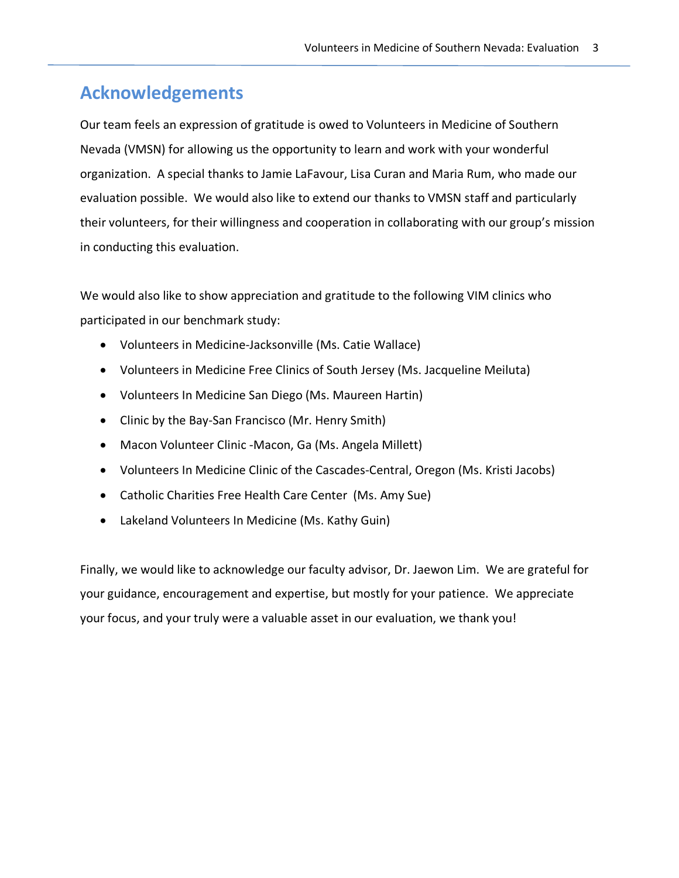# Acknowledgements

Our team feels an expression of gratitude is owed to Volunteers in Medicine of Southern Nevada (VMSN) for allowing us the opportunity to learn and work with your wonderful organization. A special thanks to Jamie LaFavour, Lisa Curan and Maria Rum, who made our evaluation possible. We would also like to extend our thanks to VMSN staff and particularly their volunteers, for their willingness and cooperation in collaborating with our group's mission in conducting this evaluation.

We would also like to show appreciation and gratitude to the following VIM clinics who participated in our benchmark study:

- Volunteers in Medicine-Jacksonville (Ms. Catie Wallace)
- Volunteers in Medicine Free Clinics of South Jersey (Ms. Jacqueline Meiluta)
- Volunteers In Medicine San Diego (Ms. Maureen Hartin)
- Clinic by the Bay-San Francisco (Mr. Henry Smith)
- Macon Volunteer Clinic -Macon, Ga (Ms. Angela Millett)
- Volunteers In Medicine Clinic of the Cascades-Central, Oregon (Ms. Kristi Jacobs)
- Catholic Charities Free Health Care Center (Ms. Amy Sue)
- Lakeland Volunteers In Medicine (Ms. Kathy Guin)

Finally, we would like to acknowledge our faculty advisor, Dr. Jaewon Lim. We are grateful for your guidance, encouragement and expertise, but mostly for your patience. We appreciate your focus, and your truly were a valuable asset in our evaluation, we thank you!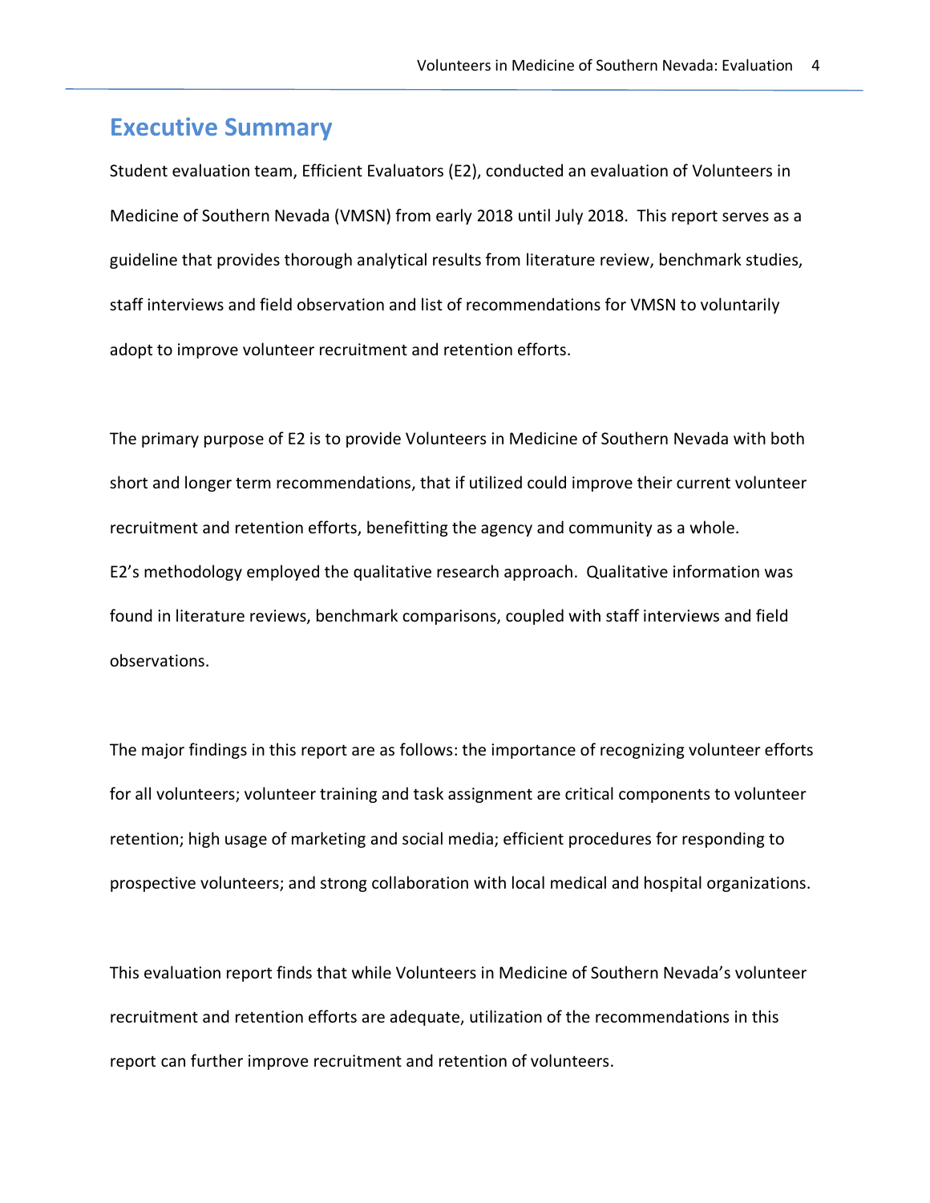## Executive Summary

Student evaluation team, Efficient Evaluators (E2), conducted an evaluation of Volunteers in Medicine of Southern Nevada (VMSN) from early 2018 until July 2018. This report serves as a guideline that provides thorough analytical results from literature review, benchmark studies, staff interviews and field observation and list of recommendations for VMSN to voluntarily adopt to improve volunteer recruitment and retention efforts.

The primary purpose of E2 is to provide Volunteers in Medicine of Southern Nevada with both short and longer term recommendations, that if utilized could improve their current volunteer recruitment and retention efforts, benefitting the agency and community as a whole. E2's methodology employed the qualitative research approach. Qualitative information was found in literature reviews, benchmark comparisons, coupled with staff interviews and field observations.

The major findings in this report are as follows: the importance of recognizing volunteer efforts for all volunteers; volunteer training and task assignment are critical components to volunteer retention; high usage of marketing and social media; efficient procedures for responding to prospective volunteers; and strong collaboration with local medical and hospital organizations.

This evaluation report finds that while Volunteers in Medicine of Southern Nevada's volunteer recruitment and retention efforts are adequate, utilization of the recommendations in this report can further improve recruitment and retention of volunteers.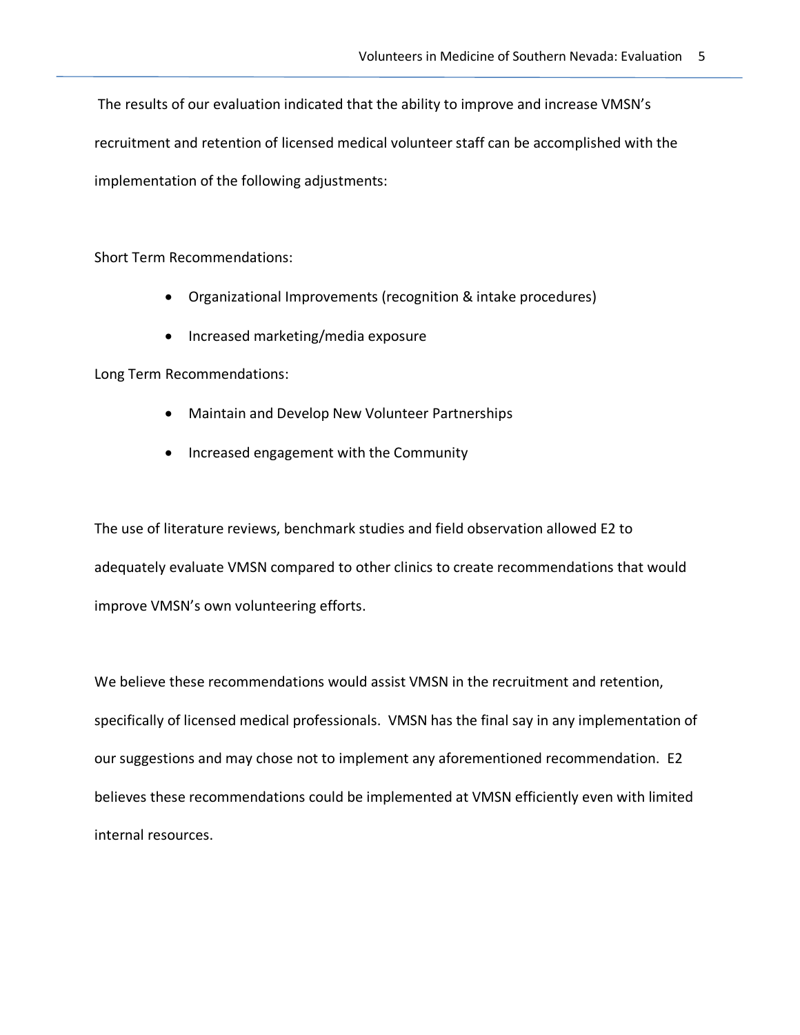The results of our evaluation indicated that the ability to improve and increase VMSN's recruitment and retention of licensed medical volunteer staff can be accomplished with the implementation of the following adjustments:

Short Term Recommendations:

- Organizational Improvements (recognition & intake procedures)
- Increased marketing/media exposure

Long Term Recommendations:

- Maintain and Develop New Volunteer Partnerships
- Increased engagement with the Community

The use of literature reviews, benchmark studies and field observation allowed E2 to adequately evaluate VMSN compared to other clinics to create recommendations that would improve VMSN's own volunteering efforts.

We believe these recommendations would assist VMSN in the recruitment and retention, specifically of licensed medical professionals. VMSN has the final say in any implementation of our suggestions and may chose not to implement any aforementioned recommendation. E2 believes these recommendations could be implemented at VMSN efficiently even with limited internal resources.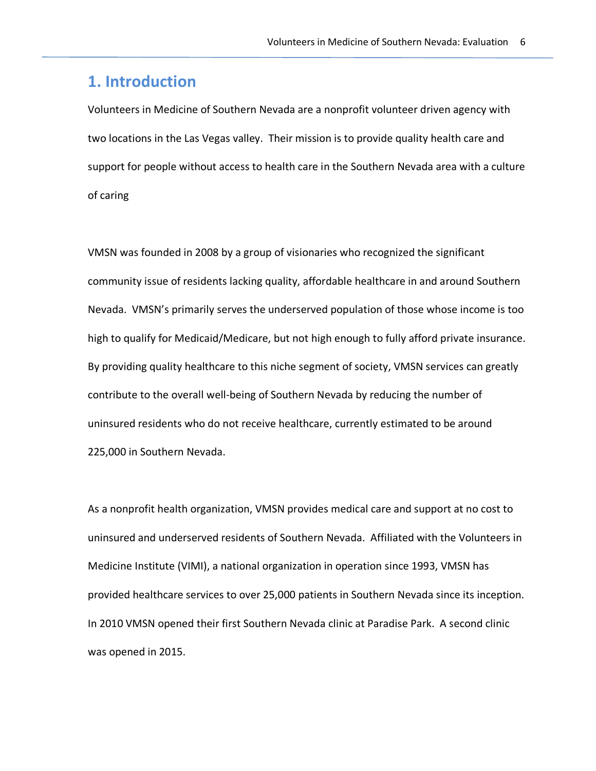# 1. Introduction

Volunteers in Medicine of Southern Nevada are a nonprofit volunteer driven agency with two locations in the Las Vegas valley. Their mission is to provide quality health care and support for people without access to health care in the Southern Nevada area with a culture of caring

VMSN was founded in 2008 by a group of visionaries who recognized the significant community issue of residents lacking quality, affordable healthcare in and around Southern Nevada. VMSN's primarily serves the underserved population of those whose income is too high to qualify for Medicaid/Medicare, but not high enough to fully afford private insurance. By providing quality healthcare to this niche segment of society, VMSN services can greatly contribute to the overall well-being of Southern Nevada by reducing the number of uninsured residents who do not receive healthcare, currently estimated to be around 225,000 in Southern Nevada.

As a nonprofit health organization, VMSN provides medical care and support at no cost to uninsured and underserved residents of Southern Nevada. Affiliated with the Volunteers in Medicine Institute (VIMI), a national organization in operation since 1993, VMSN has provided healthcare services to over 25,000 patients in Southern Nevada since its inception. In 2010 VMSN opened their first Southern Nevada clinic at Paradise Park. A second clinic was opened in 2015.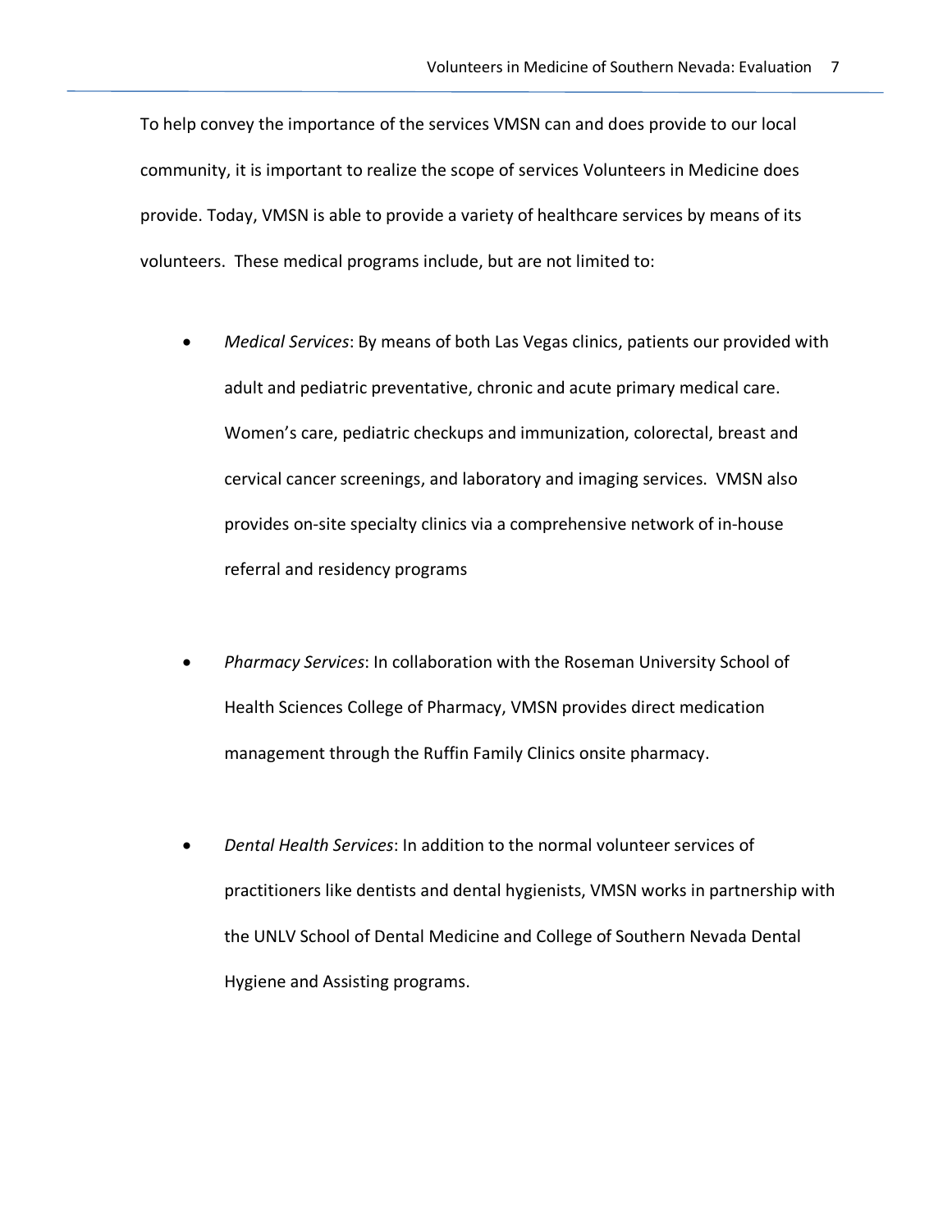To help convey the importance of the services VMSN can and does provide to our local community, it is important to realize the scope of services Volunteers in Medicine does provide. Today, VMSN is able to provide a variety of healthcare services by means of its volunteers. These medical programs include, but are not limited to:

- *Medical Services*: By means of both Las Vegas clinics, patients our provided with adult and pediatric preventative, chronic and acute primary medical care. Women's care, pediatric checkups and immunization, colorectal, breast and cervical cancer screenings, and laboratory and imaging services. VMSN also provides on-site specialty clinics via a comprehensive network of in-house referral and residency programs

- *Pharmacy Services*: In collaboration with the Roseman University School of Health Sciences College of Pharmacy, VMSN provides direct medication management through the Ruffin Family Clinics onsite pharmacy.

- *Dental Health Services*: In addition to the normal volunteer services of practitioners like dentists and dental hygienists, VMSN works in partnership with the UNLV School of Dental Medicine and College of Southern Nevada Dental Hygiene and Assisting programs.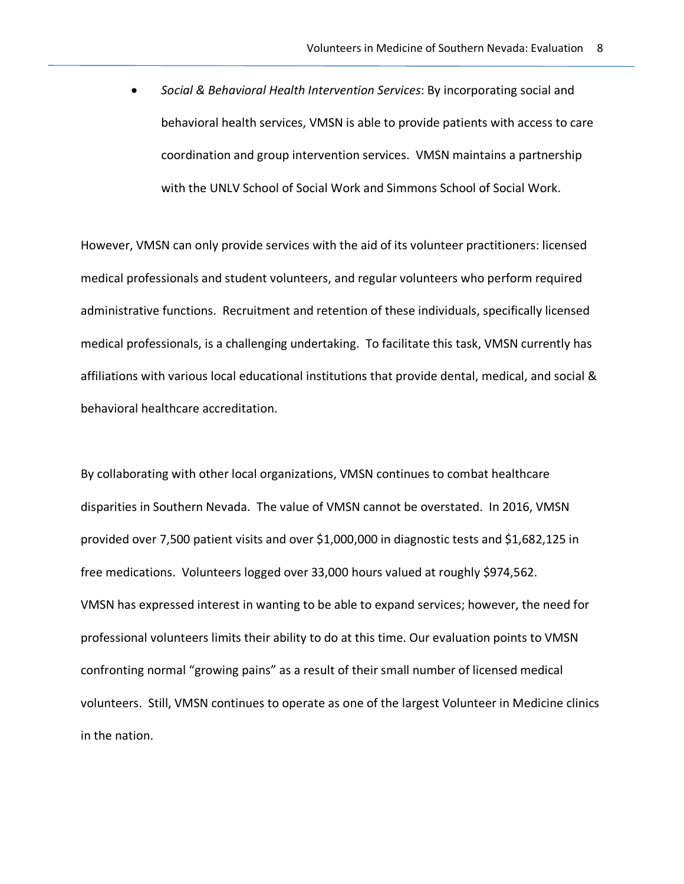- *Social & Behavioral Health Intervention Services*: By incorporating social and behavioral health services, VMSN is able to provide patients with access to care coordination and group intervention services. VMSN maintains a partnership with the UNLV School of Social Work and Simmons School of Social Work.

However, VMSN can only provide services with the aid of its volunteer practitioners: licensed medical professionals and student volunteers, and regular volunteers who perform required administrative functions. Recruitment and retention of these individuals, specifically licensed medical professionals, is a challenging undertaking. To facilitate this task, VMSN currently has affiliations with various local educational institutions that provide dental, medical, and social & behavioral healthcare accreditation.

By collaborating with other local organizations, VMSN continues to combat healthcare disparities in Southern Nevada. The value of VMSN cannot be overstated. In 2016, VMSN provided over 7,500 patient visits and over $1,000,000 in diagnostic tests and $1,682,125 in free medications. Volunteers logged over 33,000 hours valued at roughly $974,562. VMSN has expressed interest in wanting to be able to expand services; however, the need for professional volunteers limits their ability to do at this time. Our evaluation points to VMSN confronting normal "growing pains" as a result of their small number of licensed medical volunteers. Still, VMSN continues to operate as one of the largest Volunteer in Medicine clinics in the nation.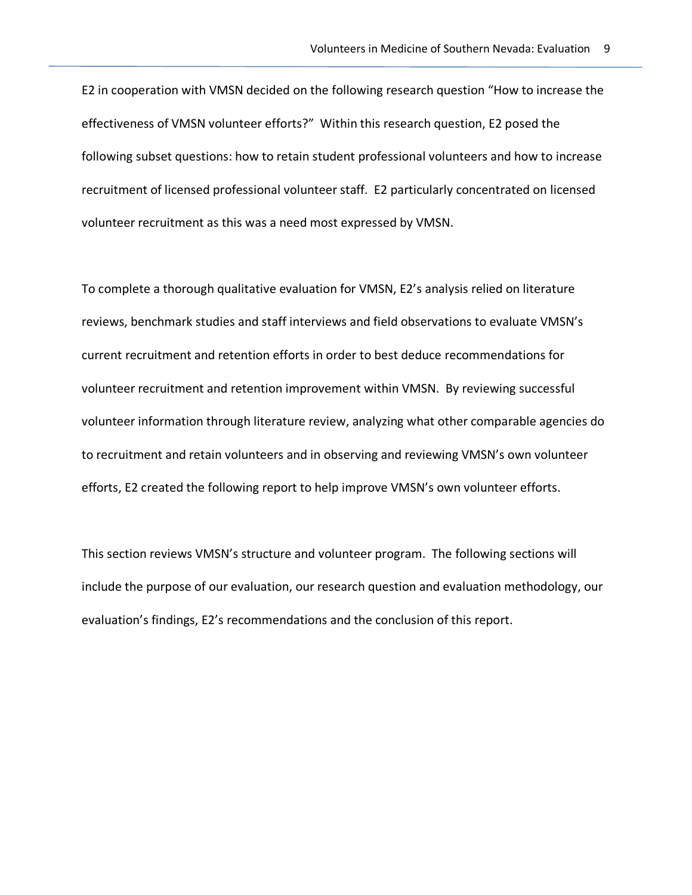E2 in cooperation with VMSN decided on the following research question "How to increase the effectiveness of VMSN volunteer efforts?" Within this research question, E2 posed the following subset questions: how to retain student professional volunteers and how to increase recruitment of licensed professional volunteer staff. E2 particularly concentrated on licensed volunteer recruitment as this was a need most expressed by VMSN.

To complete a thorough qualitative evaluation for VMSN, E2's analysis relied on literature reviews, benchmark studies and staff interviews and field observations to evaluate VMSN's current recruitment and retention efforts in order to best deduce recommendations for volunteer recruitment and retention improvement within VMSN. By reviewing successful volunteer information through literature review, analyzing what other comparable agencies do to recruitment and retain volunteers and in observing and reviewing VMSN's own volunteer efforts, E2 created the following report to help improve VMSN's own volunteer efforts.

This section reviews VMSN's structure and volunteer program. The following sections will include the purpose of our evaluation, our research question and evaluation methodology, our evaluation's findings, E2's recommendations and the conclusion of this report.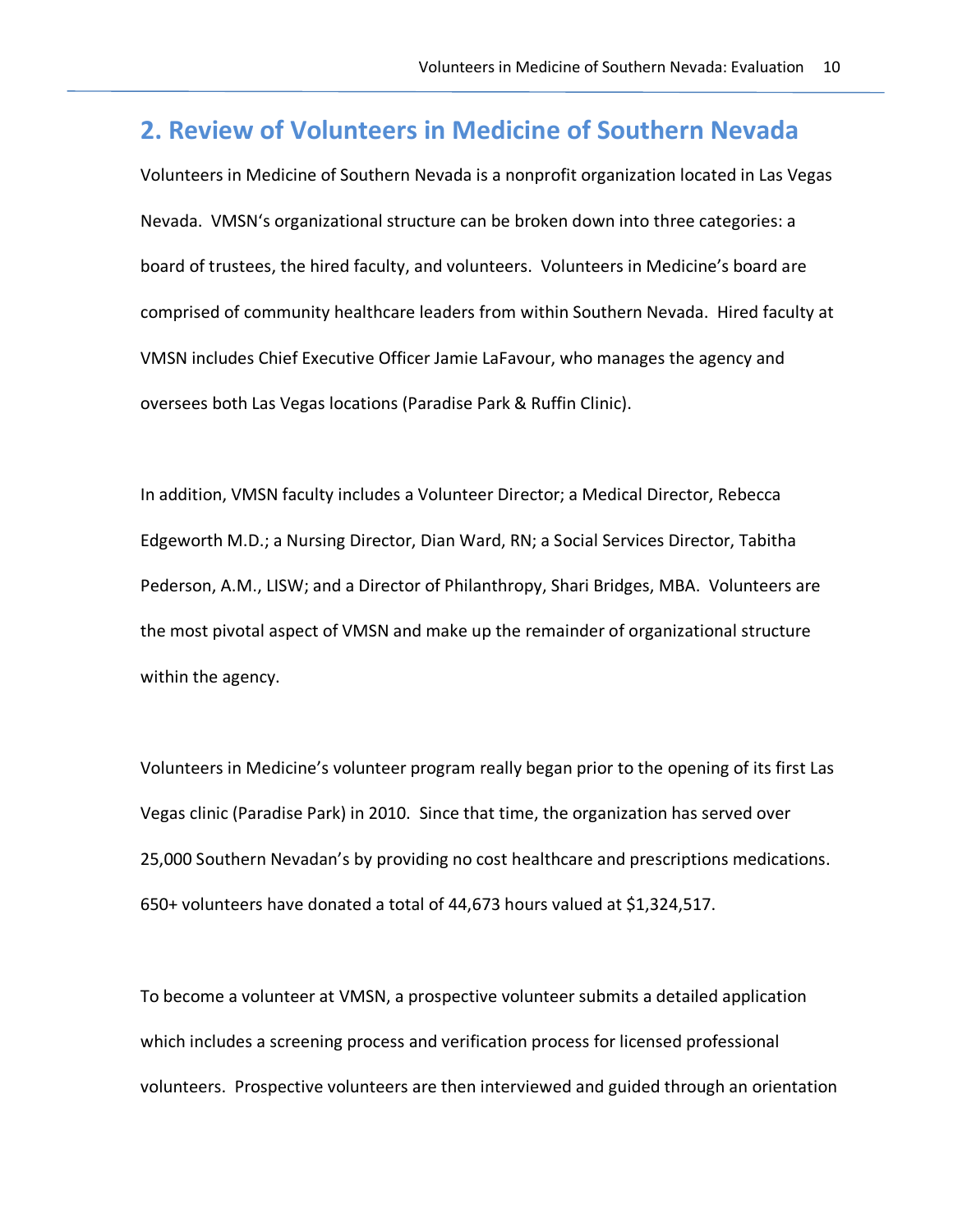## 2. Review of Volunteers in Medicine of Southern Nevada

Volunteers in Medicine of Southern Nevada is a nonprofit organization located in Las Vegas Nevada. VMSN's organizational structure can be broken down into three categories: a board of trustees, the hired faculty, and volunteers. Volunteers in Medicine's board are comprised of community healthcare leaders from within Southern Nevada. Hired faculty at VMSN includes Chief Executive Officer Jamie LaFavour, who manages the agency and oversees both Las Vegas locations (Paradise Park & Ruffin Clinic).

In addition, VMSN faculty includes a Volunteer Director; a Medical Director, Rebecca Edgeworth M.D.; a Nursing Director, Dian Ward, RN; a Social Services Director, Tabitha Pederson, A.M., LISW; and a Director of Philanthropy, Shari Bridges, MBA. Volunteers are the most pivotal aspect of VMSN and make up the remainder of organizational structure within the agency.

Volunteers in Medicine's volunteer program really began prior to the opening of its first Las Vegas clinic (Paradise Park) in 2010. Since that time, the organization has served over 25,000 Southern Nevadan's by providing no cost healthcare and prescriptions medications. 650+ volunteers have donated a total of 44,673 hours valued at $1,324,517.

To become a volunteer at VMSN, a prospective volunteer submits a detailed application which includes a screening process and verification process for licensed professional volunteers. Prospective volunteers are then interviewed and guided through an orientation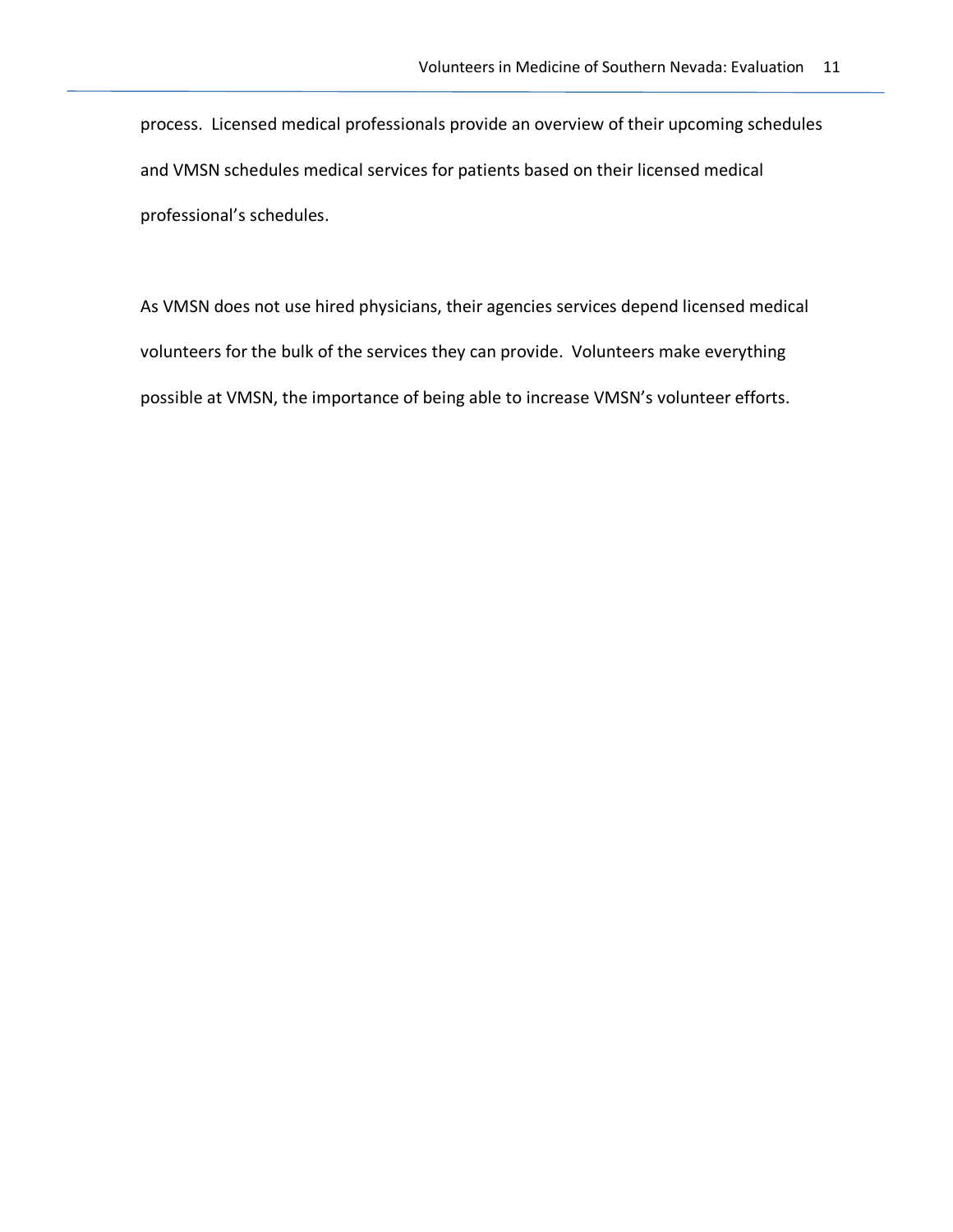process.  Licensed medical professionals provide an overview of their upcoming schedules and VMSN schedules medical services for patients based on their licensed medical professional's schedules.

As VMSN does not use hired physicians, their agencies services depend licensed medical volunteers for the bulk of the services they can provide.  Volunteers make everything possible at VMSN, the importance of being able to increase VMSN's volunteer efforts.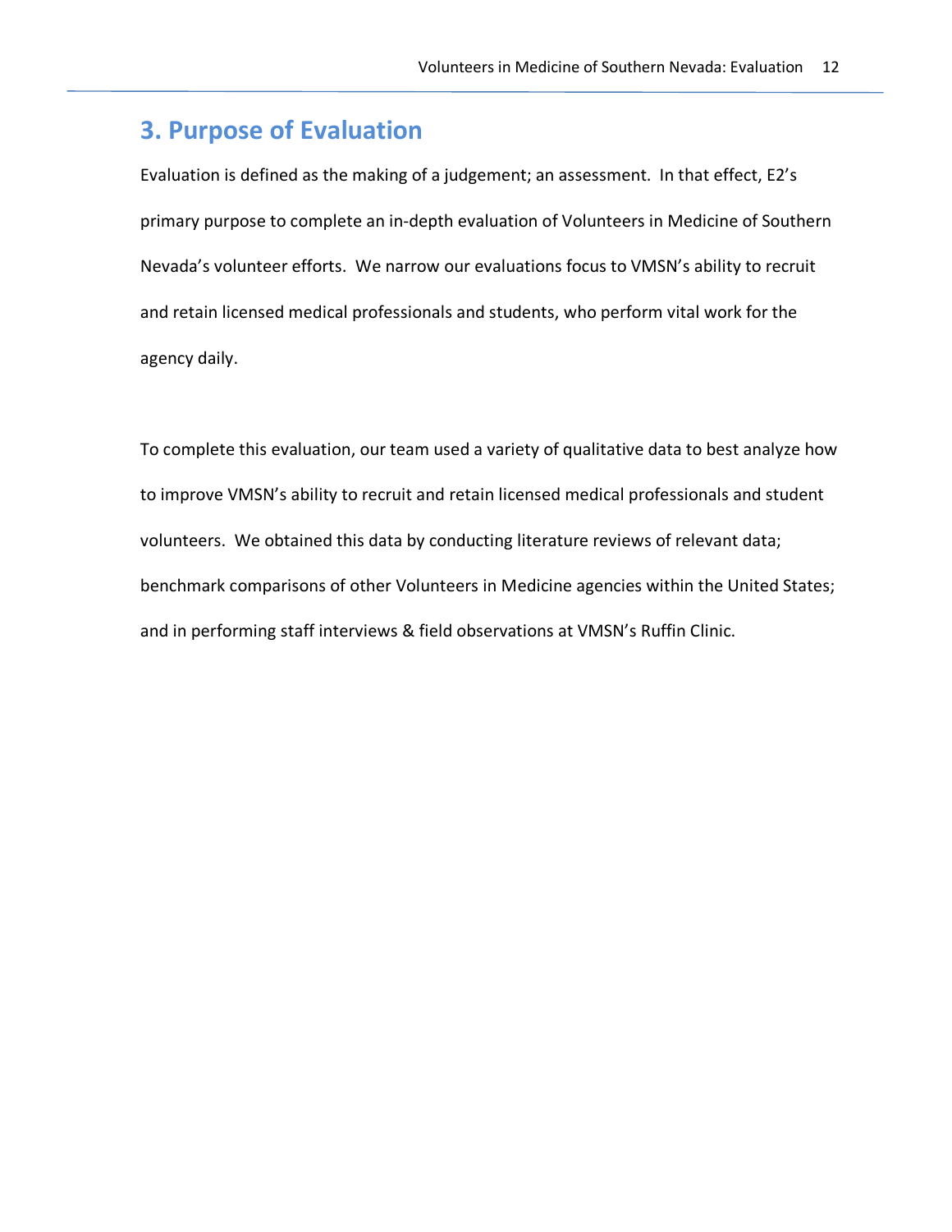## 3. Purpose of Evaluation

Evaluation is defined as the making of a judgement; an assessment. In that effect, E2's primary purpose to complete an in-depth evaluation of Volunteers in Medicine of Southern Nevada's volunteer efforts. We narrow our evaluations focus to VMSN's ability to recruit and retain licensed medical professionals and students, who perform vital work for the agency daily.

To complete this evaluation, our team used a variety of qualitative data to best analyze how to improve VMSN's ability to recruit and retain licensed medical professionals and student volunteers. We obtained this data by conducting literature reviews of relevant data; benchmark comparisons of other Volunteers in Medicine agencies within the United States; and in performing staff interviews & field observations at VMSN's Ruffin Clinic.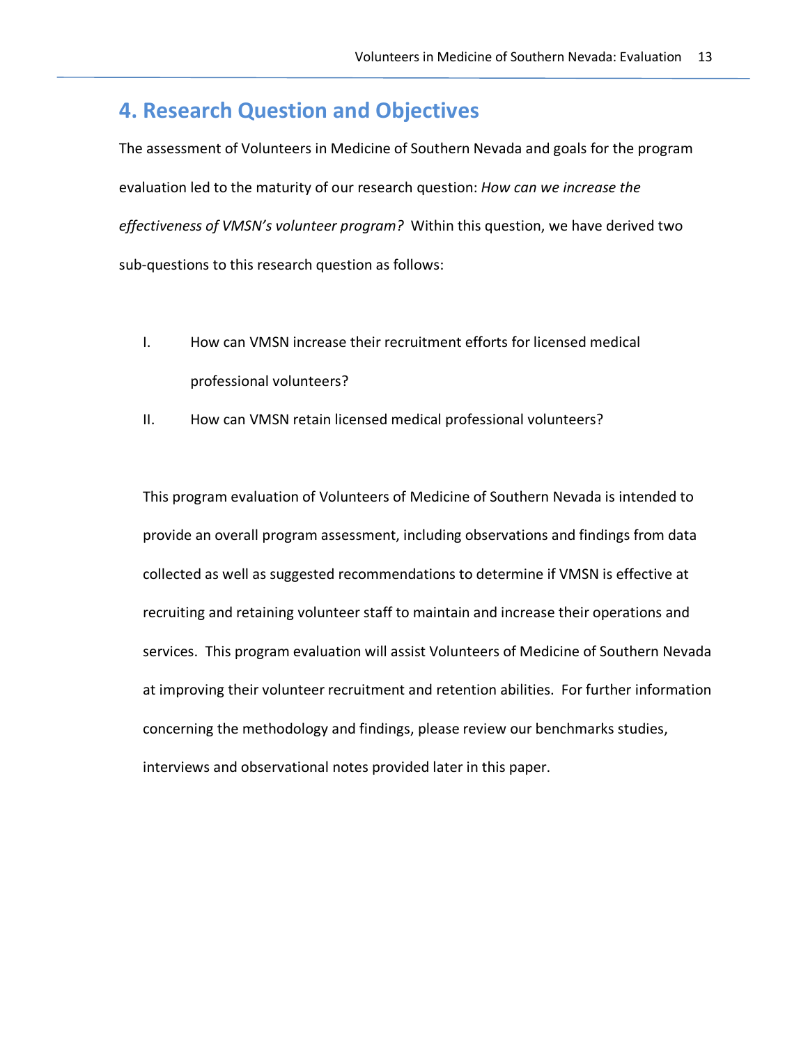# 4. Research Question and Objectives

The assessment of Volunteers in Medicine of Southern Nevada and goals for the program evaluation led to the maturity of our research question: *How can we increase the effectiveness of VMSN's volunteer program?* Within this question, we have derived two sub-questions to this research question as follows:

I. How can VMSN increase their recruitment efforts for licensed medical professional volunteers?

II. How can VMSN retain licensed medical professional volunteers?

This program evaluation of Volunteers of Medicine of Southern Nevada is intended to provide an overall program assessment, including observations and findings from data collected as well as suggested recommendations to determine if VMSN is effective at recruiting and retaining volunteer staff to maintain and increase their operations and services. This program evaluation will assist Volunteers of Medicine of Southern Nevada at improving their volunteer recruitment and retention abilities. For further information concerning the methodology and findings, please review our benchmarks studies, interviews and observational notes provided later in this paper.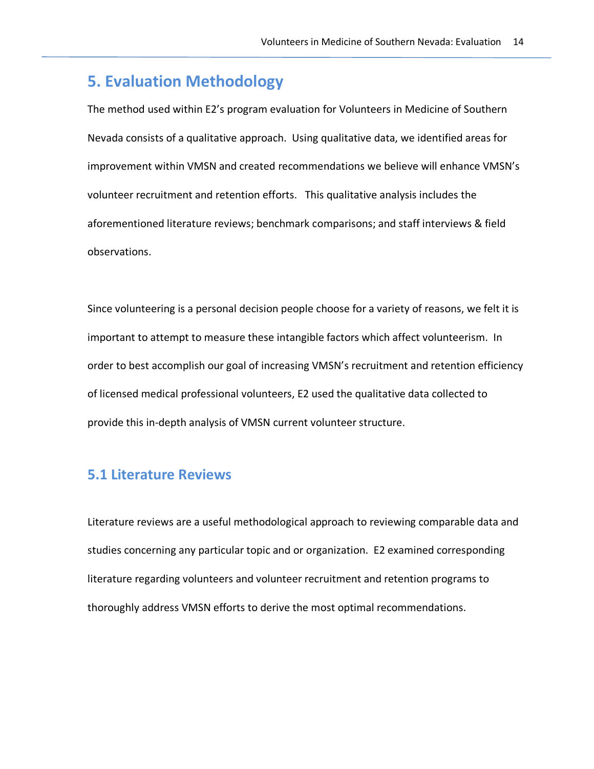# 5. Evaluation Methodology

The method used within E2's program evaluation for Volunteers in Medicine of Southern Nevada consists of a qualitative approach. Using qualitative data, we identified areas for improvement within VMSN and created recommendations we believe will enhance VMSN's volunteer recruitment and retention efforts. This qualitative analysis includes the aforementioned literature reviews; benchmark comparisons; and staff interviews & field observations.

Since volunteering is a personal decision people choose for a variety of reasons, we felt it is important to attempt to measure these intangible factors which affect volunteerism. In order to best accomplish our goal of increasing VMSN's recruitment and retention efficiency of licensed medical professional volunteers, E2 used the qualitative data collected to provide this in-depth analysis of VMSN current volunteer structure.

## 5.1 Literature Reviews

Literature reviews are a useful methodological approach to reviewing comparable data and studies concerning any particular topic and or organization. E2 examined corresponding literature regarding volunteers and volunteer recruitment and retention programs to thoroughly address VMSN efforts to derive the most optimal recommendations.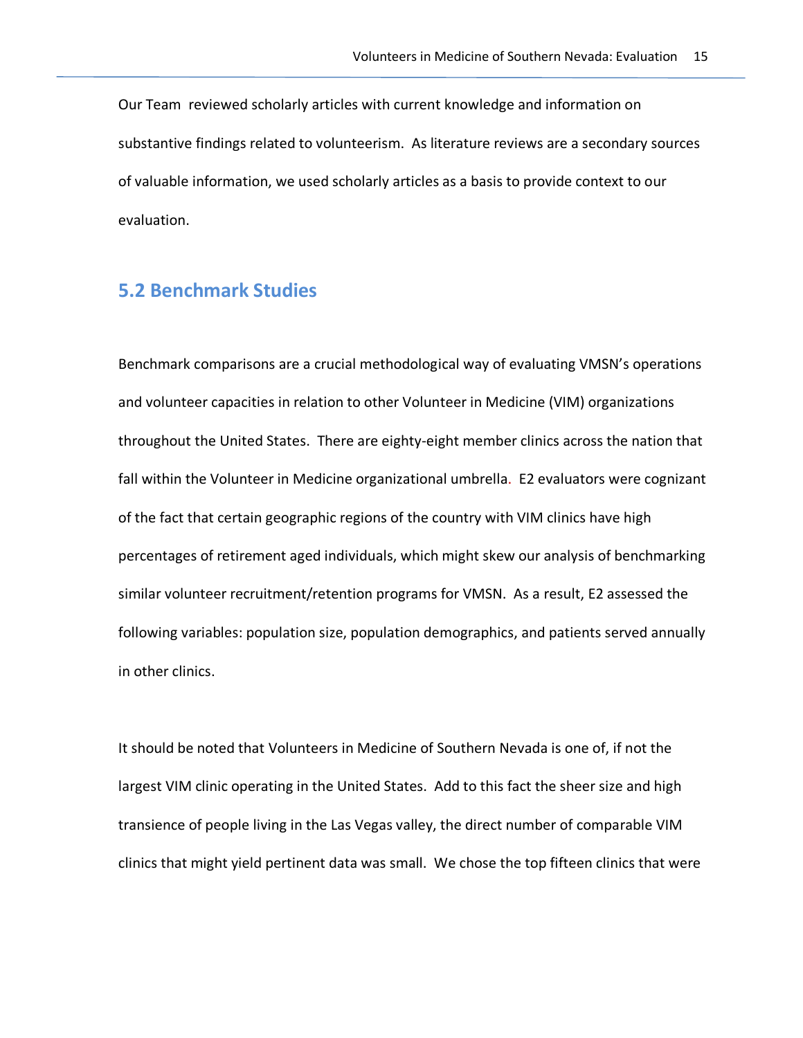Our Team reviewed scholarly articles with current knowledge and information on substantive findings related to volunteerism. As literature reviews are a secondary sources of valuable information, we used scholarly articles as a basis to provide context to our evaluation.

## 5.2 Benchmark Studies

Benchmark comparisons are a crucial methodological way of evaluating VMSN's operations and volunteer capacities in relation to other Volunteer in Medicine (VIM) organizations throughout the United States. There are eighty-eight member clinics across the nation that fall within the Volunteer in Medicine organizational umbrella. E2 evaluators were cognizant of the fact that certain geographic regions of the country with VIM clinics have high percentages of retirement aged individuals, which might skew our analysis of benchmarking similar volunteer recruitment/retention programs for VMSN. As a result, E2 assessed the following variables: population size, population demographics, and patients served annually in other clinics.

It should be noted that Volunteers in Medicine of Southern Nevada is one of, if not the largest VIM clinic operating in the United States. Add to this fact the sheer size and high transience of people living in the Las Vegas valley, the direct number of comparable VIM clinics that might yield pertinent data was small. We chose the top fifteen clinics that were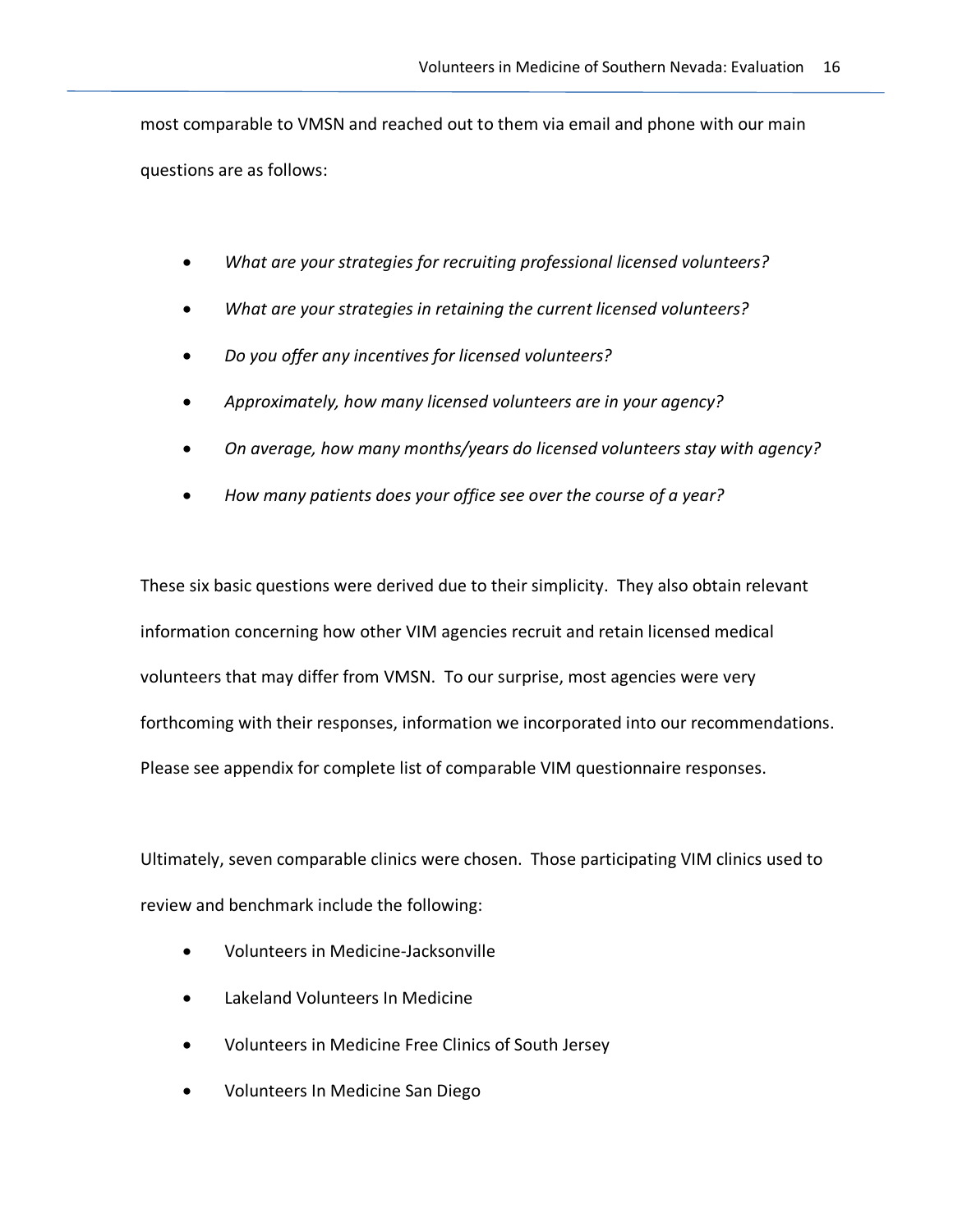most comparable to VMSN and reached out to them via email and phone with our main questions are as follows:

- *What are your strategies for recruiting professional licensed volunteers?*
- *What are your strategies in retaining the current licensed volunteers?*
- *Do you offer any incentives for licensed volunteers?*
- *Approximately, how many licensed volunteers are in your agency?*
- *On average, how many months/years do licensed volunteers stay with agency?*
- *How many patients does your office see over the course of a year?*

These six basic questions were derived due to their simplicity. They also obtain relevant information concerning how other VIM agencies recruit and retain licensed medical volunteers that may differ from VMSN. To our surprise, most agencies were very forthcoming with their responses, information we incorporated into our recommendations. Please see appendix for complete list of comparable VIM questionnaire responses.

Ultimately, seven comparable clinics were chosen. Those participating VIM clinics used to review and benchmark include the following:

- Volunteers in Medicine-Jacksonville
- Lakeland Volunteers In Medicine
- Volunteers in Medicine Free Clinics of South Jersey
- Volunteers In Medicine San Diego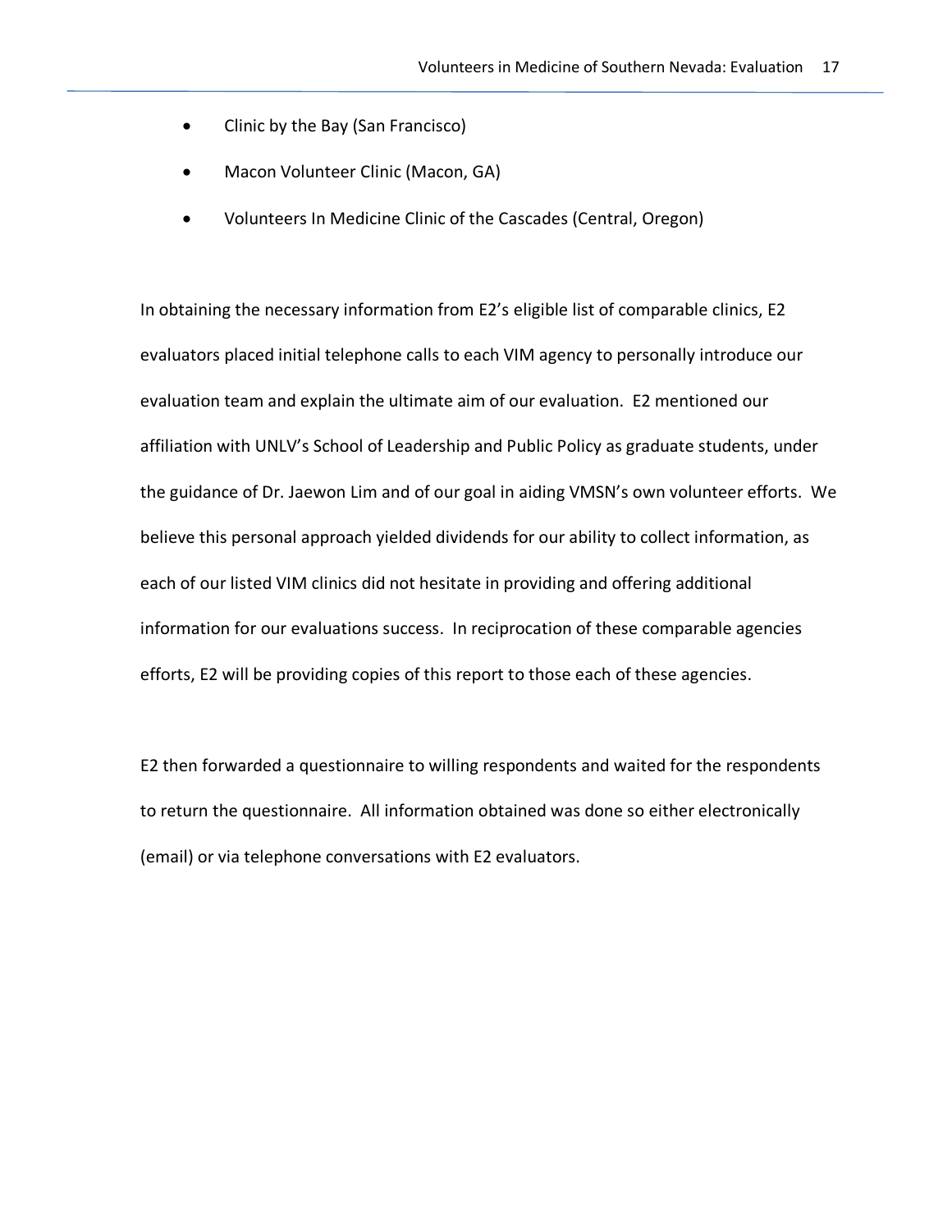- Clinic by the Bay (San Francisco)
- Macon Volunteer Clinic (Macon, GA)
- Volunteers In Medicine Clinic of the Cascades (Central, Oregon)

In obtaining the necessary information from E2's eligible list of comparable clinics, E2 evaluators placed initial telephone calls to each VIM agency to personally introduce our evaluation team and explain the ultimate aim of our evaluation. E2 mentioned our affiliation with UNLV's School of Leadership and Public Policy as graduate students, under the guidance of Dr. Jaewon Lim and of our goal in aiding VMSN's own volunteer efforts. We believe this personal approach yielded dividends for our ability to collect information, as each of our listed VIM clinics did not hesitate in providing and offering additional information for our evaluations success. In reciprocation of these comparable agencies efforts, E2 will be providing copies of this report to those each of these agencies.

E2 then forwarded a questionnaire to willing respondents and waited for the respondents to return the questionnaire. All information obtained was done so either electronically (email) or via telephone conversations with E2 evaluators.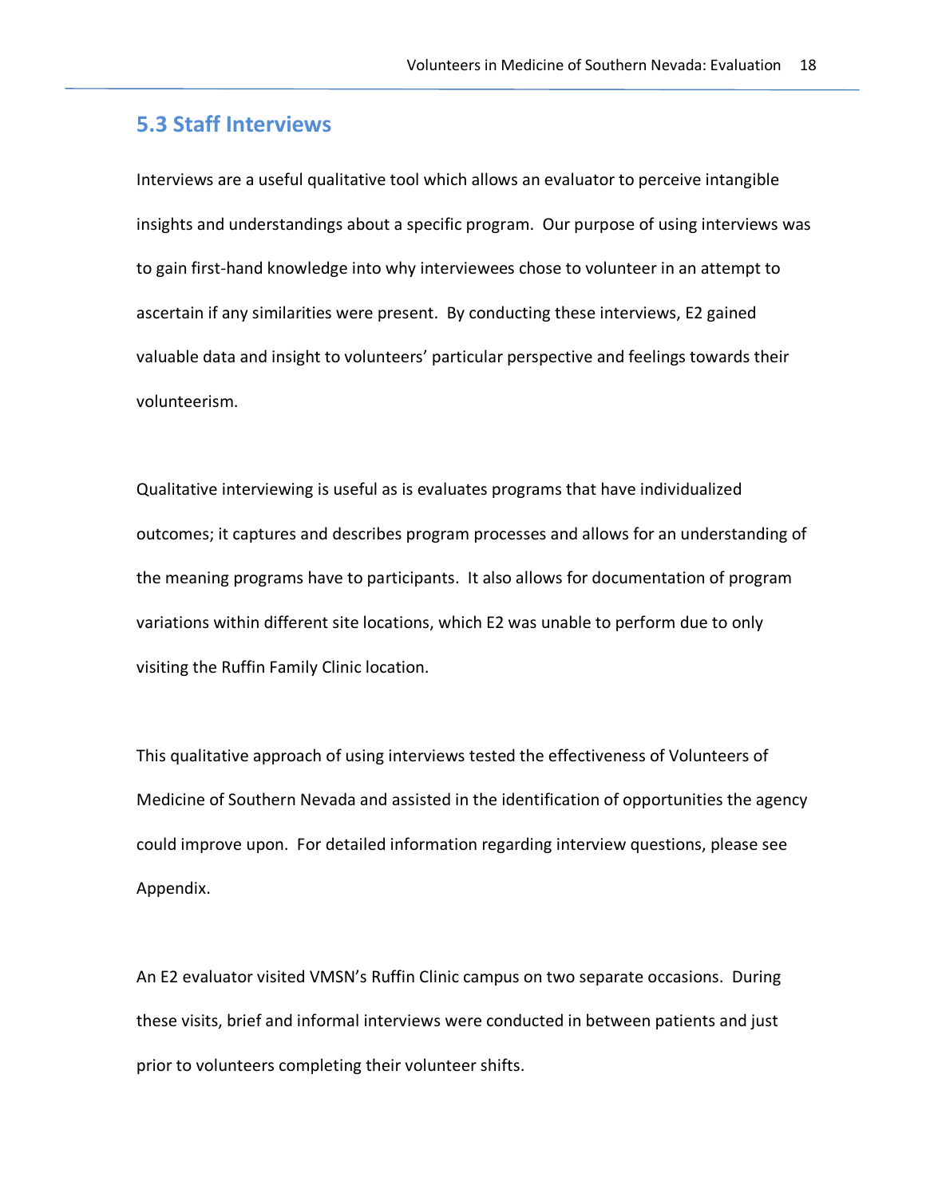## 5.3 Staff Interviews

Interviews are a useful qualitative tool which allows an evaluator to perceive intangible insights and understandings about a specific program. Our purpose of using interviews was to gain first-hand knowledge into why interviewees chose to volunteer in an attempt to ascertain if any similarities were present. By conducting these interviews, E2 gained valuable data and insight to volunteers' particular perspective and feelings towards their volunteerism.

Qualitative interviewing is useful as is evaluates programs that have individualized outcomes; it captures and describes program processes and allows for an understanding of the meaning programs have to participants. It also allows for documentation of program variations within different site locations, which E2 was unable to perform due to only visiting the Ruffin Family Clinic location.

This qualitative approach of using interviews tested the effectiveness of Volunteers of Medicine of Southern Nevada and assisted in the identification of opportunities the agency could improve upon. For detailed information regarding interview questions, please see Appendix.

An E2 evaluator visited VMSN's Ruffin Clinic campus on two separate occasions. During these visits, brief and informal interviews were conducted in between patients and just prior to volunteers completing their volunteer shifts.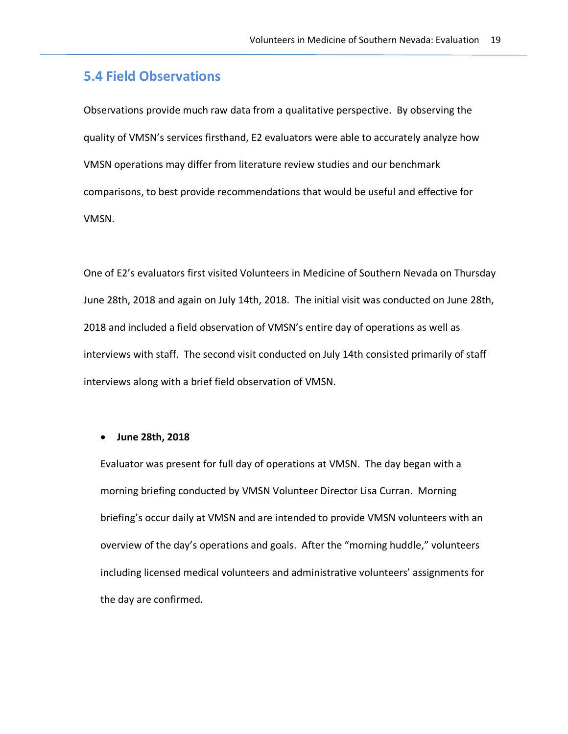## 5.4 Field Observations

Observations provide much raw data from a qualitative perspective. By observing the quality of VMSN's services firsthand, E2 evaluators were able to accurately analyze how VMSN operations may differ from literature review studies and our benchmark comparisons, to best provide recommendations that would be useful and effective for VMSN.

One of E2's evaluators first visited Volunteers in Medicine of Southern Nevada on Thursday June 28th, 2018 and again on July 14th, 2018. The initial visit was conducted on June 28th, 2018 and included a field observation of VMSN's entire day of operations as well as interviews with staff. The second visit conducted on July 14th consisted primarily of staff interviews along with a brief field observation of VMSN.

- **June 28th, 2018**

  Evaluator was present for full day of operations at VMSN. The day began with a morning briefing conducted by VMSN Volunteer Director Lisa Curran. Morning briefing's occur daily at VMSN and are intended to provide VMSN volunteers with an overview of the day's operations and goals. After the "morning huddle," volunteers including licensed medical volunteers and administrative volunteers' assignments for the day are confirmed.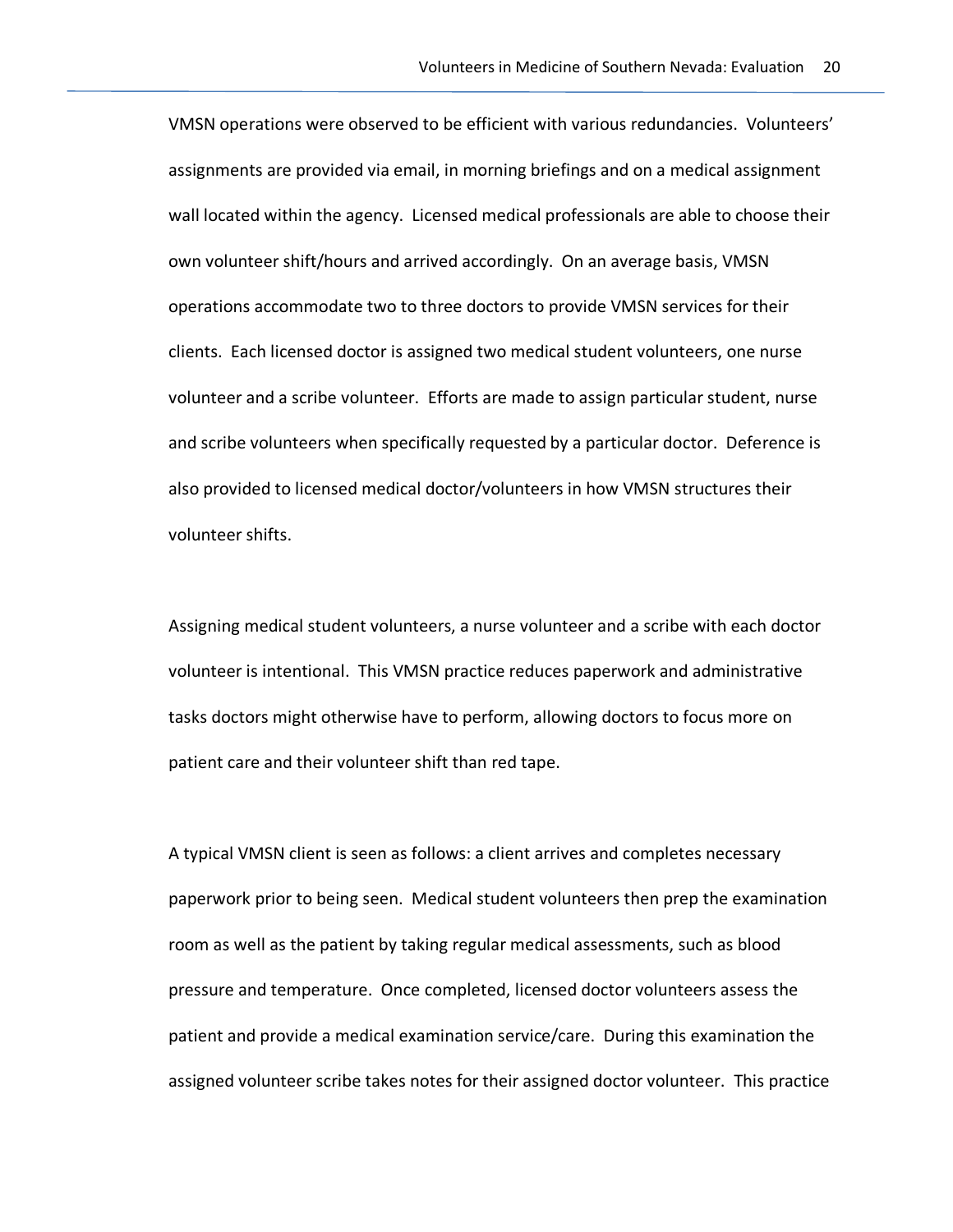VMSN operations were observed to be efficient with various redundancies. Volunteers' assignments are provided via email, in morning briefings and on a medical assignment wall located within the agency. Licensed medical professionals are able to choose their own volunteer shift/hours and arrived accordingly. On an average basis, VMSN operations accommodate two to three doctors to provide VMSN services for their clients. Each licensed doctor is assigned two medical student volunteers, one nurse volunteer and a scribe volunteer. Efforts are made to assign particular student, nurse and scribe volunteers when specifically requested by a particular doctor. Deference is also provided to licensed medical doctor/volunteers in how VMSN structures their volunteer shifts.

Assigning medical student volunteers, a nurse volunteer and a scribe with each doctor volunteer is intentional. This VMSN practice reduces paperwork and administrative tasks doctors might otherwise have to perform, allowing doctors to focus more on patient care and their volunteer shift than red tape.

A typical VMSN client is seen as follows: a client arrives and completes necessary paperwork prior to being seen. Medical student volunteers then prep the examination room as well as the patient by taking regular medical assessments, such as blood pressure and temperature. Once completed, licensed doctor volunteers assess the patient and provide a medical examination service/care. During this examination the assigned volunteer scribe takes notes for their assigned doctor volunteer. This practice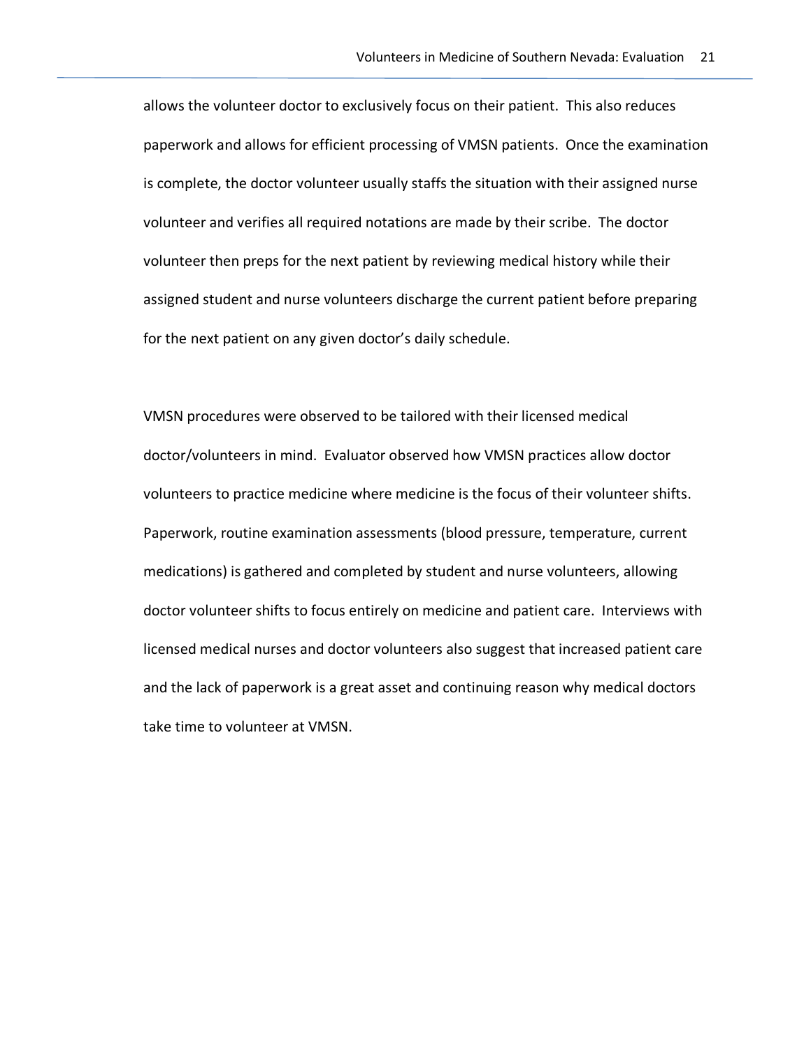allows the volunteer doctor to exclusively focus on their patient. This also reduces paperwork and allows for efficient processing of VMSN patients. Once the examination is complete, the doctor volunteer usually staffs the situation with their assigned nurse volunteer and verifies all required notations are made by their scribe. The doctor volunteer then preps for the next patient by reviewing medical history while their assigned student and nurse volunteers discharge the current patient before preparing for the next patient on any given doctor's daily schedule.

VMSN procedures were observed to be tailored with their licensed medical doctor/volunteers in mind. Evaluator observed how VMSN practices allow doctor volunteers to practice medicine where medicine is the focus of their volunteer shifts. Paperwork, routine examination assessments (blood pressure, temperature, current medications) is gathered and completed by student and nurse volunteers, allowing doctor volunteer shifts to focus entirely on medicine and patient care. Interviews with licensed medical nurses and doctor volunteers also suggest that increased patient care and the lack of paperwork is a great asset and continuing reason why medical doctors take time to volunteer at VMSN.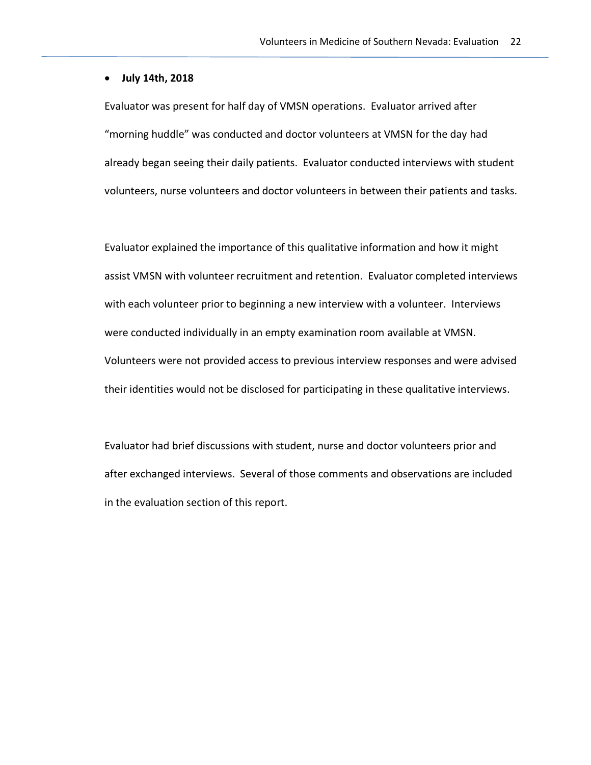- **July 14th, 2018**

Evaluator was present for half day of VMSN operations. Evaluator arrived after "morning huddle" was conducted and doctor volunteers at VMSN for the day had already began seeing their daily patients. Evaluator conducted interviews with student volunteers, nurse volunteers and doctor volunteers in between their patients and tasks.

Evaluator explained the importance of this qualitative information and how it might assist VMSN with volunteer recruitment and retention. Evaluator completed interviews with each volunteer prior to beginning a new interview with a volunteer. Interviews were conducted individually in an empty examination room available at VMSN. Volunteers were not provided access to previous interview responses and were advised their identities would not be disclosed for participating in these qualitative interviews.

Evaluator had brief discussions with student, nurse and doctor volunteers prior and after exchanged interviews. Several of those comments and observations are included in the evaluation section of this report.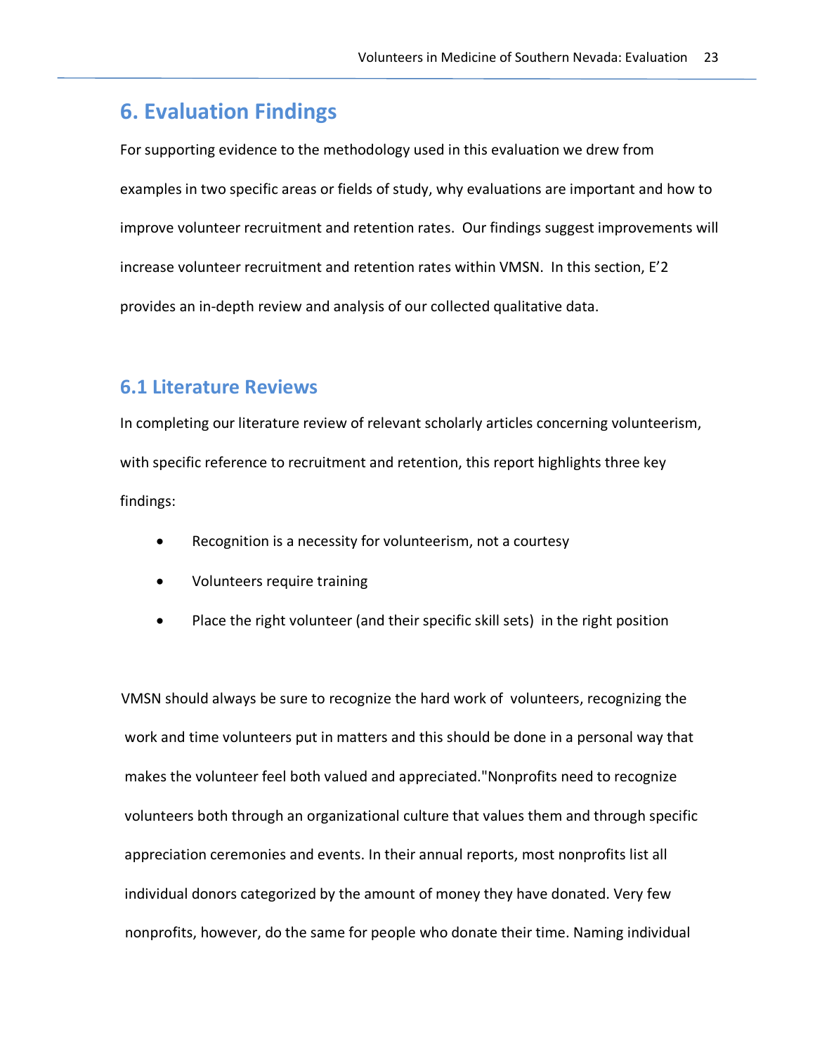# 6. Evaluation Findings

For supporting evidence to the methodology used in this evaluation we drew from examples in two specific areas or fields of study, why evaluations are important and how to improve volunteer recruitment and retention rates. Our findings suggest improvements will increase volunteer recruitment and retention rates within VMSN. In this section, E'2 provides an in-depth review and analysis of our collected qualitative data.

## 6.1 Literature Reviews

In completing our literature review of relevant scholarly articles concerning volunteerism, with specific reference to recruitment and retention, this report highlights three key findings:

- Recognition is a necessity for volunteerism, not a courtesy
- Volunteers require training
- Place the right volunteer (and their specific skill sets) in the right position

VMSN should always be sure to recognize the hard work of volunteers, recognizing the work and time volunteers put in matters and this should be done in a personal way that makes the volunteer feel both valued and appreciated."Nonprofits need to recognize volunteers both through an organizational culture that values them and through specific appreciation ceremonies and events. In their annual reports, most nonprofits list all individual donors categorized by the amount of money they have donated. Very few nonprofits, however, do the same for people who donate their time. Naming individual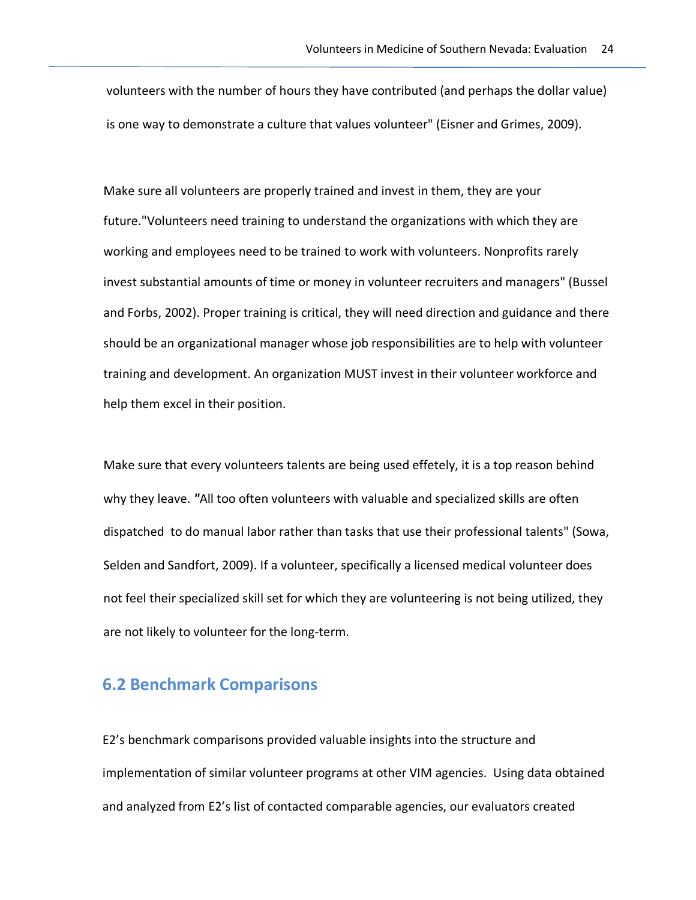volunteers with the number of hours they have contributed (and perhaps the dollar value) is one way to demonstrate a culture that values volunteer" (Eisner and Grimes, 2009).

Make sure all volunteers are properly trained and invest in them, they are your future."Volunteers need training to understand the organizations with which they are working and employees need to be trained to work with volunteers. Nonprofits rarely invest substantial amounts of time or money in volunteer recruiters and managers" (Bussel and Forbs, 2002). Proper training is critical, they will need direction and guidance and there should be an organizational manager whose job responsibilities are to help with volunteer training and development. An organization MUST invest in their volunteer workforce and help them excel in their position.

Make sure that every volunteers talents are being used effetely, it is a top reason behind why they leave. "All too often volunteers with valuable and specialized skills are often dispatched to do manual labor rather than tasks that use their professional talents" (Sowa, Selden and Sandfort, 2009). If a volunteer, specifically a licensed medical volunteer does not feel their specialized skill set for which they are volunteering is not being utilized, they are not likely to volunteer for the long-term.

## 6.2 Benchmark Comparisons

E2's benchmark comparisons provided valuable insights into the structure and implementation of similar volunteer programs at other VIM agencies. Using data obtained and analyzed from E2's list of contacted comparable agencies, our evaluators created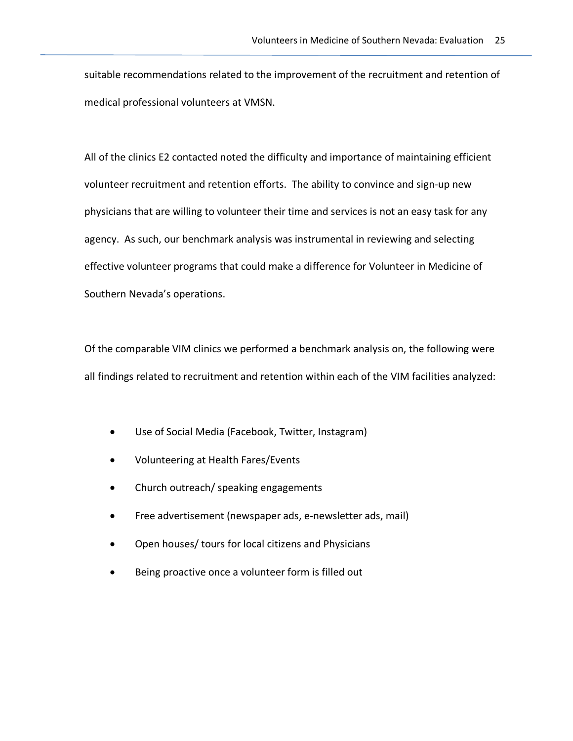suitable recommendations related to the improvement of the recruitment and retention of medical professional volunteers at VMSN.

All of the clinics E2 contacted noted the difficulty and importance of maintaining efficient volunteer recruitment and retention efforts. The ability to convince and sign-up new physicians that are willing to volunteer their time and services is not an easy task for any agency. As such, our benchmark analysis was instrumental in reviewing and selecting effective volunteer programs that could make a difference for Volunteer in Medicine of Southern Nevada's operations.

Of the comparable VIM clinics we performed a benchmark analysis on, the following were all findings related to recruitment and retention within each of the VIM facilities analyzed:

- Use of Social Media (Facebook, Twitter, Instagram)
- Volunteering at Health Fares/Events
- Church outreach/ speaking engagements
- Free advertisement (newspaper ads, e-newsletter ads, mail)
- Open houses/ tours for local citizens and Physicians
- Being proactive once a volunteer form is filled out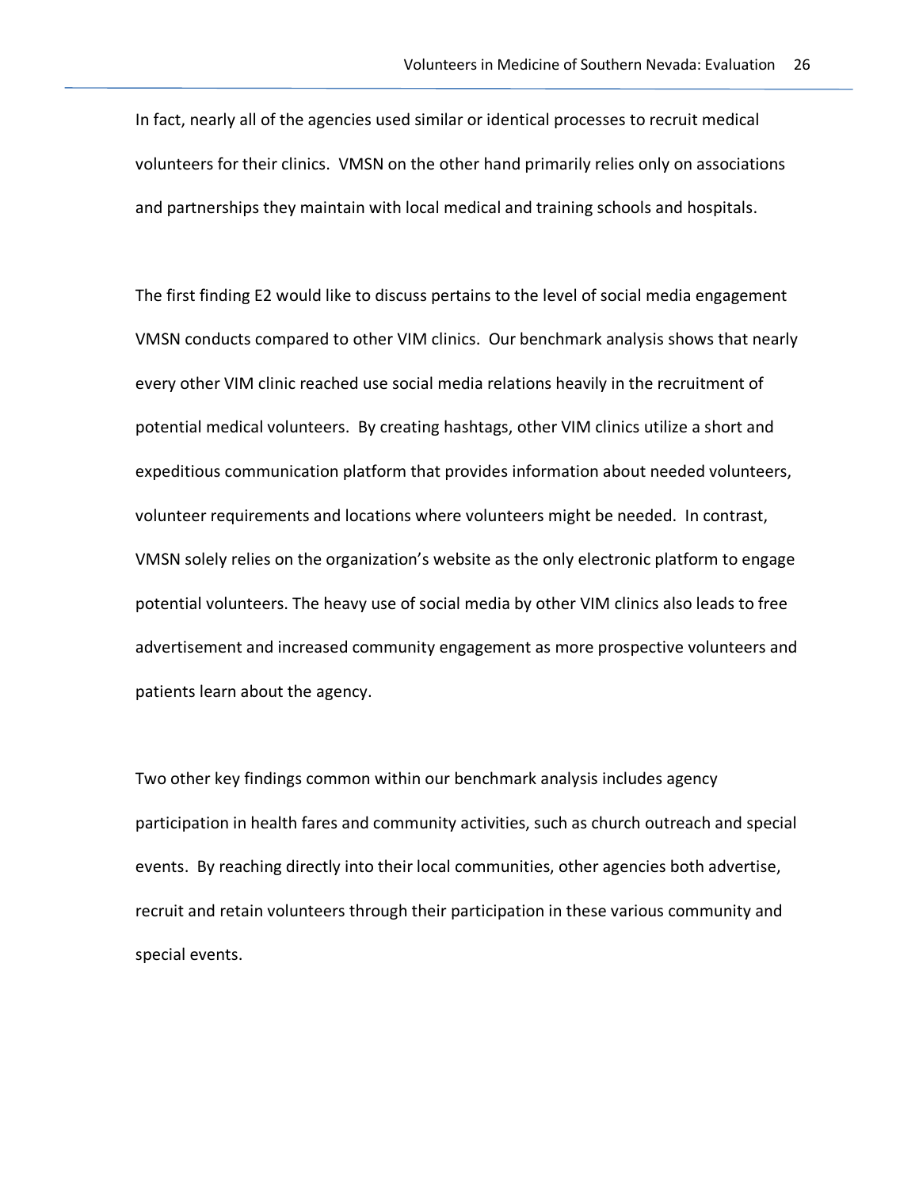In fact, nearly all of the agencies used similar or identical processes to recruit medical volunteers for their clinics. VMSN on the other hand primarily relies only on associations and partnerships they maintain with local medical and training schools and hospitals.

The first finding E2 would like to discuss pertains to the level of social media engagement VMSN conducts compared to other VIM clinics. Our benchmark analysis shows that nearly every other VIM clinic reached use social media relations heavily in the recruitment of potential medical volunteers. By creating hashtags, other VIM clinics utilize a short and expeditious communication platform that provides information about needed volunteers, volunteer requirements and locations where volunteers might be needed. In contrast, VMSN solely relies on the organization's website as the only electronic platform to engage potential volunteers. The heavy use of social media by other VIM clinics also leads to free advertisement and increased community engagement as more prospective volunteers and patients learn about the agency.

Two other key findings common within our benchmark analysis includes agency participation in health fares and community activities, such as church outreach and special events. By reaching directly into their local communities, other agencies both advertise, recruit and retain volunteers through their participation in these various community and special events.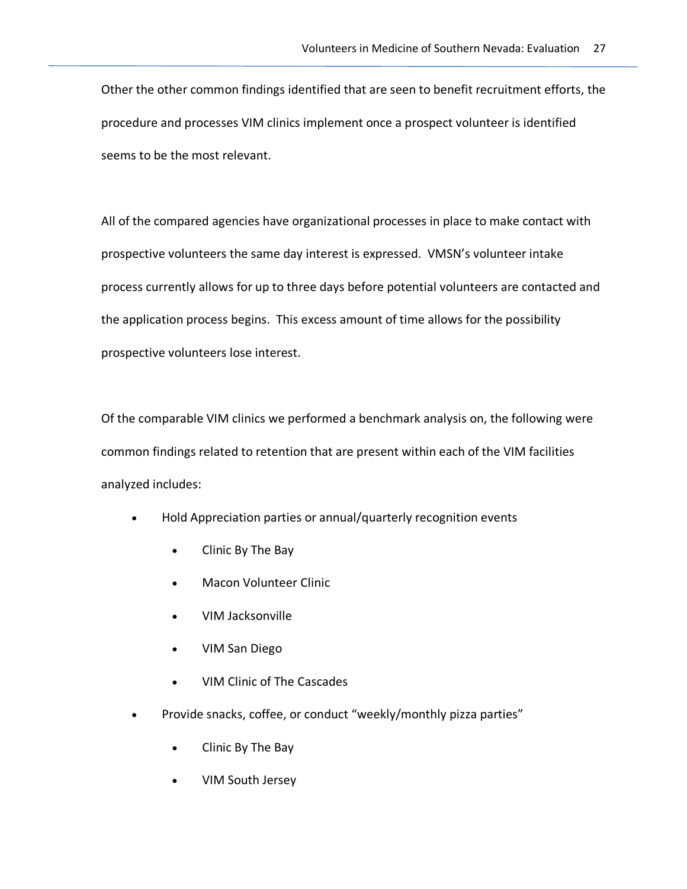Other the other common findings identified that are seen to benefit recruitment efforts, the procedure and processes VIM clinics implement once a prospect volunteer is identified seems to be the most relevant.

All of the compared agencies have organizational processes in place to make contact with prospective volunteers the same day interest is expressed. VMSN's volunteer intake process currently allows for up to three days before potential volunteers are contacted and the application process begins. This excess amount of time allows for the possibility prospective volunteers lose interest.

Of the comparable VIM clinics we performed a benchmark analysis on, the following were common findings related to retention that are present within each of the VIM facilities analyzed includes:

- Hold Appreciation parties or annual/quarterly recognition events
  - Clinic By The Bay
  - Macon Volunteer Clinic
  - VIM Jacksonville
  - VIM San Diego
  - VIM Clinic of The Cascades
- Provide snacks, coffee, or conduct "weekly/monthly pizza parties"
  - Clinic By The Bay
  - VIM South Jersey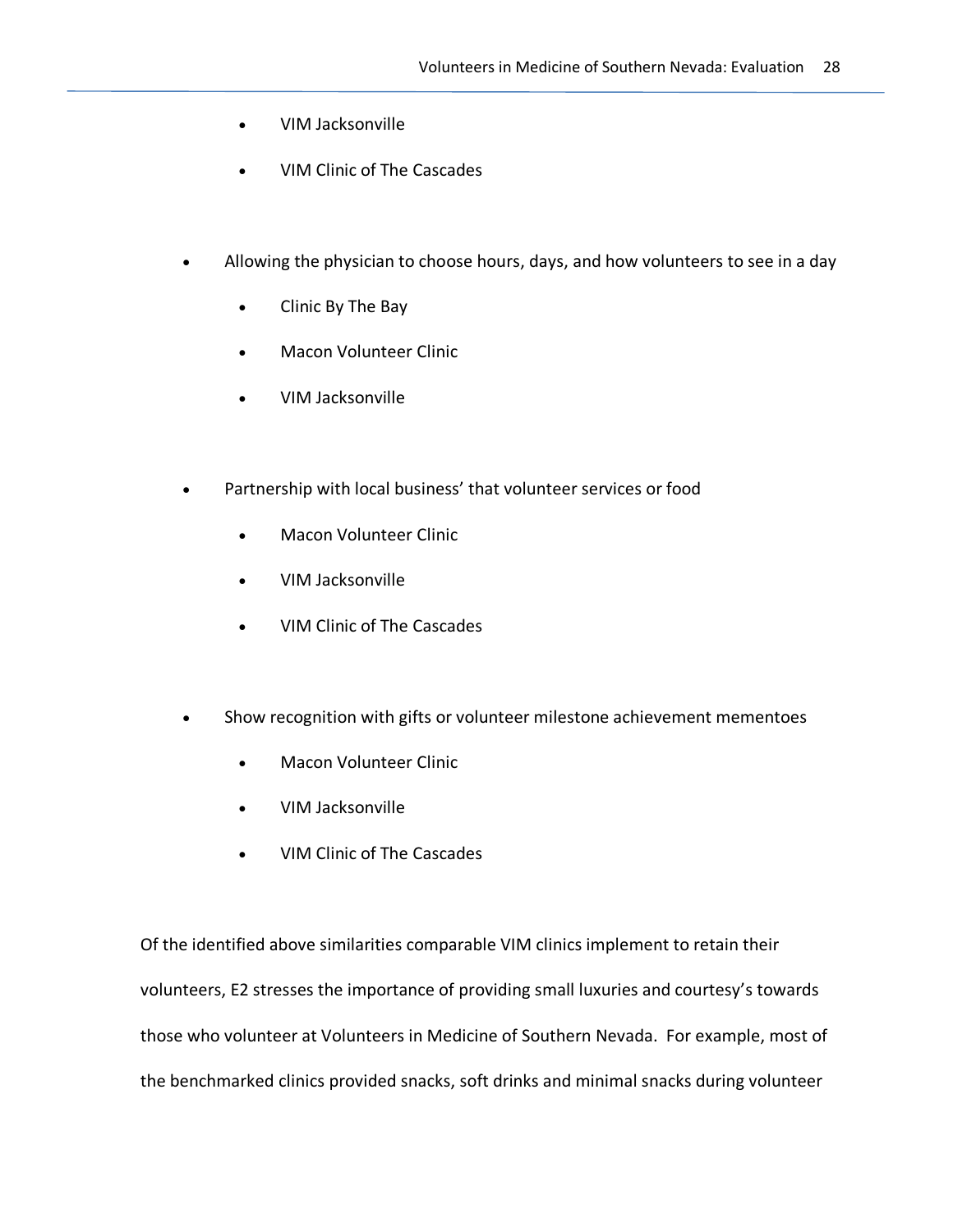- VIM Jacksonville
- VIM Clinic of The Cascades

- Allowing the physician to choose hours, days, and how volunteers to see in a day
  - Clinic By The Bay
  - Macon Volunteer Clinic
  - VIM Jacksonville

- Partnership with local business' that volunteer services or food
  - Macon Volunteer Clinic
  - VIM Jacksonville
  - VIM Clinic of The Cascades

- Show recognition with gifts or volunteer milestone achievement mementoes
  - Macon Volunteer Clinic
  - VIM Jacksonville
  - VIM Clinic of The Cascades

Of the identified above similarities comparable VIM clinics implement to retain their volunteers, E2 stresses the importance of providing small luxuries and courtesy's towards those who volunteer at Volunteers in Medicine of Southern Nevada. For example, most of the benchmarked clinics provided snacks, soft drinks and minimal snacks during volunteer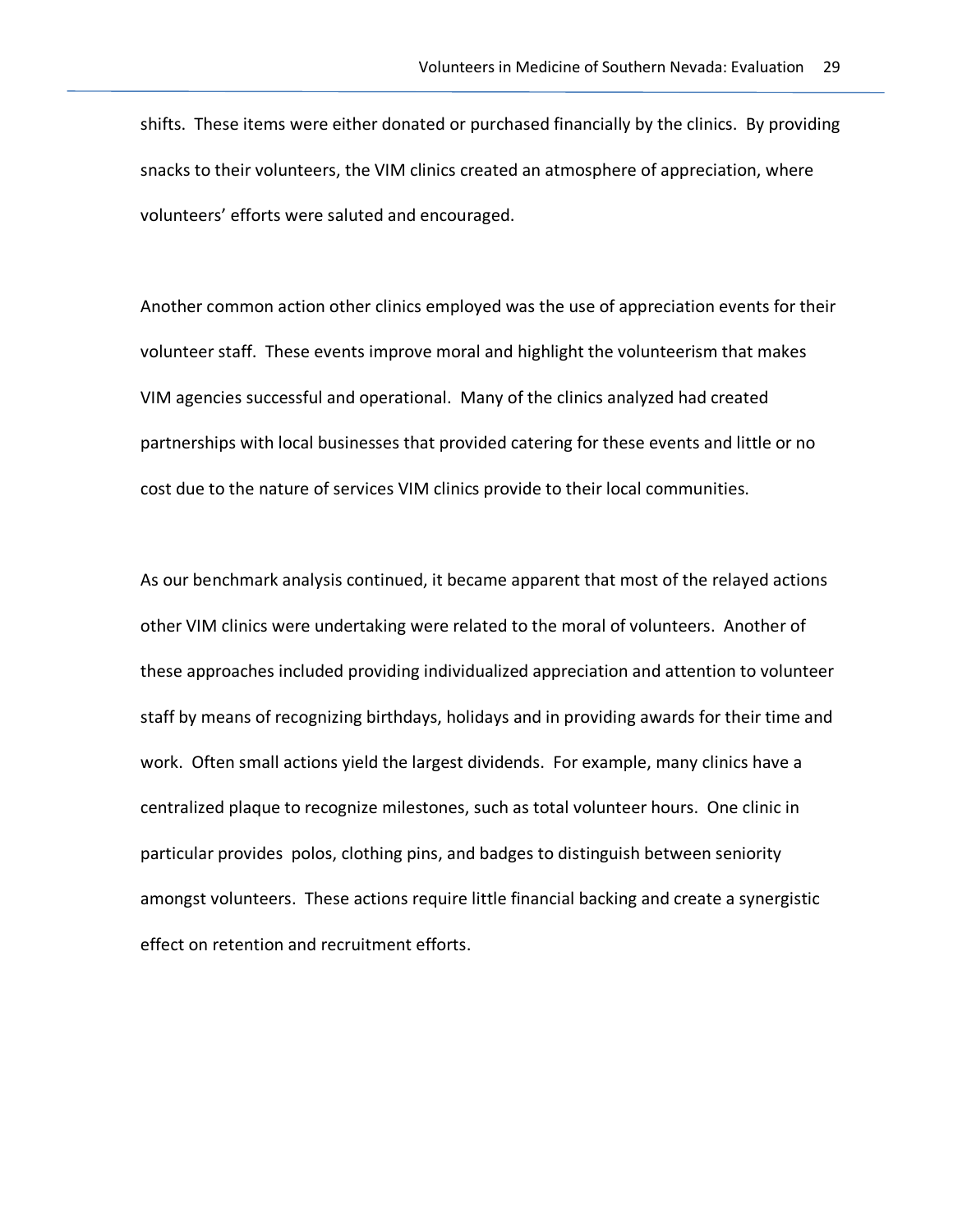shifts. These items were either donated or purchased financially by the clinics. By providing snacks to their volunteers, the VIM clinics created an atmosphere of appreciation, where volunteers' efforts were saluted and encouraged.

Another common action other clinics employed was the use of appreciation events for their volunteer staff. These events improve moral and highlight the volunteerism that makes VIM agencies successful and operational. Many of the clinics analyzed had created partnerships with local businesses that provided catering for these events and little or no cost due to the nature of services VIM clinics provide to their local communities.

As our benchmark analysis continued, it became apparent that most of the relayed actions other VIM clinics were undertaking were related to the moral of volunteers. Another of these approaches included providing individualized appreciation and attention to volunteer staff by means of recognizing birthdays, holidays and in providing awards for their time and work. Often small actions yield the largest dividends. For example, many clinics have a centralized plaque to recognize milestones, such as total volunteer hours. One clinic in particular provides polos, clothing pins, and badges to distinguish between seniority amongst volunteers. These actions require little financial backing and create a synergistic effect on retention and recruitment efforts.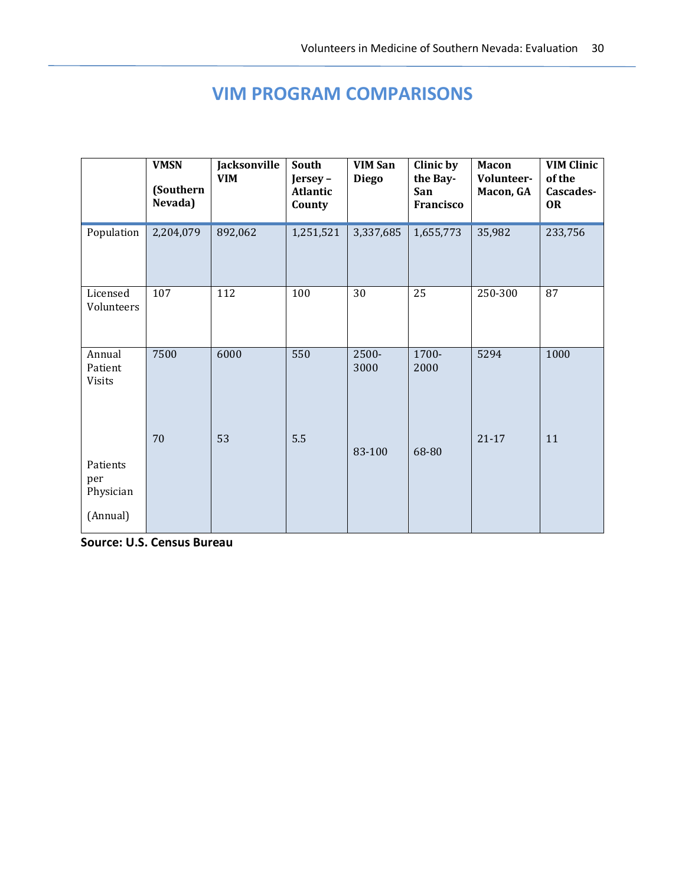# VIM PROGRAM COMPARISONS

| | VMSN (Southern Nevada) | Jacksonville VIM | South Jersey – Atlantic County | VIM San Diego | Clinic by the Bay-San Francisco | Macon Volunteer-Macon, GA | VIM Clinic of the Cascades-OR |
|---|---|---|---|---|---|---|---|
| Population | 2,204,079 | 892,062 | 1,251,521 | 3,337,685 | 1,655,773 | 35,982 | 233,756 |
| Licensed Volunteers | 107 | 112 | 100 | 30 | 25 | 250-300 | 87 |
| Annual Patient Visits | 7500 | 6000 | 550 | 2500-3000 | 1700-2000 | 5294 | 1000 |
| Patients per Physician (Annual) | 70 | 53 | 5.5 | 83-100 | 68-80 | 21-17 | 11 |

**Source: U.S. Census Bureau**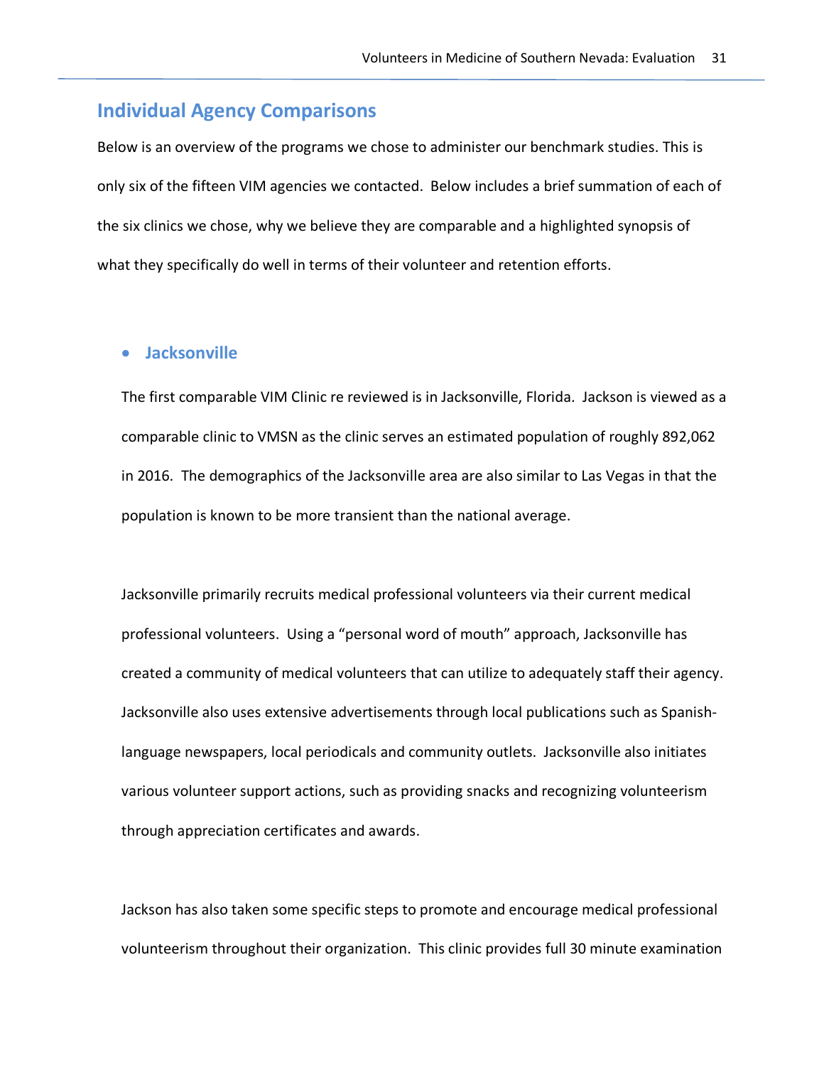## Individual Agency Comparisons

Below is an overview of the programs we chose to administer our benchmark studies. This is only six of the fifteen VIM agencies we contacted. Below includes a brief summation of each of the six clinics we chose, why we believe they are comparable and a highlighted synopsis of what they specifically do well in terms of their volunteer and retention efforts.

- ### Jacksonville

The first comparable VIM Clinic re reviewed is in Jacksonville, Florida. Jackson is viewed as a comparable clinic to VMSN as the clinic serves an estimated population of roughly 892,062 in 2016. The demographics of the Jacksonville area are also similar to Las Vegas in that the population is known to be more transient than the national average.

Jacksonville primarily recruits medical professional volunteers via their current medical professional volunteers. Using a "personal word of mouth" approach, Jacksonville has created a community of medical volunteers that can utilize to adequately staff their agency. Jacksonville also uses extensive advertisements through local publications such as Spanish-language newspapers, local periodicals and community outlets. Jacksonville also initiates various volunteer support actions, such as providing snacks and recognizing volunteerism through appreciation certificates and awards.

Jackson has also taken some specific steps to promote and encourage medical professional volunteerism throughout their organization. This clinic provides full 30 minute examination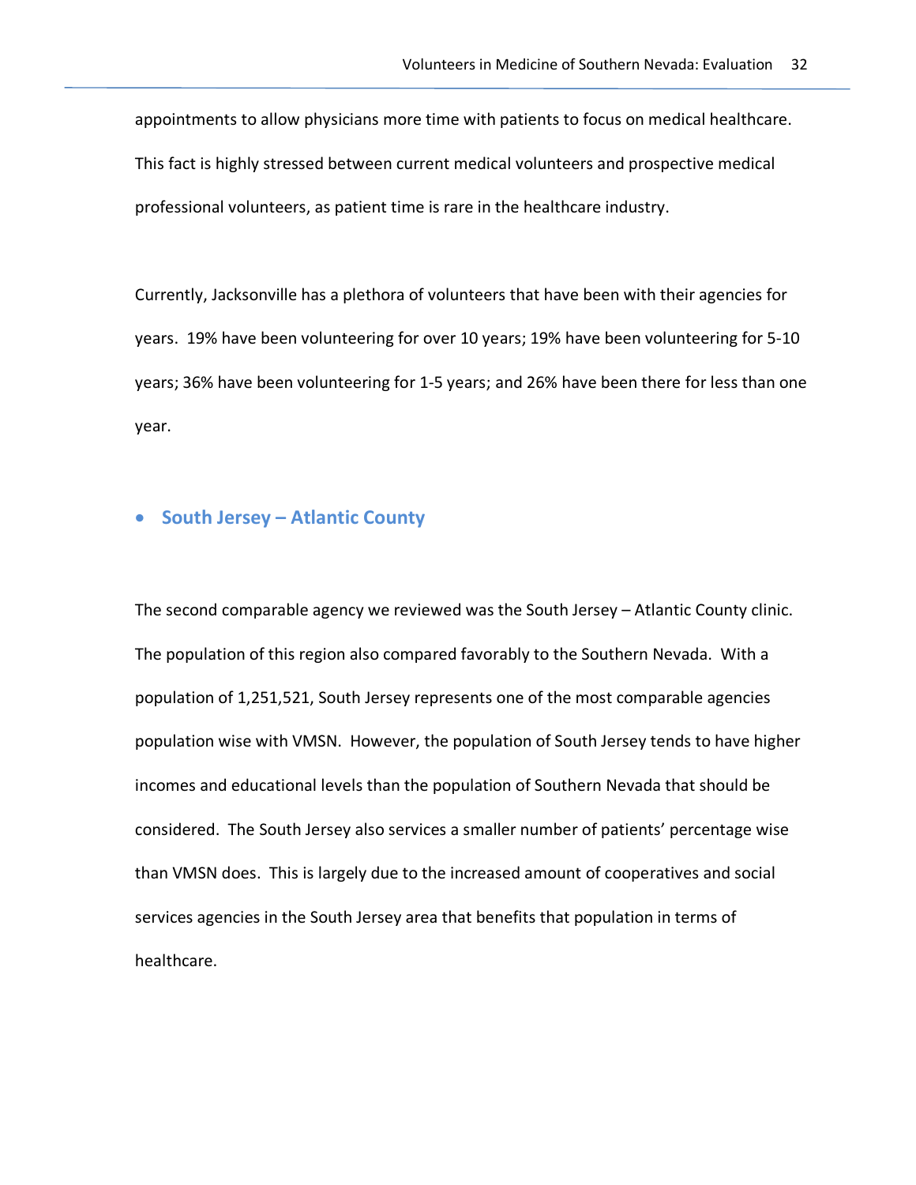appointments to allow physicians more time with patients to focus on medical healthcare. This fact is highly stressed between current medical volunteers and prospective medical professional volunteers, as patient time is rare in the healthcare industry.

Currently, Jacksonville has a plethora of volunteers that have been with their agencies for years. 19% have been volunteering for over 10 years; 19% have been volunteering for 5-10 years; 36% have been volunteering for 1-5 years; and 26% have been there for less than one year.

- **South Jersey – Atlantic County**

The second comparable agency we reviewed was the South Jersey – Atlantic County clinic. The population of this region also compared favorably to the Southern Nevada. With a population of 1,251,521, South Jersey represents one of the most comparable agencies population wise with VMSN. However, the population of South Jersey tends to have higher incomes and educational levels than the population of Southern Nevada that should be considered. The South Jersey also services a smaller number of patients' percentage wise than VMSN does. This is largely due to the increased amount of cooperatives and social services agencies in the South Jersey area that benefits that population in terms of healthcare.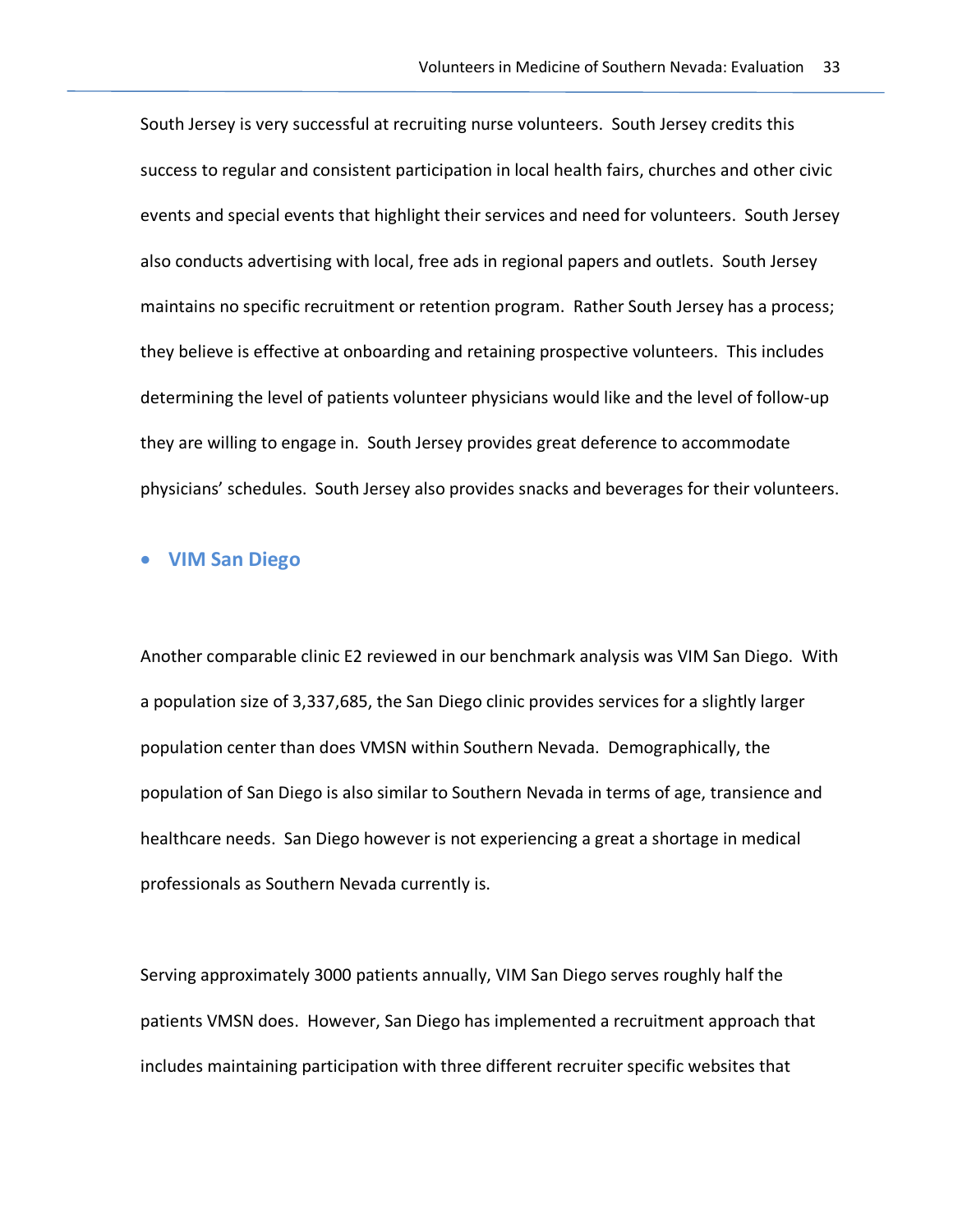South Jersey is very successful at recruiting nurse volunteers. South Jersey credits this success to regular and consistent participation in local health fairs, churches and other civic events and special events that highlight their services and need for volunteers. South Jersey also conducts advertising with local, free ads in regional papers and outlets. South Jersey maintains no specific recruitment or retention program. Rather South Jersey has a process; they believe is effective at onboarding and retaining prospective volunteers. This includes determining the level of patients volunteer physicians would like and the level of follow-up they are willing to engage in. South Jersey provides great deference to accommodate physicians' schedules. South Jersey also provides snacks and beverages for their volunteers.

- **VIM San Diego**

Another comparable clinic E2 reviewed in our benchmark analysis was VIM San Diego. With a population size of 3,337,685, the San Diego clinic provides services for a slightly larger population center than does VMSN within Southern Nevada. Demographically, the population of San Diego is also similar to Southern Nevada in terms of age, transience and healthcare needs. San Diego however is not experiencing a great a shortage in medical professionals as Southern Nevada currently is.

Serving approximately 3000 patients annually, VIM San Diego serves roughly half the patients VMSN does. However, San Diego has implemented a recruitment approach that includes maintaining participation with three different recruiter specific websites that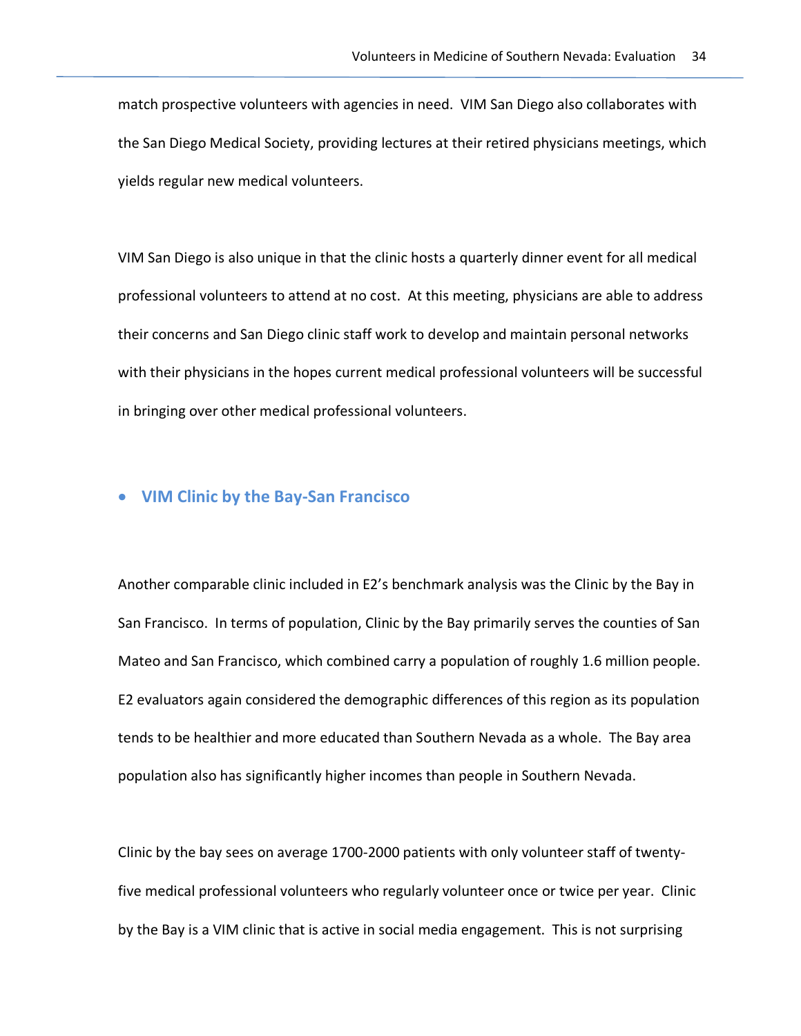match prospective volunteers with agencies in need. VIM San Diego also collaborates with the San Diego Medical Society, providing lectures at their retired physicians meetings, which yields regular new medical volunteers.

VIM San Diego is also unique in that the clinic hosts a quarterly dinner event for all medical professional volunteers to attend at no cost. At this meeting, physicians are able to address their concerns and San Diego clinic staff work to develop and maintain personal networks with their physicians in the hopes current medical professional volunteers will be successful in bringing over other medical professional volunteers.

- **VIM Clinic by the Bay-San Francisco**

Another comparable clinic included in E2's benchmark analysis was the Clinic by the Bay in San Francisco. In terms of population, Clinic by the Bay primarily serves the counties of San Mateo and San Francisco, which combined carry a population of roughly 1.6 million people. E2 evaluators again considered the demographic differences of this region as its population tends to be healthier and more educated than Southern Nevada as a whole. The Bay area population also has significantly higher incomes than people in Southern Nevada.

Clinic by the bay sees on average 1700-2000 patients with only volunteer staff of twenty-five medical professional volunteers who regularly volunteer once or twice per year. Clinic by the Bay is a VIM clinic that is active in social media engagement. This is not surprising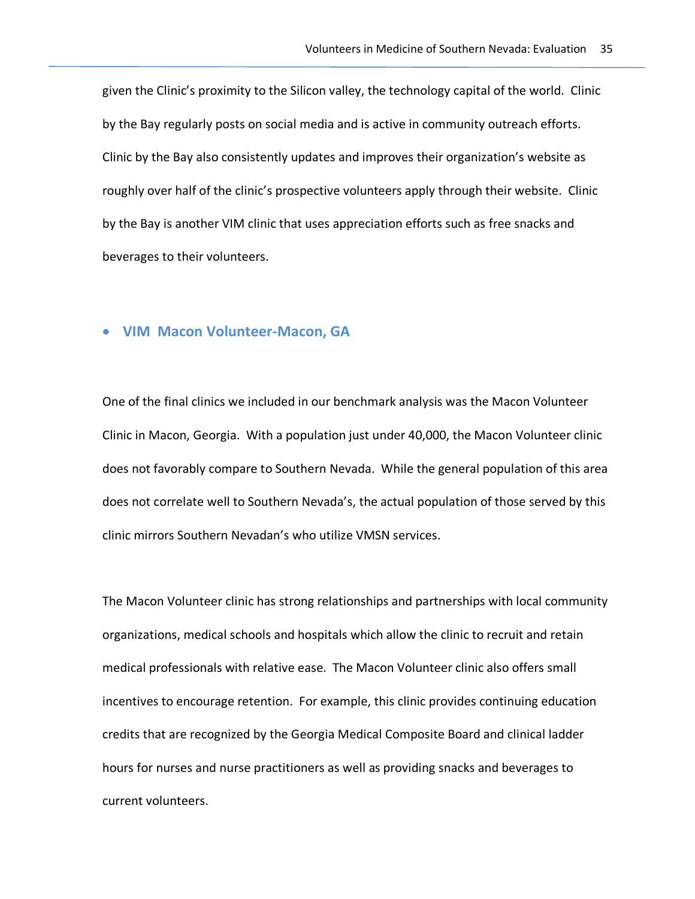given the Clinic's proximity to the Silicon valley, the technology capital of the world. Clinic by the Bay regularly posts on social media and is active in community outreach efforts. Clinic by the Bay also consistently updates and improves their organization's website as roughly over half of the clinic's prospective volunteers apply through their website. Clinic by the Bay is another VIM clinic that uses appreciation efforts such as free snacks and beverages to their volunteers.

- **VIM Macon Volunteer-Macon, GA**

One of the final clinics we included in our benchmark analysis was the Macon Volunteer Clinic in Macon, Georgia. With a population just under 40,000, the Macon Volunteer clinic does not favorably compare to Southern Nevada. While the general population of this area does not correlate well to Southern Nevada's, the actual population of those served by this clinic mirrors Southern Nevadan's who utilize VMSN services.

The Macon Volunteer clinic has strong relationships and partnerships with local community organizations, medical schools and hospitals which allow the clinic to recruit and retain medical professionals with relative ease. The Macon Volunteer clinic also offers small incentives to encourage retention. For example, this clinic provides continuing education credits that are recognized by the Georgia Medical Composite Board and clinical ladder hours for nurses and nurse practitioners as well as providing snacks and beverages to current volunteers.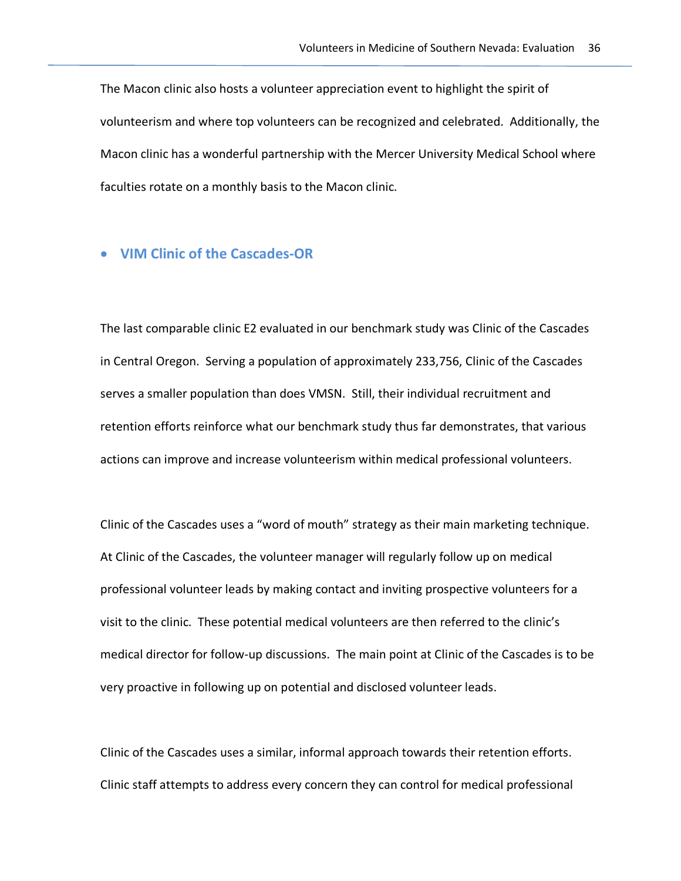The Macon clinic also hosts a volunteer appreciation event to highlight the spirit of volunteerism and where top volunteers can be recognized and celebrated. Additionally, the Macon clinic has a wonderful partnership with the Mercer University Medical School where faculties rotate on a monthly basis to the Macon clinic.

- **VIM Clinic of the Cascades-OR**

The last comparable clinic E2 evaluated in our benchmark study was Clinic of the Cascades in Central Oregon. Serving a population of approximately 233,756, Clinic of the Cascades serves a smaller population than does VMSN. Still, their individual recruitment and retention efforts reinforce what our benchmark study thus far demonstrates, that various actions can improve and increase volunteerism within medical professional volunteers.

Clinic of the Cascades uses a "word of mouth" strategy as their main marketing technique. At Clinic of the Cascades, the volunteer manager will regularly follow up on medical professional volunteer leads by making contact and inviting prospective volunteers for a visit to the clinic. These potential medical volunteers are then referred to the clinic's medical director for follow-up discussions. The main point at Clinic of the Cascades is to be very proactive in following up on potential and disclosed volunteer leads.

Clinic of the Cascades uses a similar, informal approach towards their retention efforts. Clinic staff attempts to address every concern they can control for medical professional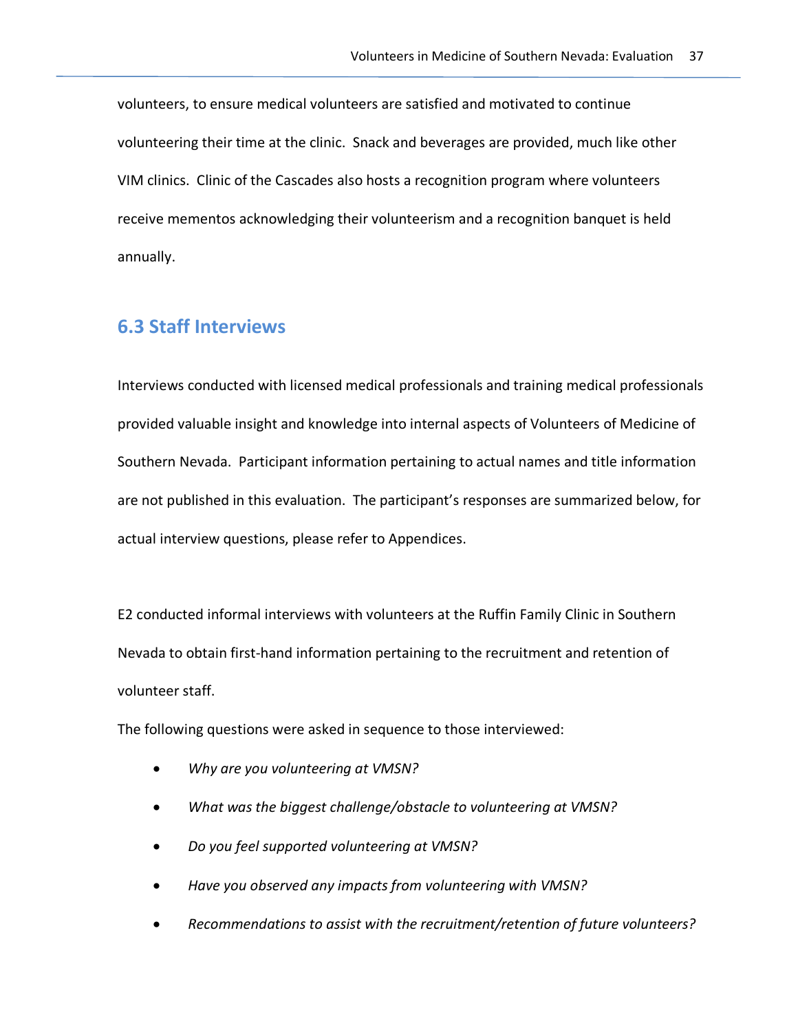volunteers, to ensure medical volunteers are satisfied and motivated to continue volunteering their time at the clinic.  Snack and beverages are provided, much like other VIM clinics.  Clinic of the Cascades also hosts a recognition program where volunteers receive mementos acknowledging their volunteerism and a recognition banquet is held annually.

## 6.3 Staff Interviews

Interviews conducted with licensed medical professionals and training medical professionals provided valuable insight and knowledge into internal aspects of Volunteers of Medicine of Southern Nevada.  Participant information pertaining to actual names and title information are not published in this evaluation.  The participant's responses are summarized below, for actual interview questions, please refer to Appendices.

E2 conducted informal interviews with volunteers at the Ruffin Family Clinic in Southern Nevada to obtain first-hand information pertaining to the recruitment and retention of volunteer staff.

The following questions were asked in sequence to those interviewed:

- *Why are you volunteering at VMSN?*
- *What was the biggest challenge/obstacle to volunteering at VMSN?*
- *Do you feel supported volunteering at VMSN?*
- *Have you observed any impacts from volunteering with VMSN?*
- *Recommendations to assist with the recruitment/retention of future volunteers?*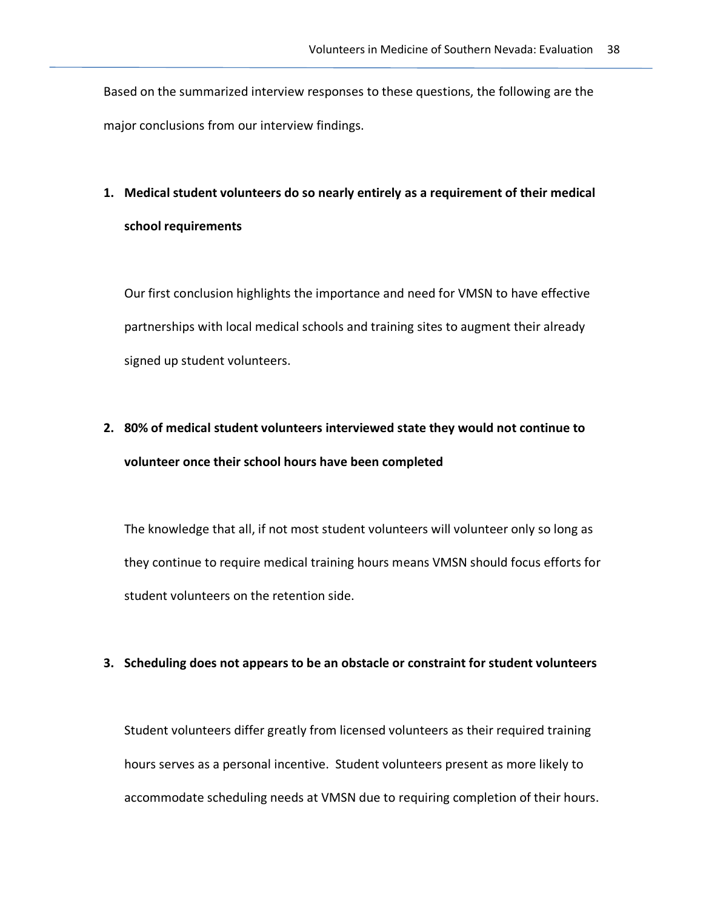Based on the summarized interview responses to these questions, the following are the major conclusions from our interview findings.

1. **Medical student volunteers do so nearly entirely as a requirement of their medical school requirements**

   Our first conclusion highlights the importance and need for VMSN to have effective partnerships with local medical schools and training sites to augment their already signed up student volunteers.

2. **80% of medical student volunteers interviewed state they would not continue to volunteer once their school hours have been completed**

   The knowledge that all, if not most student volunteers will volunteer only so long as they continue to require medical training hours means VMSN should focus efforts for student volunteers on the retention side.

3. **Scheduling does not appears to be an obstacle or constraint for student volunteers**

   Student volunteers differ greatly from licensed volunteers as their required training hours serves as a personal incentive. Student volunteers present as more likely to accommodate scheduling needs at VMSN due to requiring completion of their hours.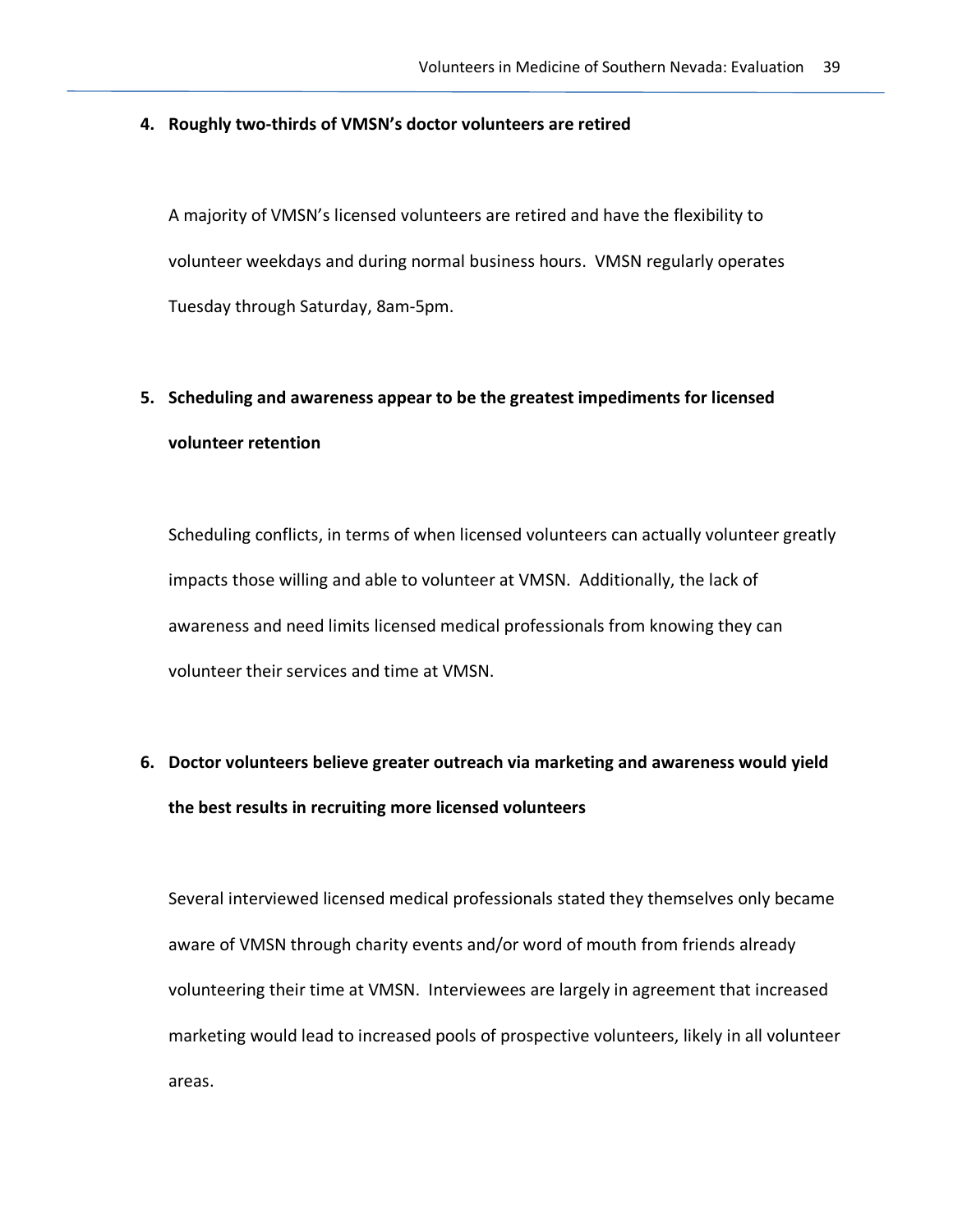**4. Roughly two-thirds of VMSN's doctor volunteers are retired**

A majority of VMSN's licensed volunteers are retired and have the flexibility to volunteer weekdays and during normal business hours. VMSN regularly operates Tuesday through Saturday, 8am-5pm.

**5. Scheduling and awareness appear to be the greatest impediments for licensed volunteer retention**

Scheduling conflicts, in terms of when licensed volunteers can actually volunteer greatly impacts those willing and able to volunteer at VMSN. Additionally, the lack of awareness and need limits licensed medical professionals from knowing they can volunteer their services and time at VMSN.

**6. Doctor volunteers believe greater outreach via marketing and awareness would yield the best results in recruiting more licensed volunteers**

Several interviewed licensed medical professionals stated they themselves only became aware of VMSN through charity events and/or word of mouth from friends already volunteering their time at VMSN. Interviewees are largely in agreement that increased marketing would lead to increased pools of prospective volunteers, likely in all volunteer areas.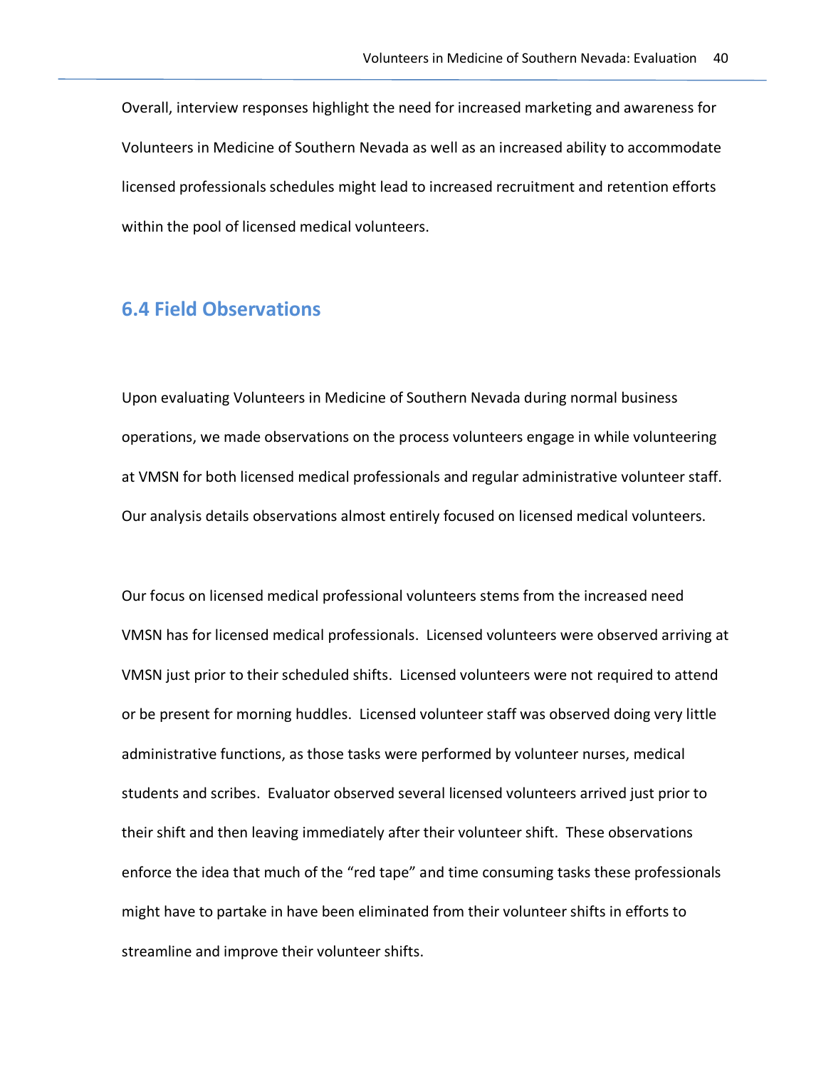Overall, interview responses highlight the need for increased marketing and awareness for Volunteers in Medicine of Southern Nevada as well as an increased ability to accommodate licensed professionals schedules might lead to increased recruitment and retention efforts within the pool of licensed medical volunteers.

## 6.4 Field Observations

Upon evaluating Volunteers in Medicine of Southern Nevada during normal business operations, we made observations on the process volunteers engage in while volunteering at VMSN for both licensed medical professionals and regular administrative volunteer staff. Our analysis details observations almost entirely focused on licensed medical volunteers.

Our focus on licensed medical professional volunteers stems from the increased need VMSN has for licensed medical professionals. Licensed volunteers were observed arriving at VMSN just prior to their scheduled shifts. Licensed volunteers were not required to attend or be present for morning huddles. Licensed volunteer staff was observed doing very little administrative functions, as those tasks were performed by volunteer nurses, medical students and scribes. Evaluator observed several licensed volunteers arrived just prior to their shift and then leaving immediately after their volunteer shift. These observations enforce the idea that much of the "red tape" and time consuming tasks these professionals might have to partake in have been eliminated from their volunteer shifts in efforts to streamline and improve their volunteer shifts.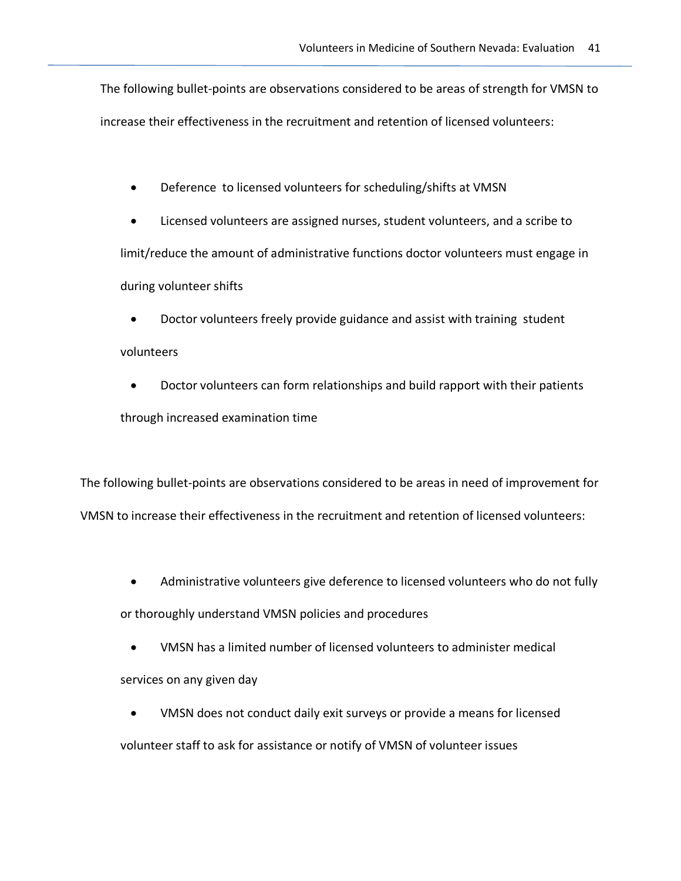The following bullet-points are observations considered to be areas of strength for VMSN to increase their effectiveness in the recruitment and retention of licensed volunteers:

- Deference to licensed volunteers for scheduling/shifts at VMSN
- Licensed volunteers are assigned nurses, student volunteers, and a scribe to limit/reduce the amount of administrative functions doctor volunteers must engage in during volunteer shifts
- Doctor volunteers freely provide guidance and assist with training student volunteers
- Doctor volunteers can form relationships and build rapport with their patients through increased examination time

The following bullet-points are observations considered to be areas in need of improvement for VMSN to increase their effectiveness in the recruitment and retention of licensed volunteers:

- Administrative volunteers give deference to licensed volunteers who do not fully or thoroughly understand VMSN policies and procedures
- VMSN has a limited number of licensed volunteers to administer medical services on any given day
- VMSN does not conduct daily exit surveys or provide a means for licensed volunteer staff to ask for assistance or notify of VMSN of volunteer issues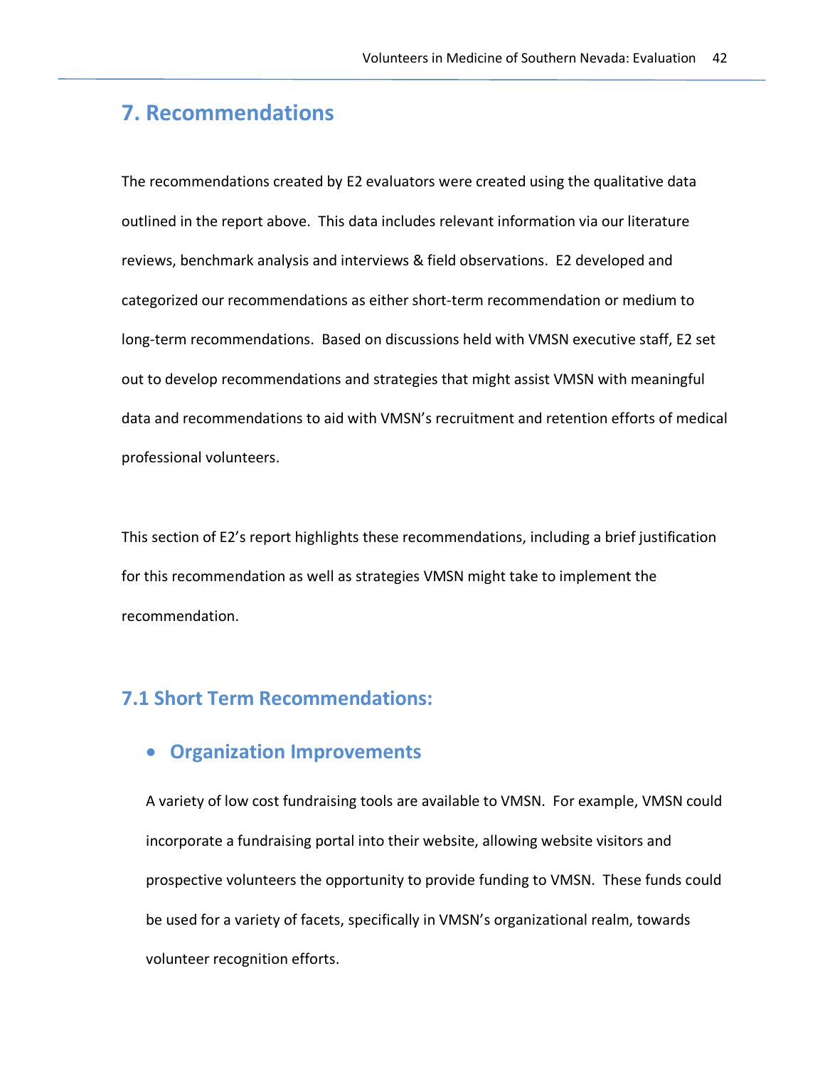# 7. Recommendations

The recommendations created by E2 evaluators were created using the qualitative data outlined in the report above. This data includes relevant information via our literature reviews, benchmark analysis and interviews & field observations. E2 developed and categorized our recommendations as either short-term recommendation or medium to long-term recommendations. Based on discussions held with VMSN executive staff, E2 set out to develop recommendations and strategies that might assist VMSN with meaningful data and recommendations to aid with VMSN's recruitment and retention efforts of medical professional volunteers.

This section of E2's report highlights these recommendations, including a brief justification for this recommendation as well as strategies VMSN might take to implement the recommendation.

## 7.1 Short Term Recommendations:

- ### Organization Improvements

  A variety of low cost fundraising tools are available to VMSN. For example, VMSN could incorporate a fundraising portal into their website, allowing website visitors and prospective volunteers the opportunity to provide funding to VMSN. These funds could be used for a variety of facets, specifically in VMSN's organizational realm, towards volunteer recognition efforts.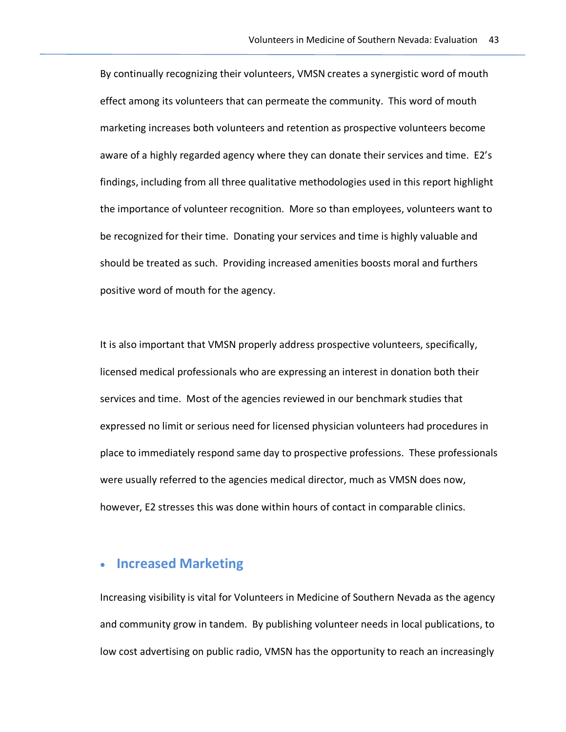By continually recognizing their volunteers, VMSN creates a synergistic word of mouth effect among its volunteers that can permeate the community. This word of mouth marketing increases both volunteers and retention as prospective volunteers become aware of a highly regarded agency where they can donate their services and time. E2's findings, including from all three qualitative methodologies used in this report highlight the importance of volunteer recognition. More so than employees, volunteers want to be recognized for their time. Donating your services and time is highly valuable and should be treated as such. Providing increased amenities boosts moral and furthers positive word of mouth for the agency.

It is also important that VMSN properly address prospective volunteers, specifically, licensed medical professionals who are expressing an interest in donation both their services and time. Most of the agencies reviewed in our benchmark studies that expressed no limit or serious need for licensed physician volunteers had procedures in place to immediately respond same day to prospective professions. These professionals were usually referred to the agencies medical director, much as VMSN does now, however, E2 stresses this was done within hours of contact in comparable clinics.

- ## Increased Marketing

Increasing visibility is vital for Volunteers in Medicine of Southern Nevada as the agency and community grow in tandem. By publishing volunteer needs in local publications, to low cost advertising on public radio, VMSN has the opportunity to reach an increasingly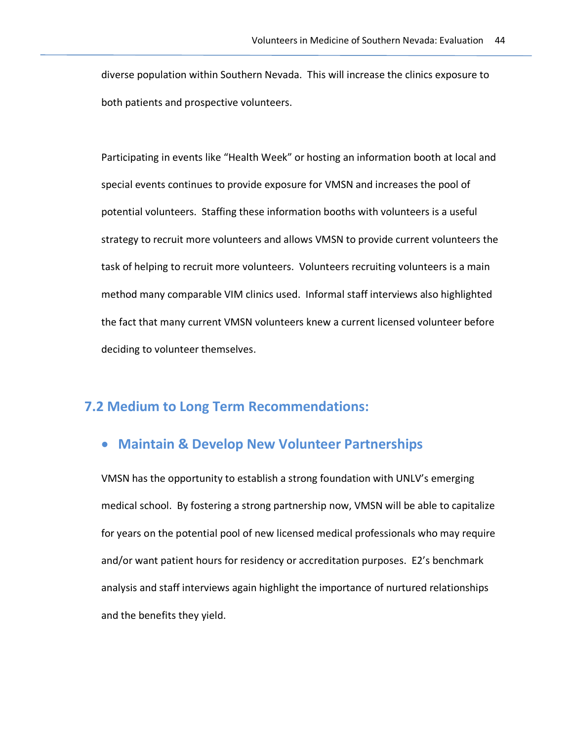diverse population within Southern Nevada. This will increase the clinics exposure to both patients and prospective volunteers.

Participating in events like "Health Week" or hosting an information booth at local and special events continues to provide exposure for VMSN and increases the pool of potential volunteers. Staffing these information booths with volunteers is a useful strategy to recruit more volunteers and allows VMSN to provide current volunteers the task of helping to recruit more volunteers. Volunteers recruiting volunteers is a main method many comparable VIM clinics used. Informal staff interviews also highlighted the fact that many current VMSN volunteers knew a current licensed volunteer before deciding to volunteer themselves.

## 7.2 Medium to Long Term Recommendations:

- ### Maintain & Develop New Volunteer Partnerships

VMSN has the opportunity to establish a strong foundation with UNLV's emerging medical school. By fostering a strong partnership now, VMSN will be able to capitalize for years on the potential pool of new licensed medical professionals who may require and/or want patient hours for residency or accreditation purposes. E2's benchmark analysis and staff interviews again highlight the importance of nurtured relationships and the benefits they yield.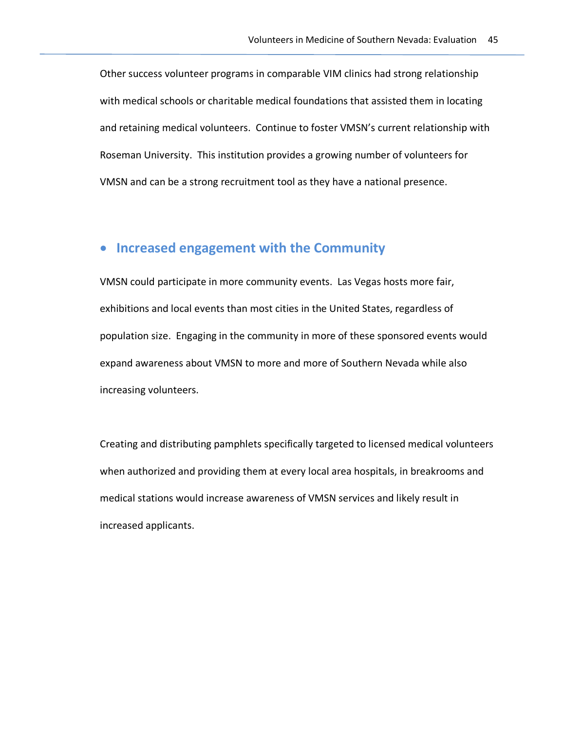Other success volunteer programs in comparable VIM clinics had strong relationship with medical schools or charitable medical foundations that assisted them in locating and retaining medical volunteers. Continue to foster VMSN's current relationship with Roseman University. This institution provides a growing number of volunteers for VMSN and can be a strong recruitment tool as they have a national presence.

- ## Increased engagement with the Community

VMSN could participate in more community events. Las Vegas hosts more fair, exhibitions and local events than most cities in the United States, regardless of population size. Engaging in the community in more of these sponsored events would expand awareness about VMSN to more and more of Southern Nevada while also increasing volunteers.

Creating and distributing pamphlets specifically targeted to licensed medical volunteers when authorized and providing them at every local area hospitals, in breakrooms and medical stations would increase awareness of VMSN services and likely result in increased applicants.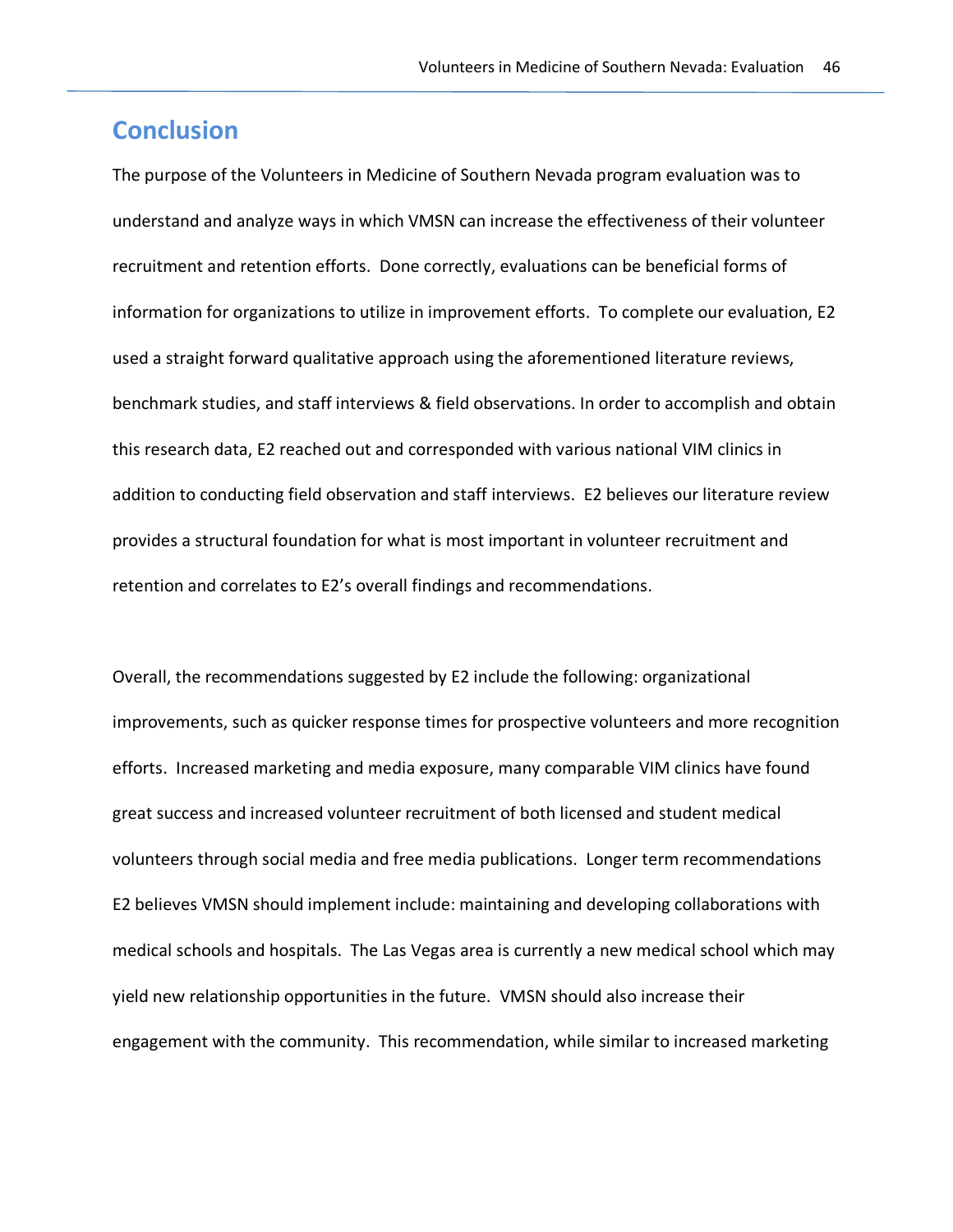# Conclusion

The purpose of the Volunteers in Medicine of Southern Nevada program evaluation was to understand and analyze ways in which VMSN can increase the effectiveness of their volunteer recruitment and retention efforts. Done correctly, evaluations can be beneficial forms of information for organizations to utilize in improvement efforts. To complete our evaluation, E2 used a straight forward qualitative approach using the aforementioned literature reviews, benchmark studies, and staff interviews & field observations. In order to accomplish and obtain this research data, E2 reached out and corresponded with various national VIM clinics in addition to conducting field observation and staff interviews. E2 believes our literature review provides a structural foundation for what is most important in volunteer recruitment and retention and correlates to E2's overall findings and recommendations.

Overall, the recommendations suggested by E2 include the following: organizational improvements, such as quicker response times for prospective volunteers and more recognition efforts. Increased marketing and media exposure, many comparable VIM clinics have found great success and increased volunteer recruitment of both licensed and student medical volunteers through social media and free media publications. Longer term recommendations E2 believes VMSN should implement include: maintaining and developing collaborations with medical schools and hospitals. The Las Vegas area is currently a new medical school which may yield new relationship opportunities in the future. VMSN should also increase their engagement with the community. This recommendation, while similar to increased marketing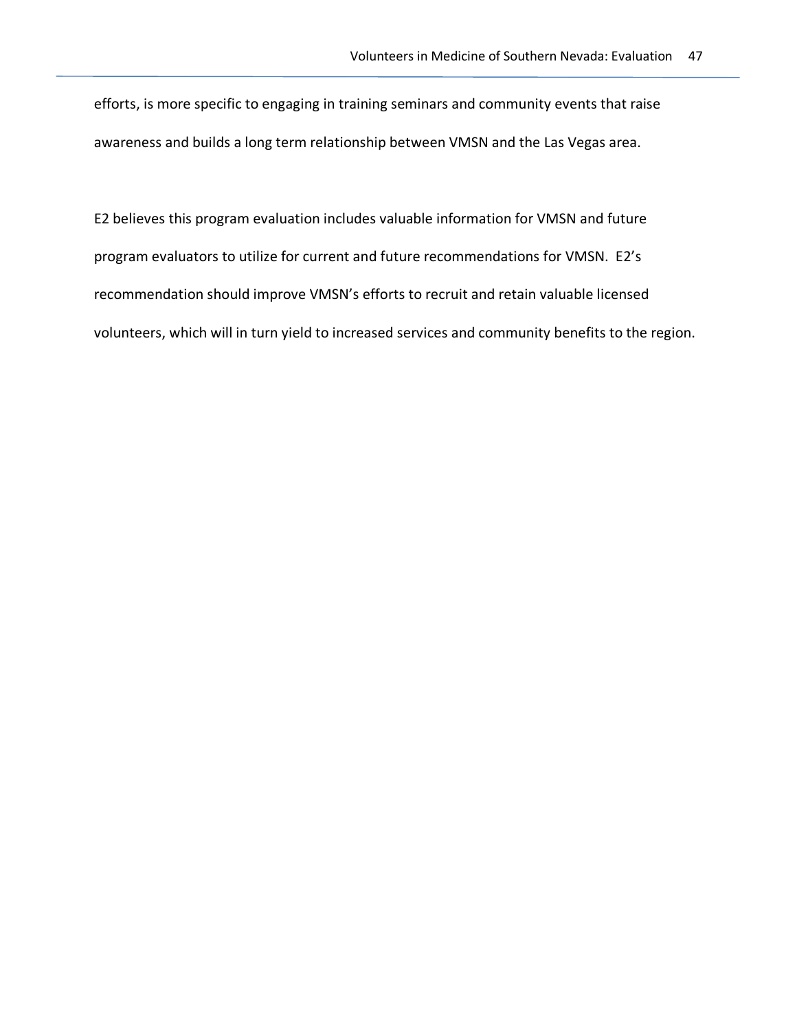efforts, is more specific to engaging in training seminars and community events that raise awareness and builds a long term relationship between VMSN and the Las Vegas area.

E2 believes this program evaluation includes valuable information for VMSN and future program evaluators to utilize for current and future recommendations for VMSN. E2's recommendation should improve VMSN's efforts to recruit and retain valuable licensed volunteers, which will in turn yield to increased services and community benefits to the region.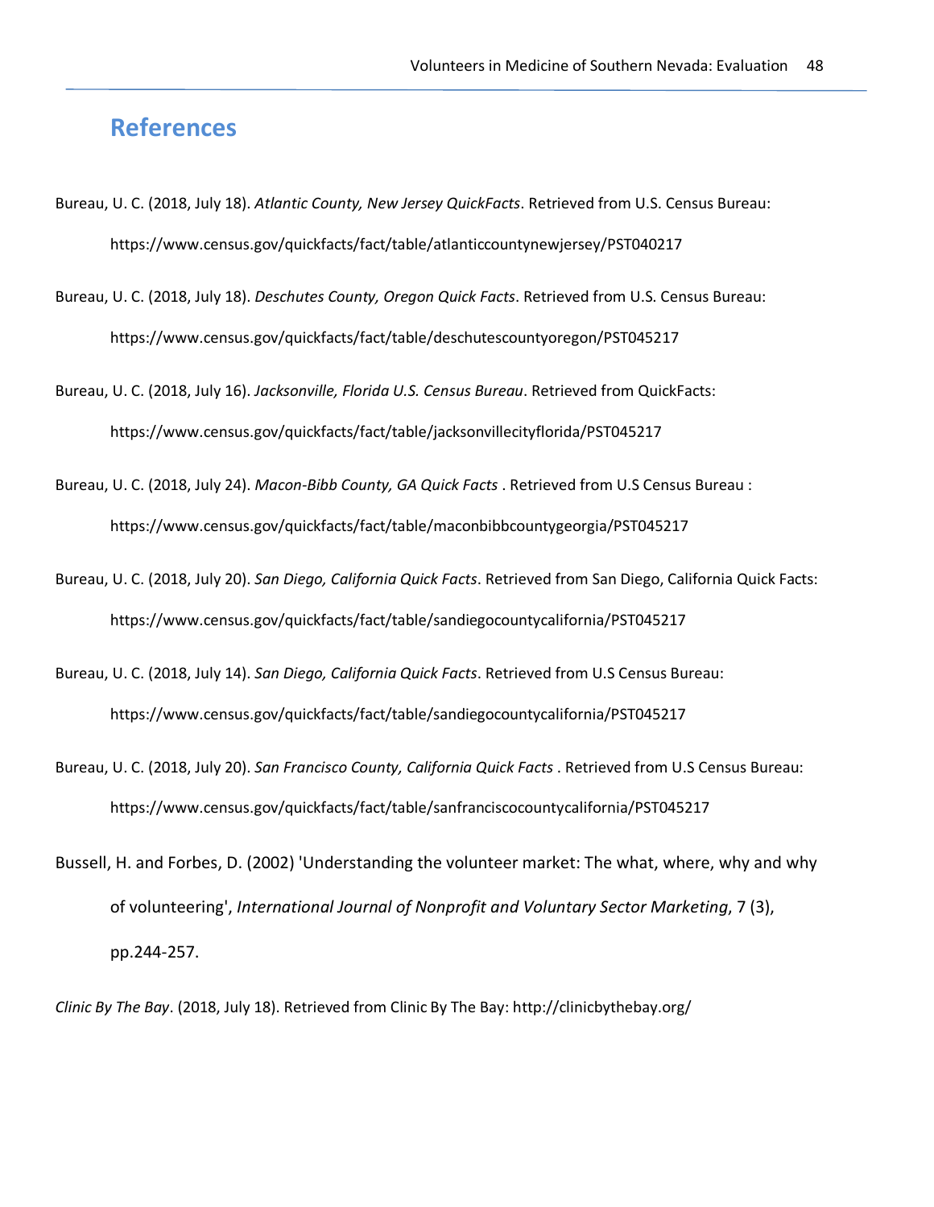# References

Bureau, U. C. (2018, July 18). *Atlantic County, New Jersey QuickFacts*. Retrieved from U.S. Census Bureau: https://www.census.gov/quickfacts/fact/table/atlanticcountynewjersey/PST040217

Bureau, U. C. (2018, July 18). *Deschutes County, Oregon Quick Facts*. Retrieved from U.S. Census Bureau: https://www.census.gov/quickfacts/fact/table/deschutescountyoregon/PST045217

Bureau, U. C. (2018, July 16). *Jacksonville, Florida U.S. Census Bureau*. Retrieved from QuickFacts: https://www.census.gov/quickfacts/fact/table/jacksonvillecityflorida/PST045217

Bureau, U. C. (2018, July 24). *Macon-Bibb County, GA Quick Facts* . Retrieved from U.S Census Bureau : https://www.census.gov/quickfacts/fact/table/maconbibbcountygeorgia/PST045217

Bureau, U. C. (2018, July 20). *San Diego, California Quick Facts*. Retrieved from San Diego, California Quick Facts: https://www.census.gov/quickfacts/fact/table/sandiegocountycalifornia/PST045217

Bureau, U. C. (2018, July 14). *San Diego, California Quick Facts*. Retrieved from U.S Census Bureau: https://www.census.gov/quickfacts/fact/table/sandiegocountycalifornia/PST045217

Bureau, U. C. (2018, July 20). *San Francisco County, California Quick Facts* . Retrieved from U.S Census Bureau: https://www.census.gov/quickfacts/fact/table/sanfranciscocountycalifornia/PST045217

Bussell, H. and Forbes, D. (2002) 'Understanding the volunteer market: The what, where, why and why of volunteering', *International Journal of Nonprofit and Voluntary Sector Marketing*, 7 (3), pp.244-257.

*Clinic By The Bay*. (2018, July 18). Retrieved from Clinic By The Bay: http://clinicbythebay.org/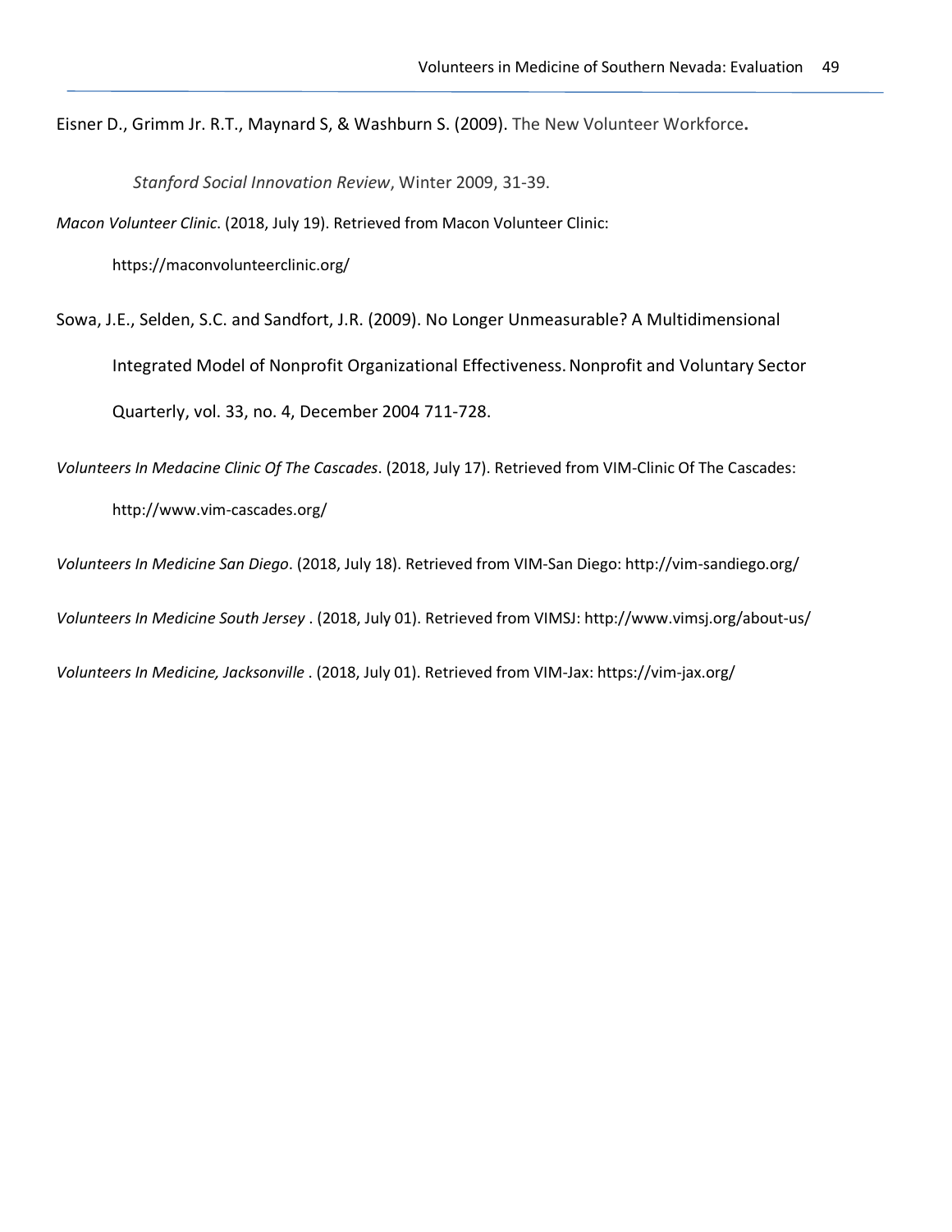Eisner D., Grimm Jr. R.T., Maynard S, & Washburn S. (2009). The New Volunteer Workforce**.** *Stanford Social Innovation Review*, Winter 2009, 31-39.

*Macon Volunteer Clinic*. (2018, July 19). Retrieved from Macon Volunteer Clinic: https://maconvolunteerclinic.org/

Sowa, J.E., Selden, S.C. and Sandfort, J.R. (2009). No Longer Unmeasurable? A Multidimensional Integrated Model of Nonprofit Organizational Effectiveness. Nonprofit and Voluntary Sector Quarterly, vol. 33, no. 4, December 2004 711-728.

*Volunteers In Medacine Clinic Of The Cascades*. (2018, July 17). Retrieved from VIM-Clinic Of The Cascades: http://www.vim-cascades.org/

*Volunteers In Medicine San Diego*. (2018, July 18). Retrieved from VIM-San Diego: http://vim-sandiego.org/

*Volunteers In Medicine South Jersey* . (2018, July 01). Retrieved from VIMSJ: http://www.vimsj.org/about-us/

*Volunteers In Medicine, Jacksonville* . (2018, July 01). Retrieved from VIM-Jax: https://vim-jax.org/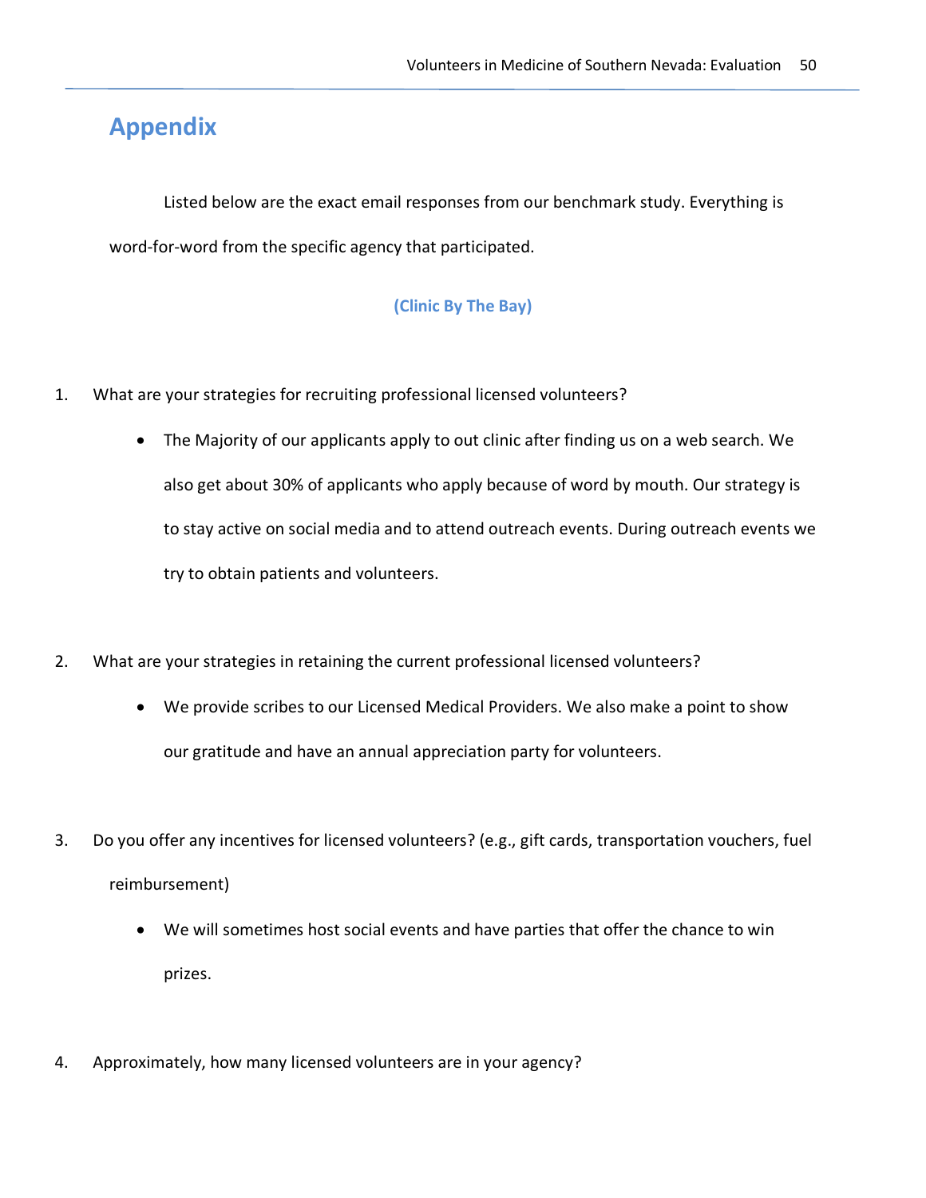# Appendix

Listed below are the exact email responses from our benchmark study. Everything is word-for-word from the specific agency that participated.

**(Clinic By The Bay)**

1. What are your strategies for recruiting professional licensed volunteers?

   - The Majority of our applicants apply to out clinic after finding us on a web search. We also get about 30% of applicants who apply because of word by mouth. Our strategy is to stay active on social media and to attend outreach events. During outreach events we try to obtain patients and volunteers.

2. What are your strategies in retaining the current professional licensed volunteers?

   - We provide scribes to our Licensed Medical Providers. We also make a point to show our gratitude and have an annual appreciation party for volunteers.

3. Do you offer any incentives for licensed volunteers? (e.g., gift cards, transportation vouchers, fuel reimbursement)

   - We will sometimes host social events and have parties that offer the chance to win prizes.

4. Approximately, how many licensed volunteers are in your agency?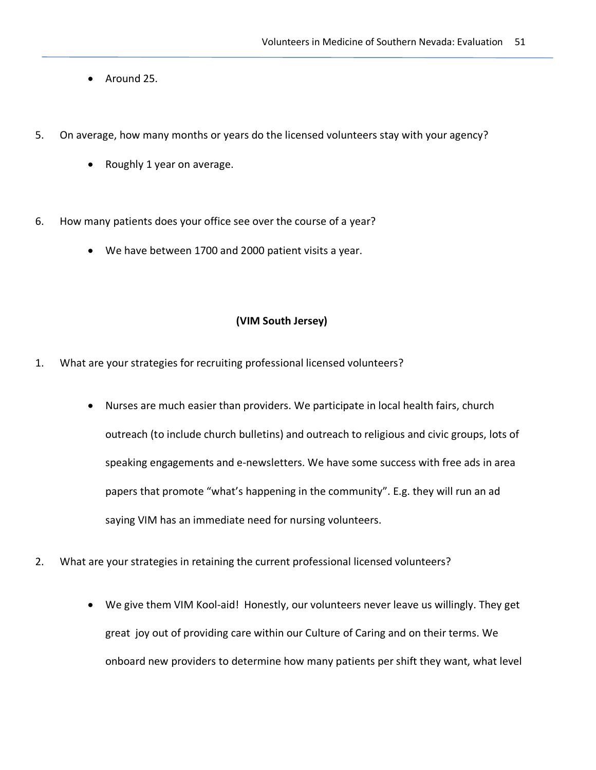- Around 25.

5. On average, how many months or years do the licensed volunteers stay with your agency?

   - Roughly 1 year on average.

6. How many patients does your office see over the course of a year?

   - We have between 1700 and 2000 patient visits a year.

**(VIM South Jersey)**

1. What are your strategies for recruiting professional licensed volunteers?

   - Nurses are much easier than providers. We participate in local health fairs, church outreach (to include church bulletins) and outreach to religious and civic groups, lots of speaking engagements and e-newsletters. We have some success with free ads in area papers that promote "what's happening in the community". E.g. they will run an ad saying VIM has an immediate need for nursing volunteers.

2. What are your strategies in retaining the current professional licensed volunteers?

   - We give them VIM Kool-aid! Honestly, our volunteers never leave us willingly. They get great joy out of providing care within our Culture of Caring and on their terms. We onboard new providers to determine how many patients per shift they want, what level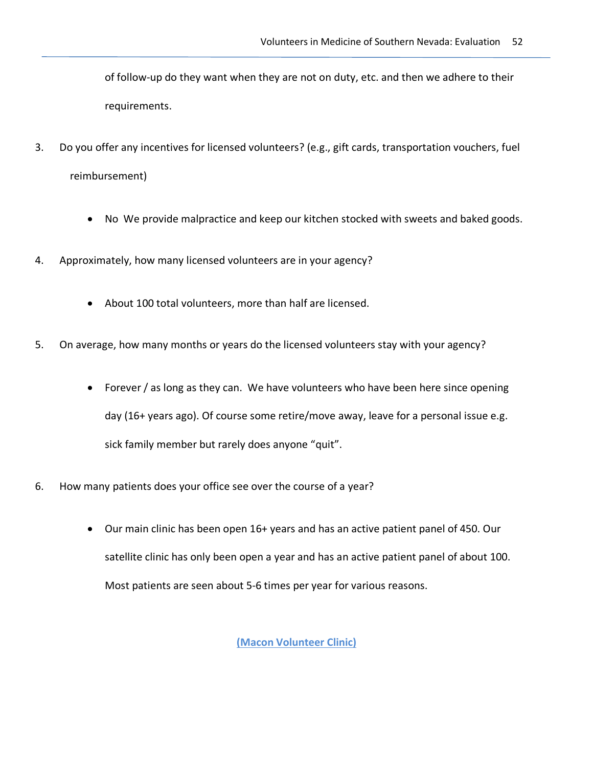of follow-up do they want when they are not on duty, etc. and then we adhere to their requirements.

3. Do you offer any incentives for licensed volunteers? (e.g., gift cards, transportation vouchers, fuel reimbursement)

    - No  We provide malpractice and keep our kitchen stocked with sweets and baked goods.

4. Approximately, how many licensed volunteers are in your agency?

    - About 100 total volunteers, more than half are licensed.

5. On average, how many months or years do the licensed volunteers stay with your agency?

    - Forever / as long as they can.  We have volunteers who have been here since opening day (16+ years ago). Of course some retire/move away, leave for a personal issue e.g. sick family member but rarely does anyone "quit".

6. How many patients does your office see over the course of a year?

    - Our main clinic has been open 16+ years and has an active patient panel of 450. Our satellite clinic has only been open a year and has an active patient panel of about 100. Most patients are seen about 5-6 times per year for various reasons.

**(Macon Volunteer Clinic)**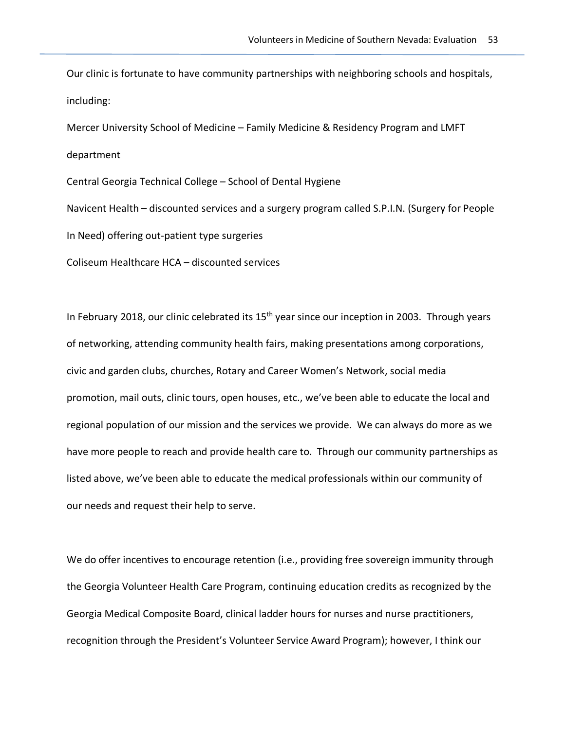Our clinic is fortunate to have community partnerships with neighboring schools and hospitals, including:

Mercer University School of Medicine – Family Medicine & Residency Program and LMFT department

Central Georgia Technical College – School of Dental Hygiene

Navicent Health – discounted services and a surgery program called S.P.I.N. (Surgery for People In Need) offering out-patient type surgeries

Coliseum Healthcare HCA – discounted services

In February 2018, our clinic celebrated its 15th year since our inception in 2003. Through years of networking, attending community health fairs, making presentations among corporations, civic and garden clubs, churches, Rotary and Career Women's Network, social media promotion, mail outs, clinic tours, open houses, etc., we've been able to educate the local and regional population of our mission and the services we provide. We can always do more as we have more people to reach and provide health care to. Through our community partnerships as listed above, we've been able to educate the medical professionals within our community of our needs and request their help to serve.

We do offer incentives to encourage retention (i.e., providing free sovereign immunity through the Georgia Volunteer Health Care Program, continuing education credits as recognized by the Georgia Medical Composite Board, clinical ladder hours for nurses and nurse practitioners, recognition through the President's Volunteer Service Award Program); however, I think our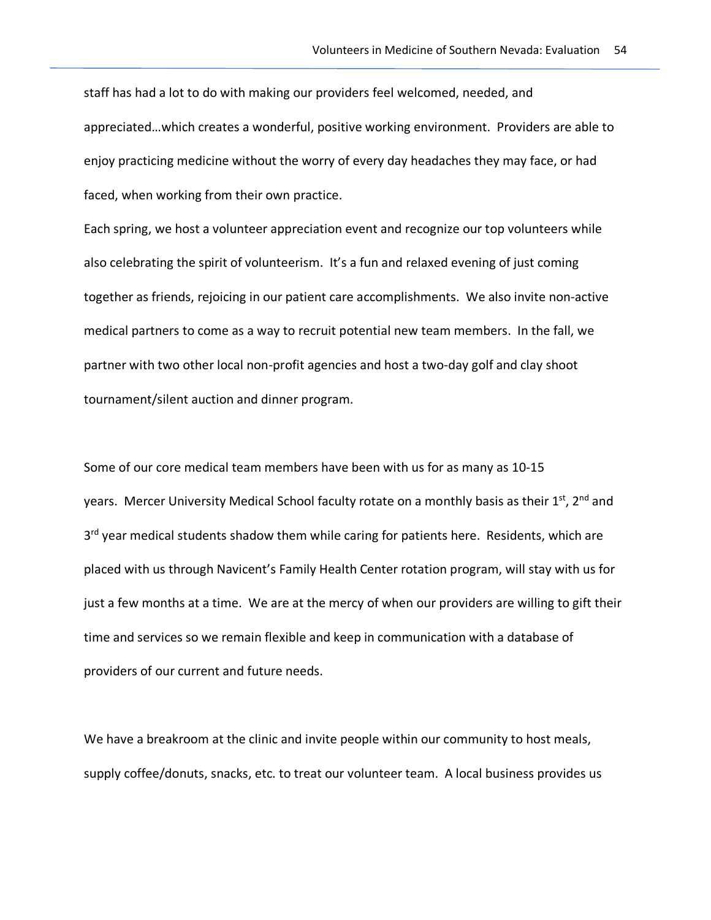staff has had a lot to do with making our providers feel welcomed, needed, and appreciated…which creates a wonderful, positive working environment. Providers are able to enjoy practicing medicine without the worry of every day headaches they may face, or had faced, when working from their own practice.

Each spring, we host a volunteer appreciation event and recognize our top volunteers while also celebrating the spirit of volunteerism. It's a fun and relaxed evening of just coming together as friends, rejoicing in our patient care accomplishments. We also invite non-active medical partners to come as a way to recruit potential new team members. In the fall, we partner with two other local non-profit agencies and host a two-day golf and clay shoot tournament/silent auction and dinner program.

Some of our core medical team members have been with us for as many as 10-15 years. Mercer University Medical School faculty rotate on a monthly basis as their 1st, 2nd and 3rd year medical students shadow them while caring for patients here. Residents, which are placed with us through Navicent's Family Health Center rotation program, will stay with us for just a few months at a time. We are at the mercy of when our providers are willing to gift their time and services so we remain flexible and keep in communication with a database of providers of our current and future needs.

We have a breakroom at the clinic and invite people within our community to host meals, supply coffee/donuts, snacks, etc. to treat our volunteer team. A local business provides us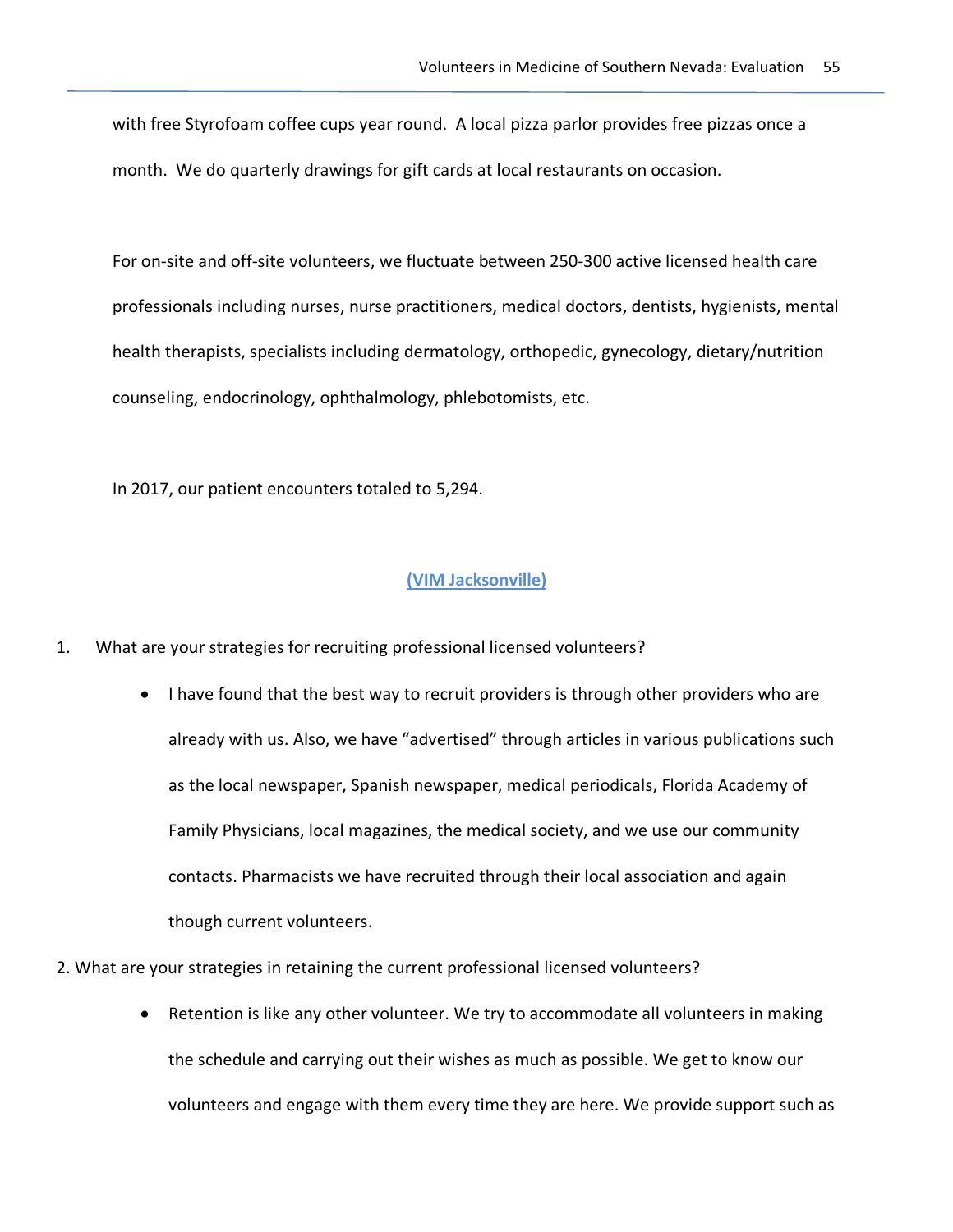with free Styrofoam coffee cups year round. A local pizza parlor provides free pizzas once a month. We do quarterly drawings for gift cards at local restaurants on occasion.

For on-site and off-site volunteers, we fluctuate between 250-300 active licensed health care professionals including nurses, nurse practitioners, medical doctors, dentists, hygienists, mental health therapists, specialists including dermatology, orthopedic, gynecology, dietary/nutrition counseling, endocrinology, ophthalmology, phlebotomists, etc.

In 2017, our patient encounters totaled to 5,294.

**(VIM Jacksonville)**

1. What are your strategies for recruiting professional licensed volunteers?

    - I have found that the best way to recruit providers is through other providers who are already with us. Also, we have "advertised" through articles in various publications such as the local newspaper, Spanish newspaper, medical periodicals, Florida Academy of Family Physicians, local magazines, the medical society, and we use our community contacts. Pharmacists we have recruited through their local association and again though current volunteers.

2. What are your strategies in retaining the current professional licensed volunteers?

    - Retention is like any other volunteer. We try to accommodate all volunteers in making the schedule and carrying out their wishes as much as possible. We get to know our volunteers and engage with them every time they are here. We provide support such as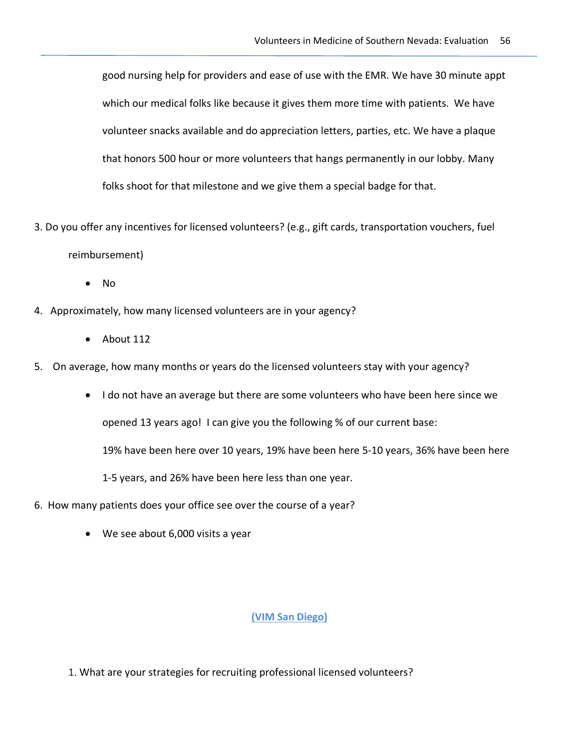good nursing help for providers and ease of use with the EMR. We have 30 minute appt which our medical folks like because it gives them more time with patients. We have volunteer snacks available and do appreciation letters, parties, etc. We have a plaque that honors 500 hour or more volunteers that hangs permanently in our lobby. Many folks shoot for that milestone and we give them a special badge for that.

3. Do you offer any incentives for licensed volunteers? (e.g., gift cards, transportation vouchers, fuel reimbursement)

   - No

4. Approximately, how many licensed volunteers are in your agency?

   - About 112

5. On average, how many months or years do the licensed volunteers stay with your agency?

   - I do not have an average but there are some volunteers who have been here since we opened 13 years ago! I can give you the following % of our current base:
     19% have been here over 10 years, 19% have been here 5-10 years, 36% have been here 1-5 years, and 26% have been here less than one year.

6. How many patients does your office see over the course of a year?

   - We see about 6,000 visits a year

**(VIM San Diego)**

1. What are your strategies for recruiting professional licensed volunteers?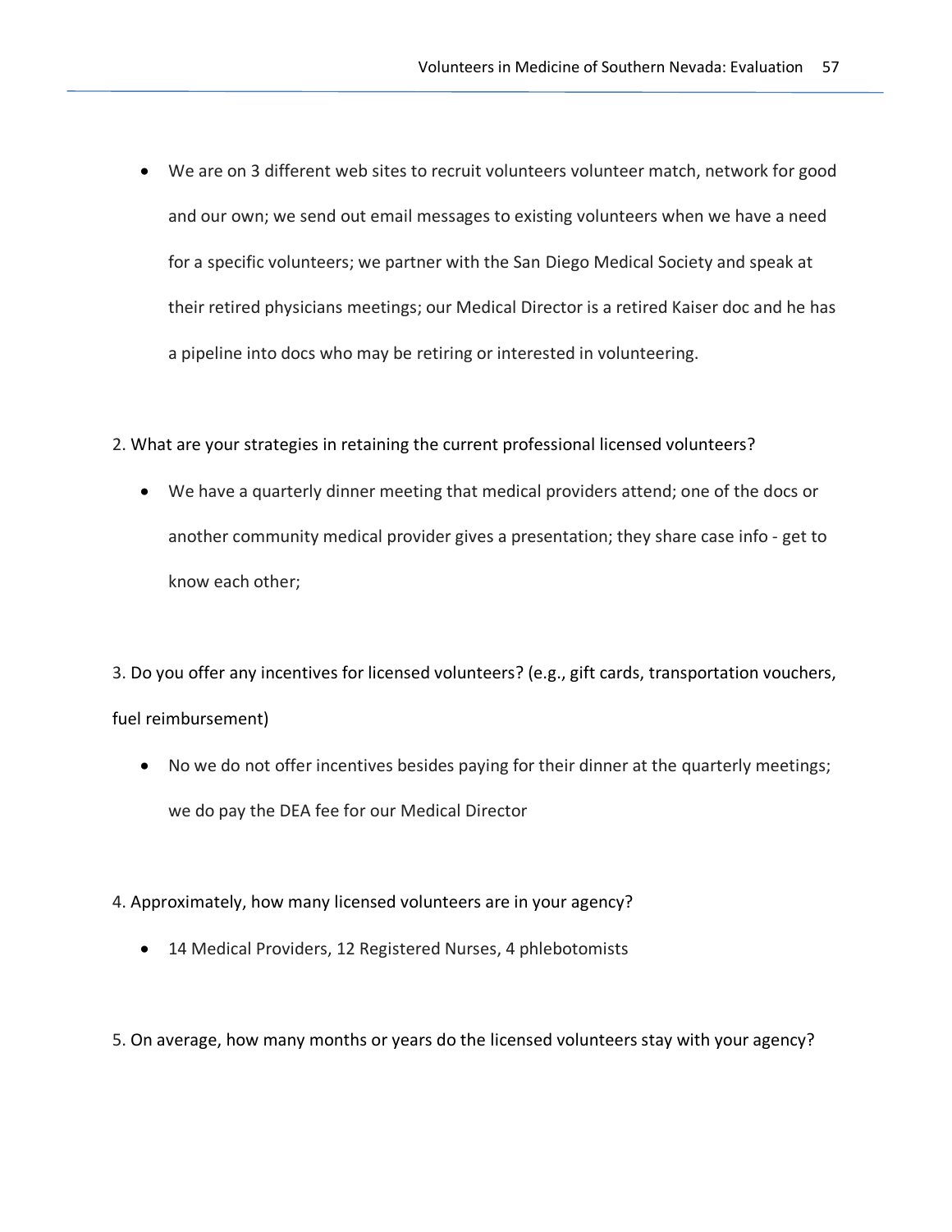- We are on 3 different web sites to recruit volunteers volunteer match, network for good and our own; we send out email messages to existing volunteers when we have a need for a specific volunteers; we partner with the San Diego Medical Society and speak at their retired physicians meetings; our Medical Director is a retired Kaiser doc and he has a pipeline into docs who may be retiring or interested in volunteering.

2. What are your strategies in retaining the current professional licensed volunteers?

- We have a quarterly dinner meeting that medical providers attend; one of the docs or another community medical provider gives a presentation; they share case info - get to know each other;

3. Do you offer any incentives for licensed volunteers? (e.g., gift cards, transportation vouchers, fuel reimbursement)

- No we do not offer incentives besides paying for their dinner at the quarterly meetings; we do pay the DEA fee for our Medical Director

4. Approximately, how many licensed volunteers are in your agency?

- 14 Medical Providers, 12 Registered Nurses, 4 phlebotomists

5. On average, how many months or years do the licensed volunteers stay with your agency?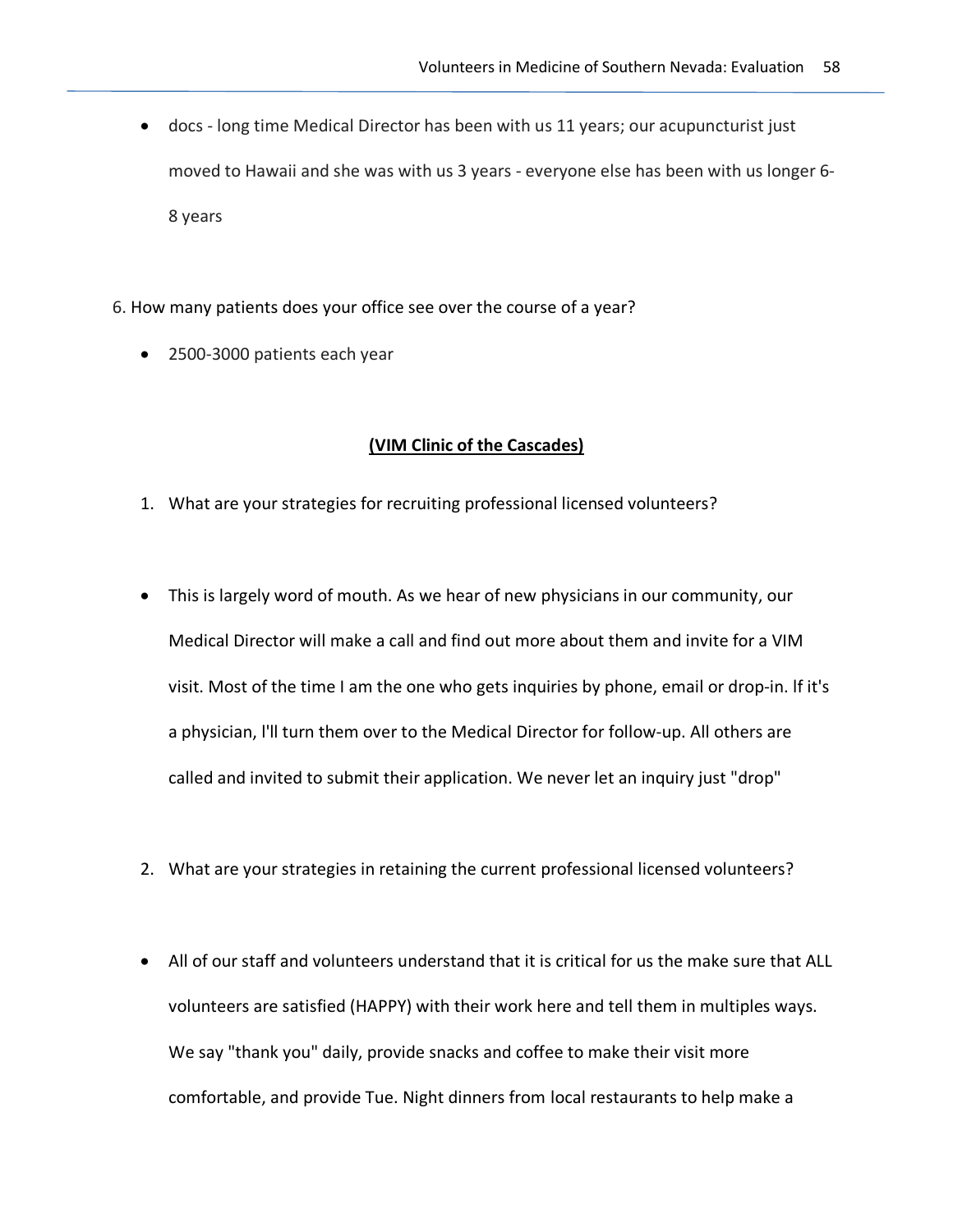- docs - long time Medical Director has been with us 11 years; our acupuncturist just moved to Hawaii and she was with us 3 years - everyone else has been with us longer 6-8 years

6. How many patients does your office see over the course of a year?

- 2500-3000 patients each year

**(VIM Clinic of the Cascades)**

1. What are your strategies for recruiting professional licensed volunteers?

- This is largely word of mouth. As we hear of new physicians in our community, our Medical Director will make a call and find out more about them and invite for a VIM visit. Most of the time I am the one who gets inquiries by phone, email or drop-in. If it's a physician, I'll turn them over to the Medical Director for follow-up. All others are called and invited to submit their application. We never let an inquiry just "drop"

2. What are your strategies in retaining the current professional licensed volunteers?

- All of our staff and volunteers understand that it is critical for us the make sure that ALL volunteers are satisfied (HAPPY) with their work here and tell them in multiples ways. We say "thank you" daily, provide snacks and coffee to make their visit more comfortable, and provide Tue. Night dinners from local restaurants to help make a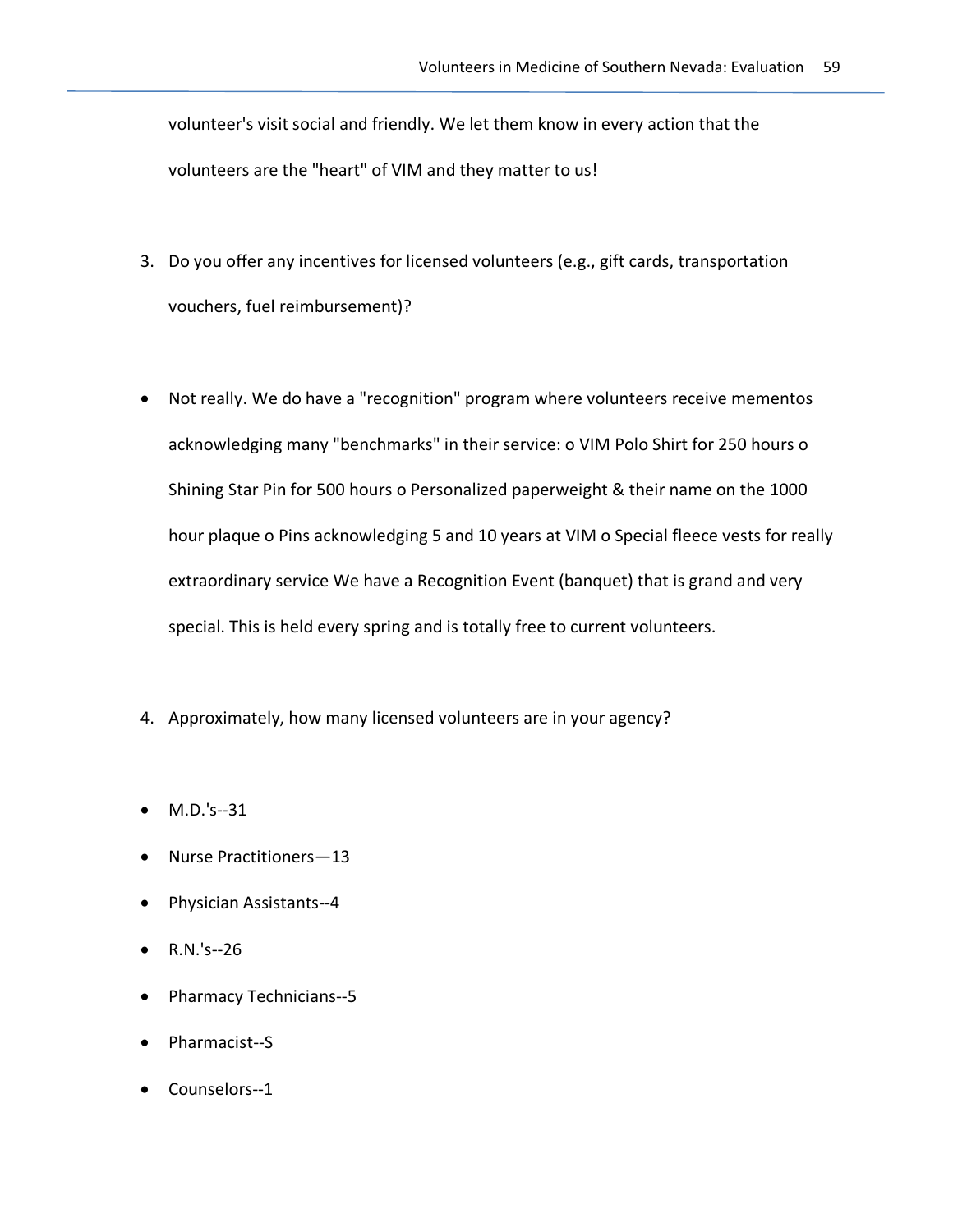volunteer's visit social and friendly. We let them know in every action that the volunteers are the "heart" of VIM and they matter to us!

3. Do you offer any incentives for licensed volunteers (e.g., gift cards, transportation vouchers, fuel reimbursement)?

- Not really. We do have a "recognition" program where volunteers receive mementos acknowledging many "benchmarks" in their service: o VIM Polo Shirt for 250 hours o Shining Star Pin for 500 hours o Personalized paperweight & their name on the 1000 hour plaque o Pins acknowledging 5 and 10 years at VIM o Special fleece vests for really extraordinary service We have a Recognition Event (banquet) that is grand and very special. This is held every spring and is totally free to current volunteers.

4. Approximately, how many licensed volunteers are in your agency?

- M.D.'s--31
- Nurse Practitioners—13
- Physician Assistants--4
- R.N.'s--26
- Pharmacy Technicians--5
- Pharmacist--S
- Counselors--1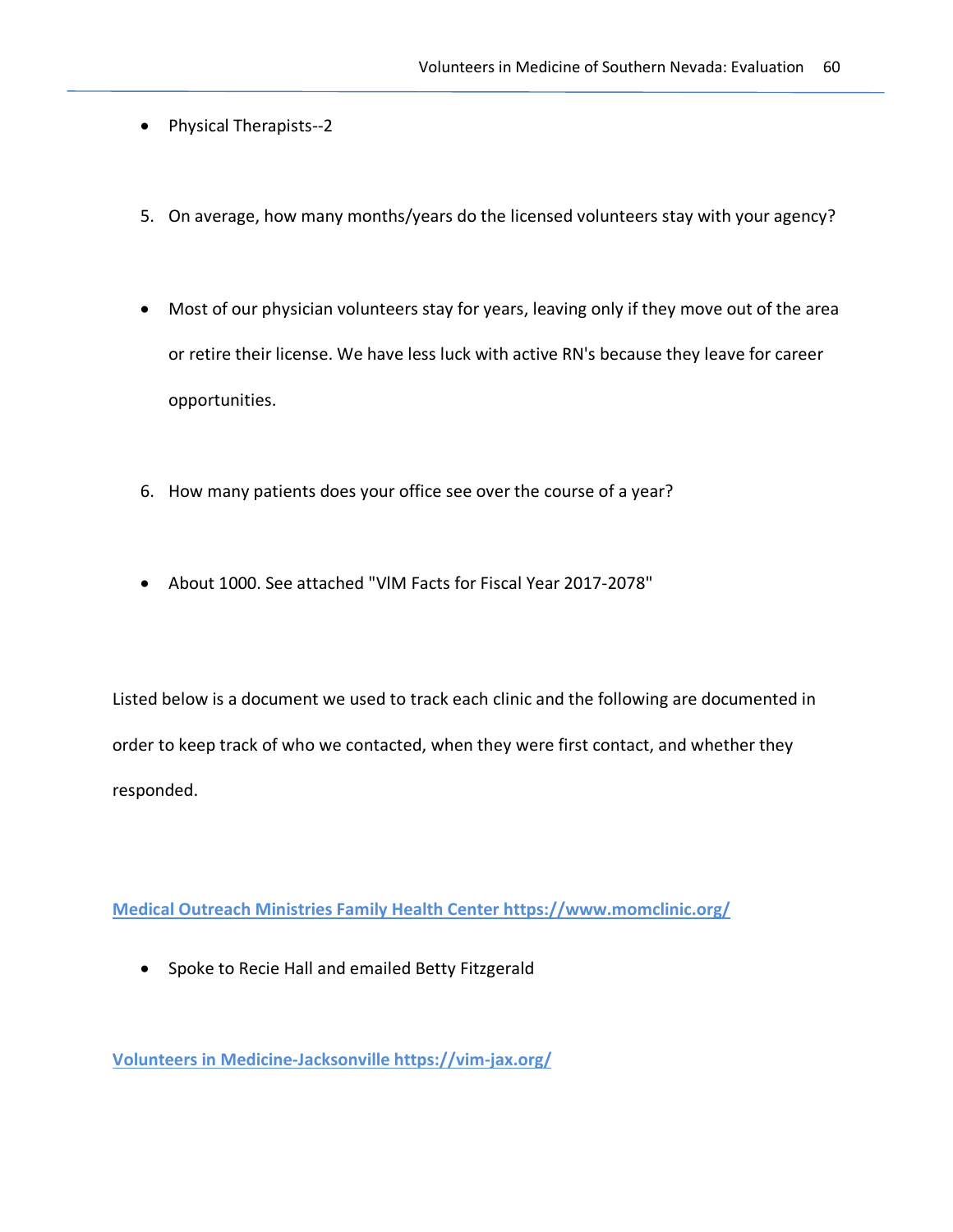- Physical Therapists--2

5. On average, how many months/years do the licensed volunteers stay with your agency?

- Most of our physician volunteers stay for years, leaving only if they move out of the area or retire their license. We have less luck with active RN's because they leave for career opportunities.

6. How many patients does your office see over the course of a year?

- About 1000. See attached "VlM Facts for Fiscal Year 2017-2078"

Listed below is a document we used to track each clinic and the following are documented in order to keep track of who we contacted, when they were first contact, and whether they responded.

**Medical Outreach Ministries Family Health Center https://www.momclinic.org/**

- Spoke to Recie Hall and emailed Betty Fitzgerald

**Volunteers in Medicine-Jacksonville https://vim-jax.org/**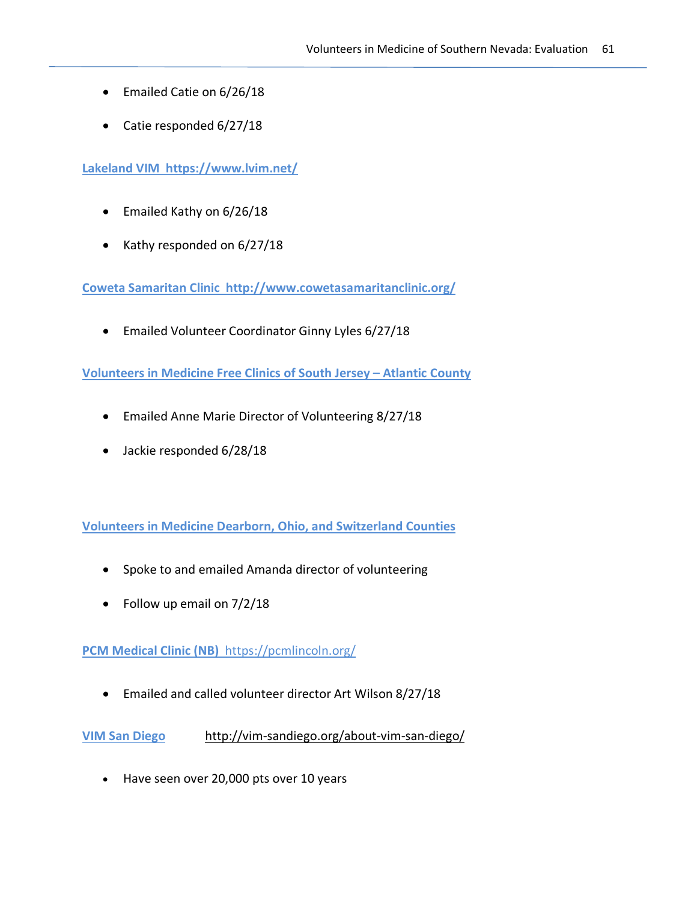- Emailed Catie on 6/26/18
- Catie responded 6/27/18

**Lakeland VIM https://www.lvim.net/**

- Emailed Kathy on 6/26/18
- Kathy responded on 6/27/18

**Coweta Samaritan Clinic http://www.cowetasamaritanclinic.org/**

- Emailed Volunteer Coordinator Ginny Lyles 6/27/18

**Volunteers in Medicine Free Clinics of South Jersey – Atlantic County**

- Emailed Anne Marie Director of Volunteering 8/27/18
- Jackie responded 6/28/18

**Volunteers in Medicine Dearborn, Ohio, and Switzerland Counties**

- Spoke to and emailed Amanda director of volunteering
- Follow up email on 7/2/18

**PCM Medical Clinic (NB)** https://pcmlincoln.org/

- Emailed and called volunteer director Art Wilson 8/27/18

**VIM San Diego** http://vim-sandiego.org/about-vim-san-diego/

- Have seen over 20,000 pts over 10 years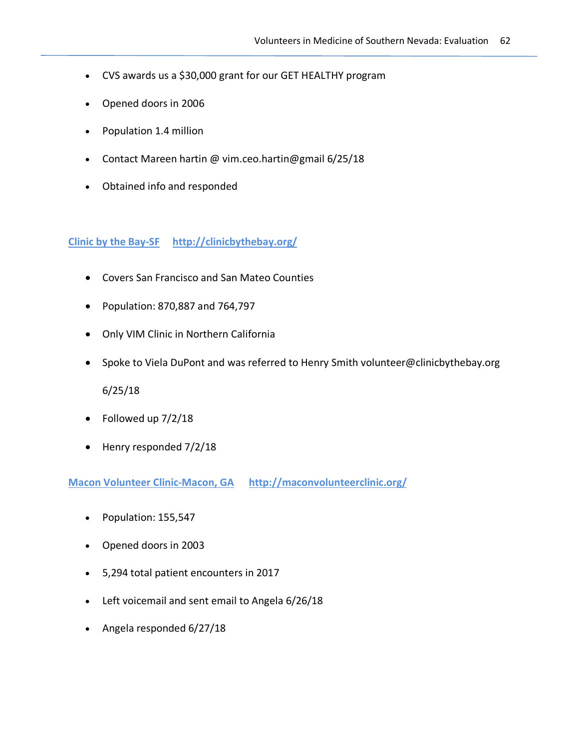- CVS awards us a $30,000 grant for our GET HEALTHY program
- Opened doors in 2006
- Population 1.4 million
- Contact Mareen hartin @ vim.ceo.hartin@gmail 6/25/18
- Obtained info and responded

**[Clinic by the Bay-SF](http://clinicbythebay.org/)** **[http://clinicbythebay.org/](http://clinicbythebay.org/)**

- Covers San Francisco and San Mateo Counties
- Population: 870,887 and 764,797
- Only VIM Clinic in Northern California
- Spoke to Viela DuPont and was referred to Henry Smith volunteer@clinicbythebay.org 6/25/18
- Followed up 7/2/18
- Henry responded 7/2/18

**[Macon Volunteer Clinic-Macon, GA](http://maconvolunteerclinic.org/)** **[http://maconvolunteerclinic.org/](http://maconvolunteerclinic.org/)**

- Population: 155,547
- Opened doors in 2003
- 5,294 total patient encounters in 2017
- Left voicemail and sent email to Angela 6/26/18
- Angela responded 6/27/18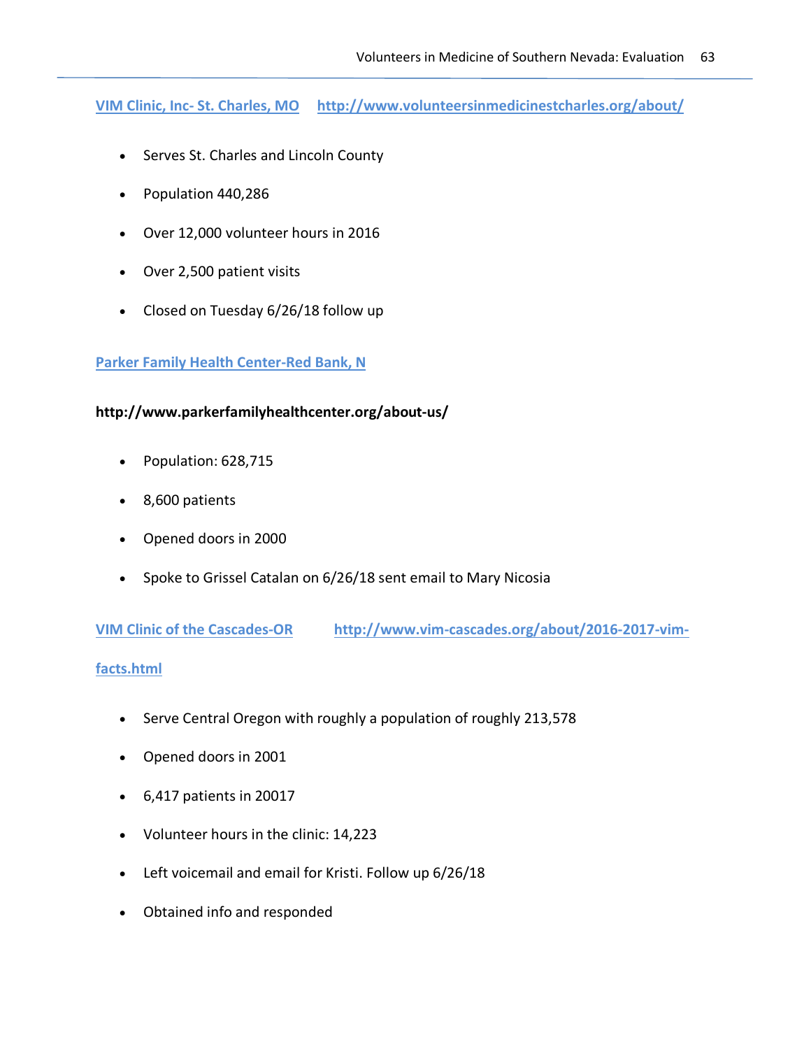**VIM Clinic, Inc- St. Charles, MO** **http://www.volunteersinmedicinestcharles.org/about/**

- Serves St. Charles and Lincoln County
- Population 440,286
- Over 12,000 volunteer hours in 2016
- Over 2,500 patient visits
- Closed on Tuesday 6/26/18 follow up

**Parker Family Health Center-Red Bank, N**

**http://www.parkerfamilyhealthcenter.org/about-us/**

- Population: 628,715
- 8,600 patients
- Opened doors in 2000
- Spoke to Grissel Catalan on 6/26/18 sent email to Mary Nicosia

**VIM Clinic of the Cascades-OR** **http://www.vim-cascades.org/about/2016-2017-vim-facts.html**

- Serve Central Oregon with roughly a population of roughly 213,578
- Opened doors in 2001
- 6,417 patients in 20017
- Volunteer hours in the clinic: 14,223
- Left voicemail and email for Kristi. Follow up 6/26/18
- Obtained info and responded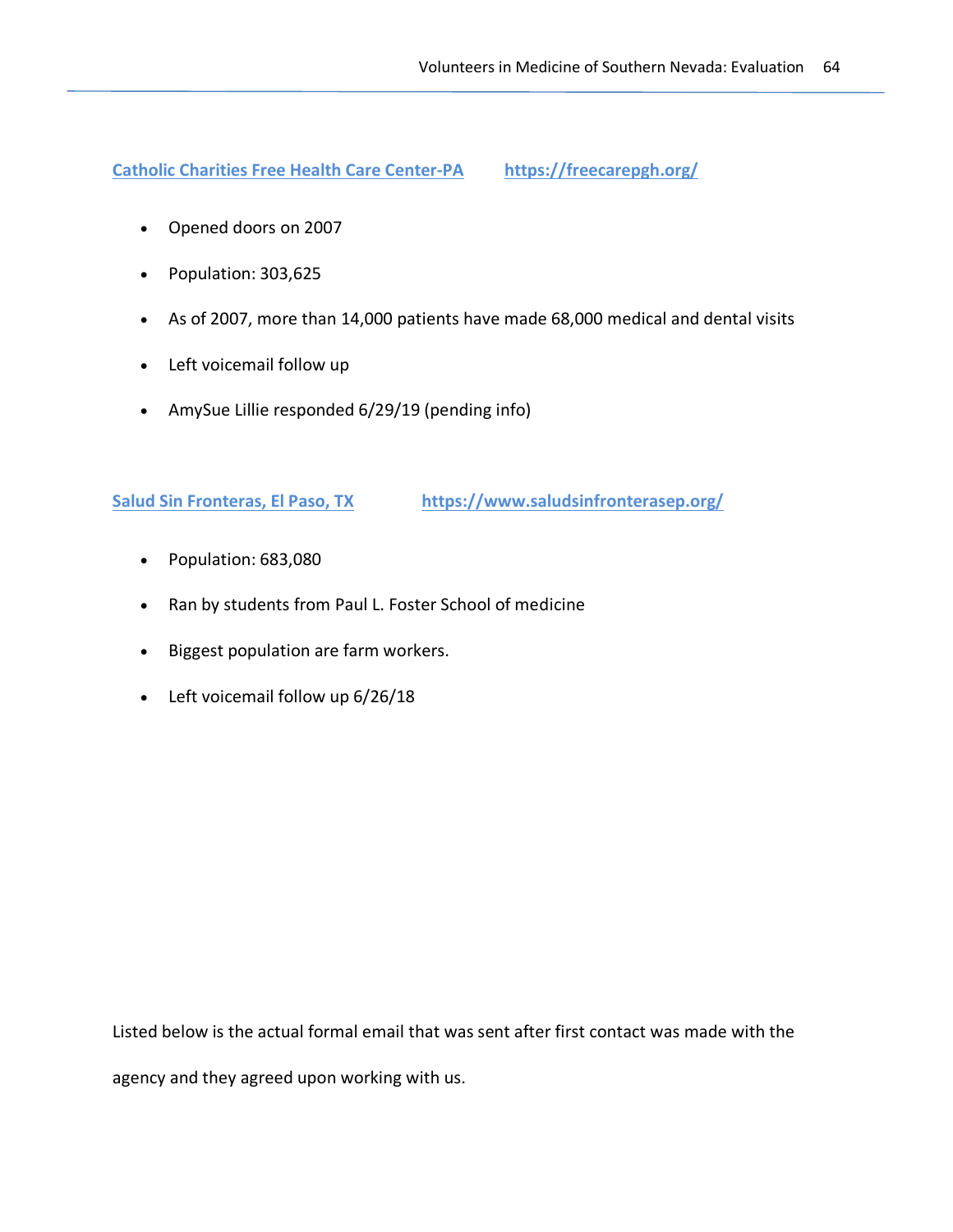[Catholic Charities Free Health Care Center-PA](https://freecarepgh.org/) [https://freecarepgh.org/](https://freecarepgh.org/)

- Opened doors on 2007
- Population: 303,625
- As of 2007, more than 14,000 patients have made 68,000 medical and dental visits
- Left voicemail follow up
- AmySue Lillie responded 6/29/19 (pending info)

[Salud Sin Fronteras, El Paso, TX](https://www.saludsinfronterasep.org/) [https://www.saludsinfronterasep.org/](https://www.saludsinfronterasep.org/)

- Population: 683,080
- Ran by students from Paul L. Foster School of medicine
- Biggest population are farm workers.
- Left voicemail follow up 6/26/18

Listed below is the actual formal email that was sent after first contact was made with the agency and they agreed upon working with us.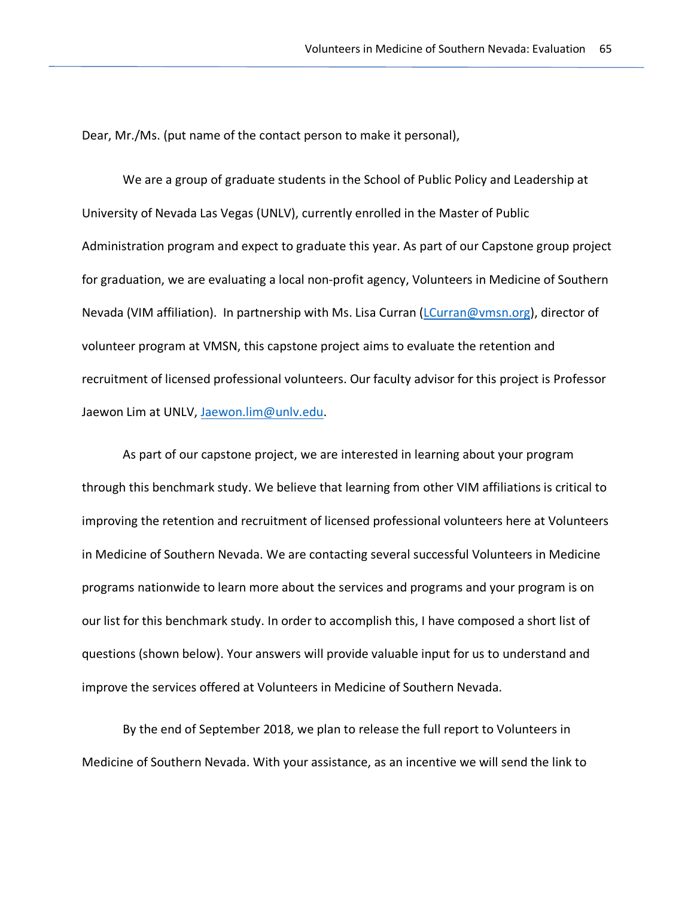Dear, Mr./Ms. (put name of the contact person to make it personal),

We are a group of graduate students in the School of Public Policy and Leadership at University of Nevada Las Vegas (UNLV), currently enrolled in the Master of Public Administration program and expect to graduate this year. As part of our Capstone group project for graduation, we are evaluating a local non-profit agency, Volunteers in Medicine of Southern Nevada (VIM affiliation). In partnership with Ms. Lisa Curran (LCurran@vmsn.org), director of volunteer program at VMSN, this capstone project aims to evaluate the retention and recruitment of licensed professional volunteers. Our faculty advisor for this project is Professor Jaewon Lim at UNLV, Jaewon.lim@unlv.edu.

As part of our capstone project, we are interested in learning about your program through this benchmark study. We believe that learning from other VIM affiliations is critical to improving the retention and recruitment of licensed professional volunteers here at Volunteers in Medicine of Southern Nevada. We are contacting several successful Volunteers in Medicine programs nationwide to learn more about the services and programs and your program is on our list for this benchmark study. In order to accomplish this, I have composed a short list of questions (shown below). Your answers will provide valuable input for us to understand and improve the services offered at Volunteers in Medicine of Southern Nevada.

By the end of September 2018, we plan to release the full report to Volunteers in Medicine of Southern Nevada. With your assistance, as an incentive we will send the link to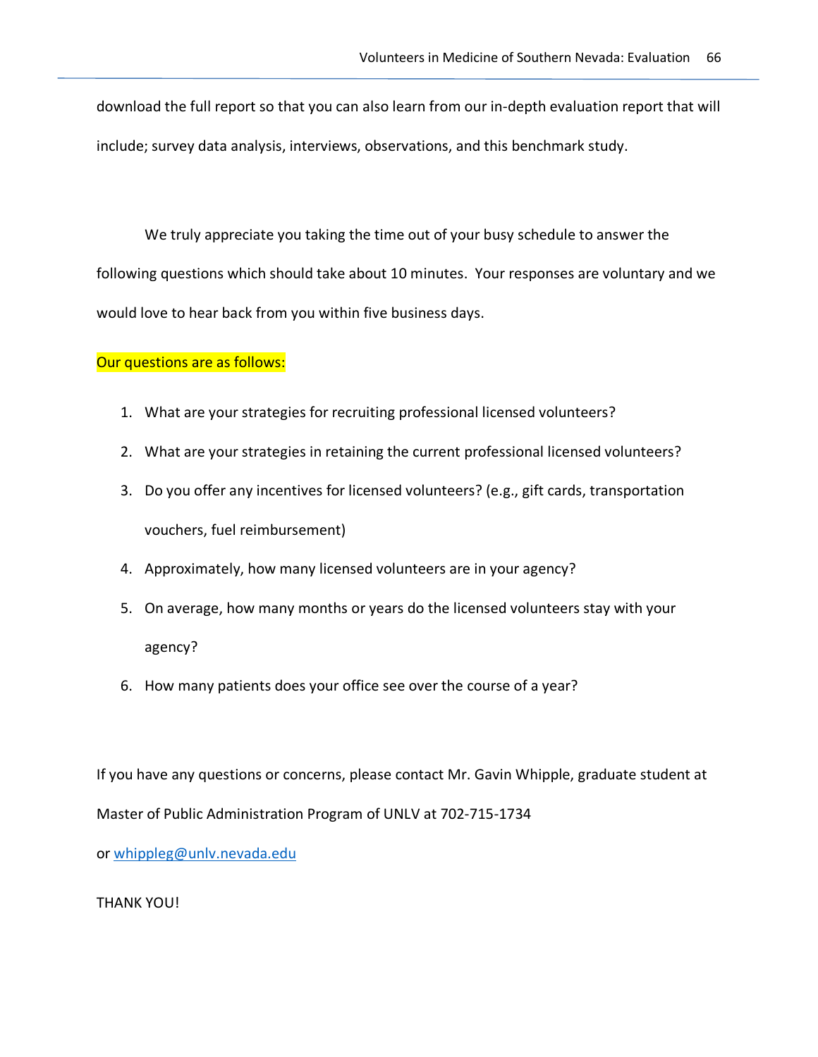download the full report so that you can also learn from our in-depth evaluation report that will include; survey data analysis, interviews, observations, and this benchmark study.

We truly appreciate you taking the time out of your busy schedule to answer the following questions which should take about 10 minutes.  Your responses are voluntary and we would love to hear back from you within five business days.

Our questions are as follows:

1. What are your strategies for recruiting professional licensed volunteers?
2. What are your strategies in retaining the current professional licensed volunteers?
3. Do you offer any incentives for licensed volunteers? (e.g., gift cards, transportation vouchers, fuel reimbursement)
4. Approximately, how many licensed volunteers are in your agency?
5. On average, how many months or years do the licensed volunteers stay with your agency?
6. How many patients does your office see over the course of a year?

If you have any questions or concerns, please contact Mr. Gavin Whipple, graduate student at Master of Public Administration Program of UNLV at 702-715-1734 or whippleg@unlv.nevada.edu

THANK YOU!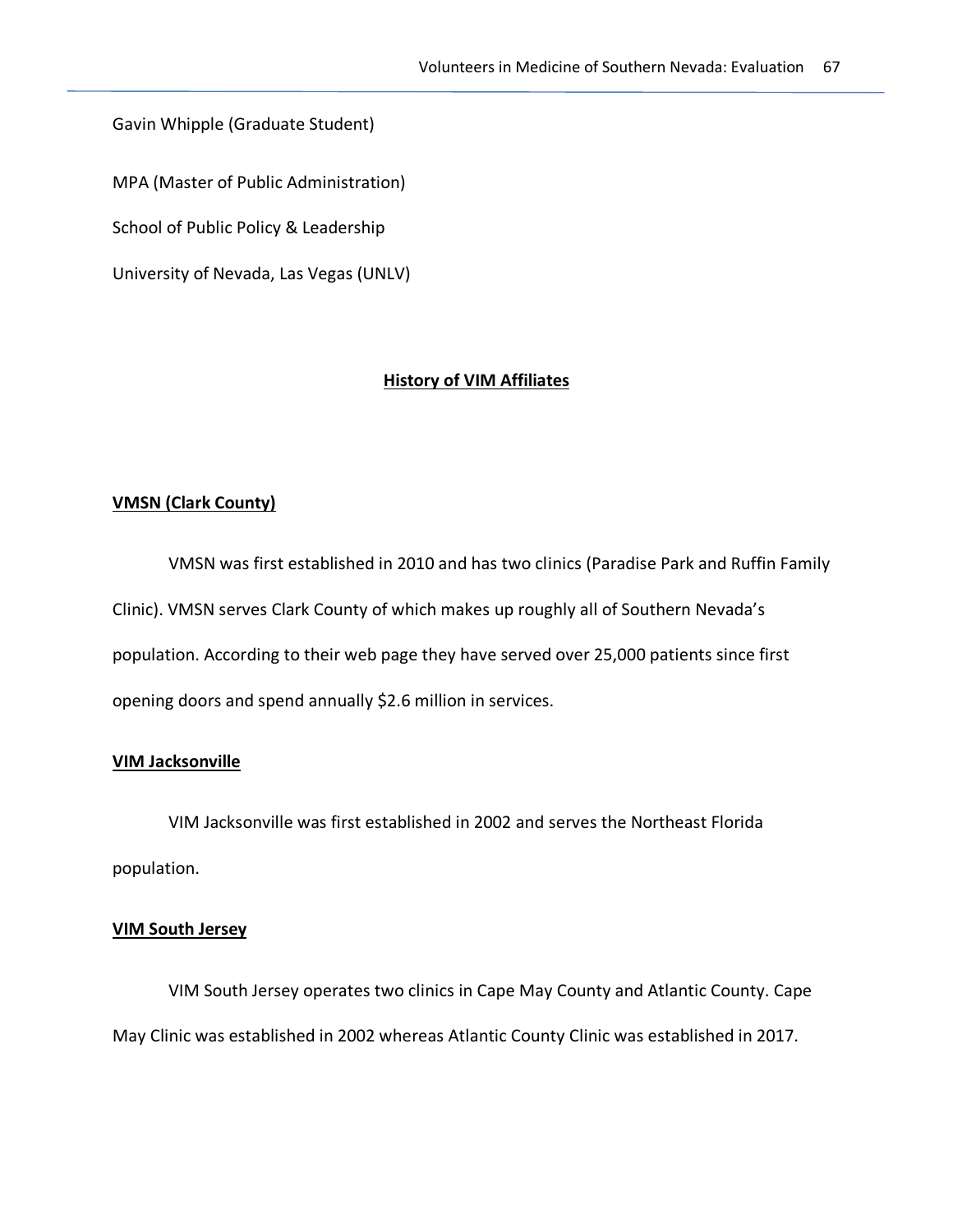Gavin Whipple (Graduate Student)

MPA (Master of Public Administration)

School of Public Policy & Leadership

University of Nevada, Las Vegas (UNLV)

## **History of VIM Affiliates**

### **VMSN (Clark County)**

VMSN was first established in 2010 and has two clinics (Paradise Park and Ruffin Family Clinic). VMSN serves Clark County of which makes up roughly all of Southern Nevada's population. According to their web page they have served over 25,000 patients since first opening doors and spend annually $2.6 million in services.

### **VIM Jacksonville**

VIM Jacksonville was first established in 2002 and serves the Northeast Florida population.

### **VIM South Jersey**

VIM South Jersey operates two clinics in Cape May County and Atlantic County. Cape May Clinic was established in 2002 whereas Atlantic County Clinic was established in 2017.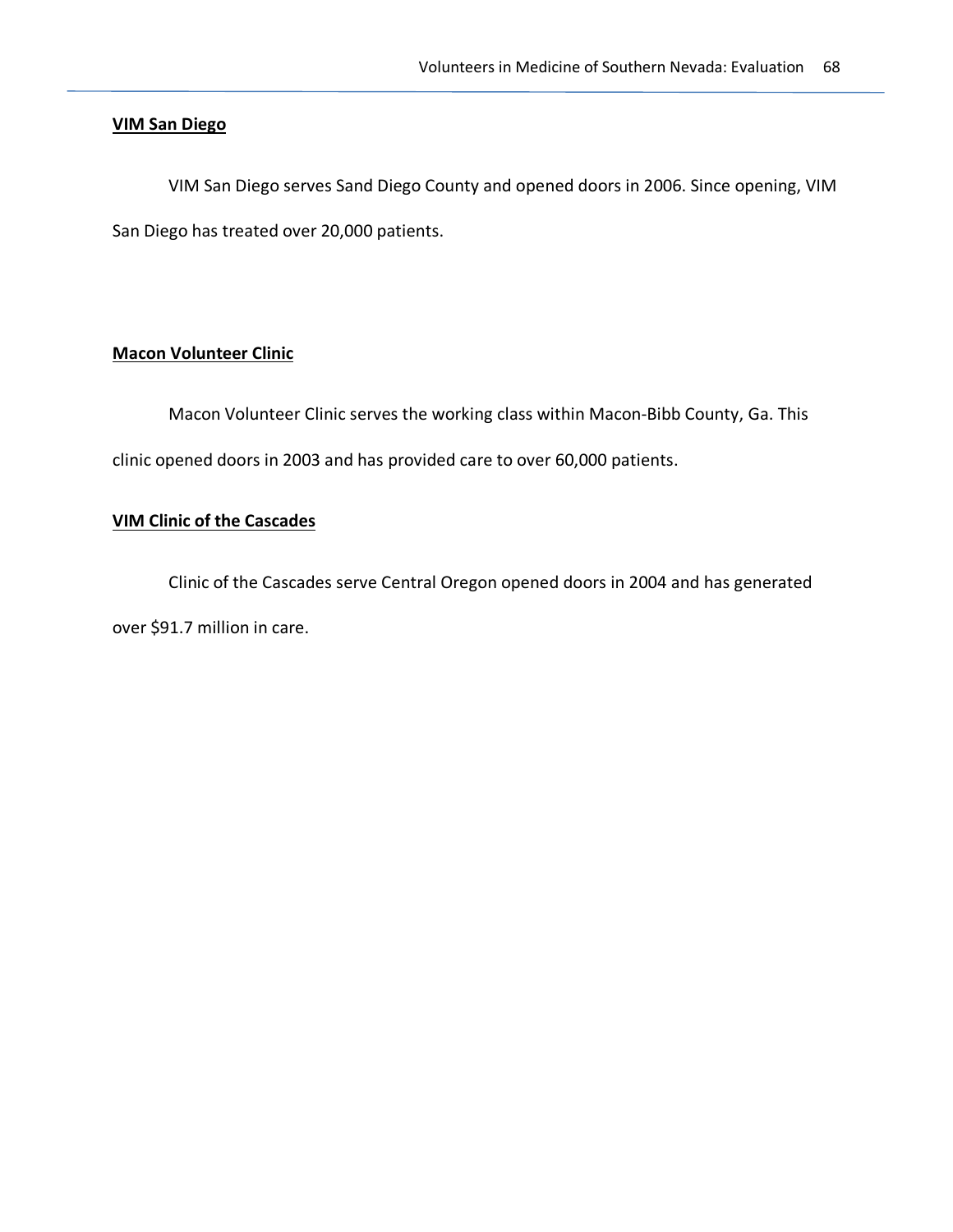**VIM San Diego**

VIM San Diego serves Sand Diego County and opened doors in 2006. Since opening, VIM San Diego has treated over 20,000 patients.

**Macon Volunteer Clinic**

Macon Volunteer Clinic serves the working class within Macon-Bibb County, Ga. This clinic opened doors in 2003 and has provided care to over 60,000 patients.

**VIM Clinic of the Cascades**

Clinic of the Cascades serve Central Oregon opened doors in 2004 and has generated over $91.7 million in care.